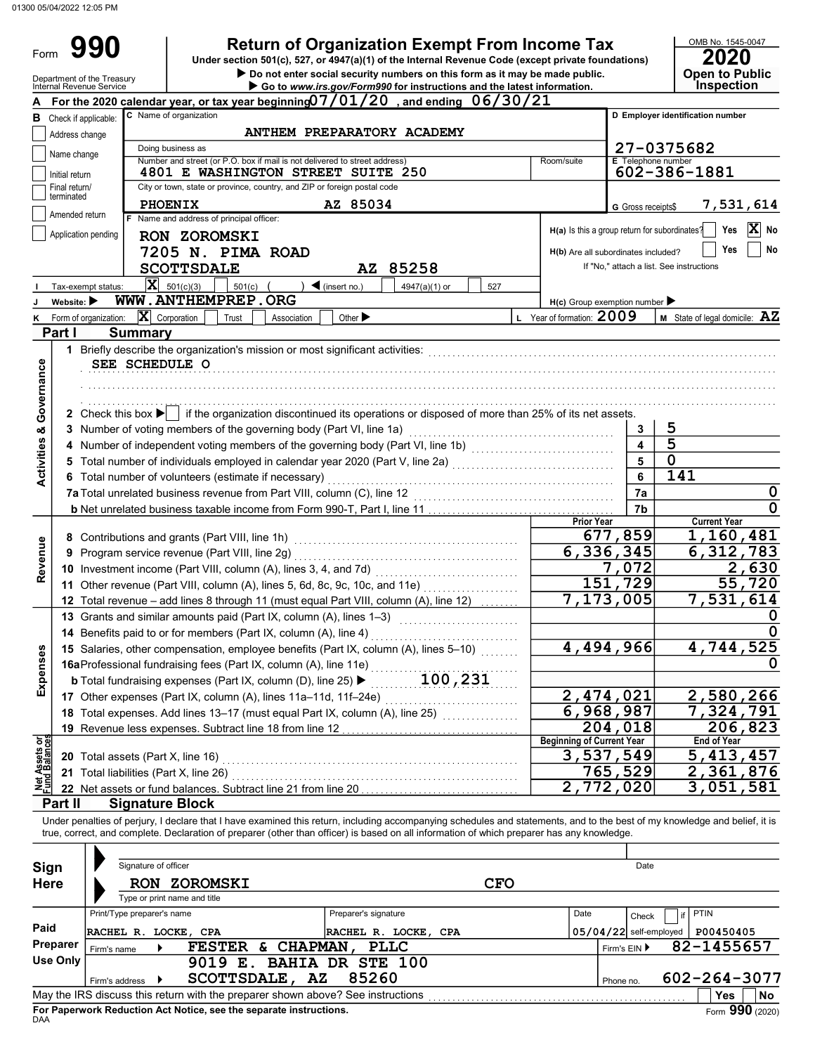01300 05/04/2022 12:05 PM

# Form 990

## Return of Organization Exempt From Income Tax

Under section 501(c), 527, or 4947(a)(1) of the Internal Revenue Code (except private foundations)

▶ Do not enter social security numbers on this form as it may be made public.

▶ Go to www.irs.gov/Form990 for instructions and the latest information.

OMB No. 1545-0047

**2020**

**Open to Public Inspection**

Department of the Treasury
Internal Revenue Service

**A** For the 2020 calendar year, or tax year beginning 07/01/20 , and ending 06/30/21

**B** Check if applicable:
- [ ] Address change
- [ ] Name change
- [ ] Initial return
- [ ] Final return/terminated
- [ ] Amended return
- [ ] Application pending

**C** Name of organization: ANTHEM PREPARATORY ACADEMY

Doing business as

Number and street (or P.O. box if mail is not delivered to street address): 4801 E WASHINGTON STREET SUITE 250 — Room/suite

City or town, state or province, country, and ZIP or foreign postal code: PHOENIX AZ 85034

**D** Employer identification number: 27-0375682

**E** Telephone number: 602-386-1881

**G** Gross receipts$ 7,531,614

**F** Name and address of principal officer:
RON ZOROMSKI
7205 N. PIMA ROAD
SCOTTSDALE AZ 85258

H(a) Is this a group return for subordinates? [ ] Yes [X] No

H(b) Are all subordinates included? [ ] Yes [ ] No
If "No," attach a list. See instructions

**I** Tax-exempt status: [X] 501(c)(3) [ ] 501(c) ( ) ◀ (insert no.) [ ] 4947(a)(1) or [ ] 527

**J** Website: ▶ WWW.ANTHEMPREP.ORG

H(c) Group exemption number ▶

**K** Form of organization: [X] Corporation [ ] Trust [ ] Association [ ] Other ▶

**L** Year of formation: 2009

**M** State of legal domicile: AZ

## Part I Summary

**Activities & Governance**

1 Briefly describe the organization's mission or most significant activities:
SEE SCHEDULE O

2 Check this box ▶ [ ] if the organization discontinued its operations or disposed of more than 25% of its net assets.

| | | | |
|---|---|---|---|
| 3 | Number of voting members of the governing body (Part VI, line 1a) | 3 | 5 |
| 4 | Number of independent voting members of the governing body (Part VI, line 1b) | 4 | 5 |
| 5 | Total number of individuals employed in calendar year 2020 (Part V, line 2a) | 5 | 0 |
| 6 | Total number of volunteers (estimate if necessary) | 6 | 141 |
| 7a | Total unrelated business revenue from Part VIII, column (C), line 12 | 7a | 0 |
| b | Net unrelated business taxable income from Form 990-T, Part I, line 11 | 7b | 0 |

| | | Prior Year | Current Year |
|---|---|---|---|
| **Revenue** | | | |
| 8 | Contributions and grants (Part VIII, line 1h) | 677,859 | 1,160,481 |
| 9 | Program service revenue (Part VIII, line 2g) | 6,336,345 | 6,312,783 |
| 10 | Investment income (Part VIII, column (A), lines 3, 4, and 7d) | 7,072 | 2,630 |
| 11 | Other revenue (Part VIII, column (A), lines 5, 6d, 8c, 9c, 10c, and 11e) | 151,729 | 55,720 |
| 12 | Total revenue – add lines 8 through 11 (must equal Part VIII, column (A), line 12) | 7,173,005 | 7,531,614 |
| **Expenses** | | | |
| 13 | Grants and similar amounts paid (Part IX, column (A), lines 1–3) | | 0 |
| 14 | Benefits paid to or for members (Part IX, column (A), line 4) | | 0 |
| 15 | Salaries, other compensation, employee benefits (Part IX, column (A), lines 5–10) | 4,494,966 | 4,744,525 |
| 16a | Professional fundraising fees (Part IX, column (A), line 11e) | | 0 |
| b | Total fundraising expenses (Part IX, column (D), line 25) ▶ 100,231 | | |
| 17 | Other expenses (Part IX, column (A), lines 11a–11d, 11f–24e) | 2,474,021 | 2,580,266 |
| 18 | Total expenses. Add lines 13–17 (must equal Part IX, column (A), line 25) | 6,968,987 | 7,324,791 |
| 19 | Revenue less expenses. Subtract line 18 from line 12 | 204,018 | 206,823 |

| **Net Assets or Fund Balances** | | Beginning of Current Year | End of Year |
|---|---|---|---|
| 20 | Total assets (Part X, line 16) | 3,537,549 | 5,413,457 |
| 21 | Total liabilities (Part X, line 26) | 765,529 | 2,361,876 |
| 22 | Net assets or fund balances. Subtract line 21 from line 20 | 2,772,020 | 3,051,581 |

## Part II Signature Block

Under penalties of perjury, I declare that I have examined this return, including accompanying schedules and statements, and to the best of my knowledge and belief, it is true, correct, and complete. Declaration of preparer (other than officer) is based on all information of which preparer has any knowledge.

**Sign Here**

Signature of officer — Date

RON ZOROMSKI CFO
Type or print name and title

**Paid Preparer Use Only**

| Print/Type preparer's name | Preparer's signature | Date | Check [ ] if self-employed | PTIN |
|---|---|---|---|---|
| RACHEL R. LOCKE, CPA | RACHEL R. LOCKE, CPA | 05/04/22 | | P00450405 |

Firm's name ▶ FESTER & CHAPMAN, PLLC — Firm's EIN ▶ 82-1455657

Firm's address ▶ 9019 E. BAHIA DR STE 100, SCOTTSDALE, AZ 85260 — Phone no. 602-264-3077

May the IRS discuss this return with the preparer shown above? See instructions [ ] Yes [ ] No

**For Paperwork Reduction Act Notice, see the separate instructions.**

DAA

Form **990** (2020)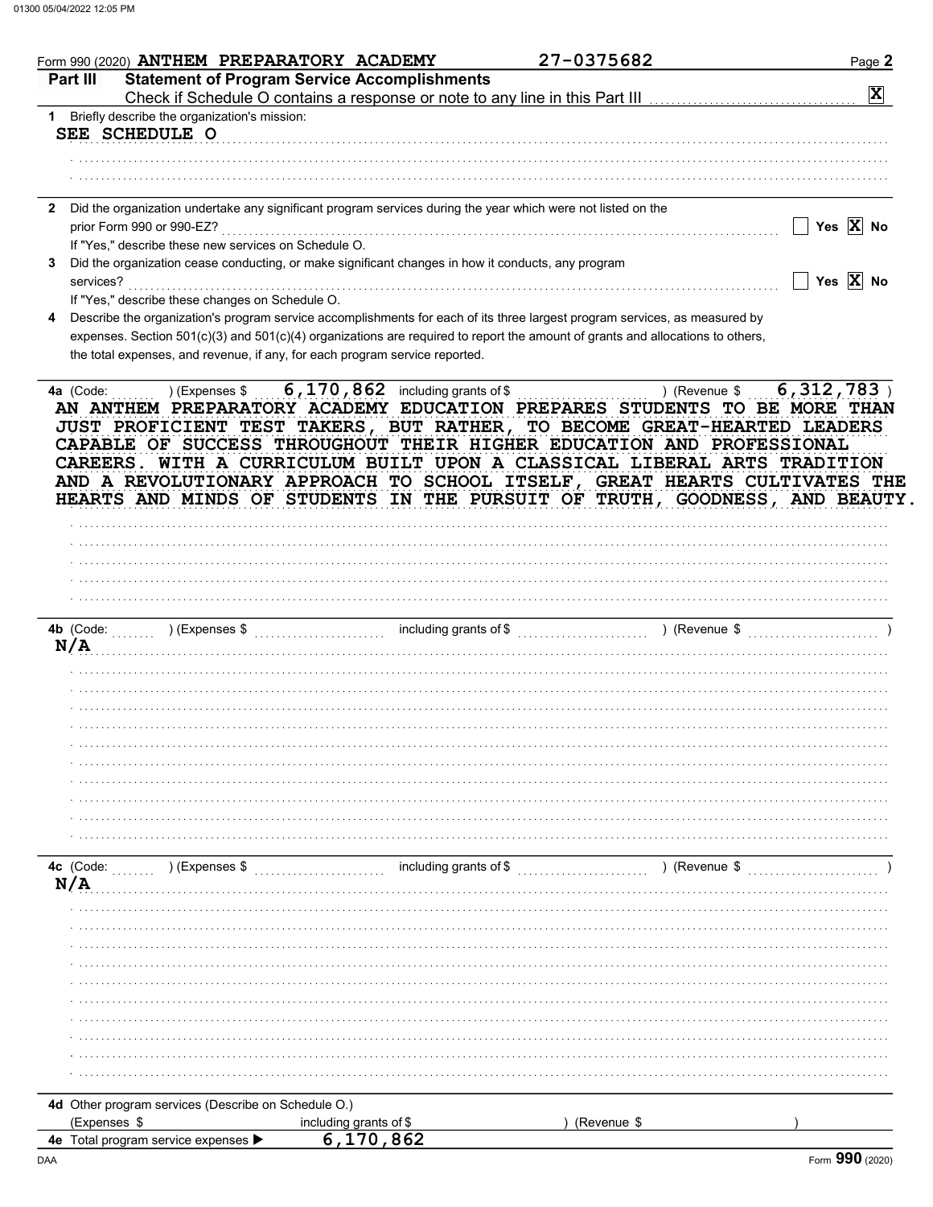Form 990 (2020) ANTHEM PREPARATORY ACADEMY 27-0375682

**Part III — Statement of Program Service Accomplishments**

Check if Schedule O contains a response or note to any line in this Part III ..... [X]

**1** Briefly describe the organization's mission:

SEE SCHEDULE O

**2** Did the organization undertake any significant program services during the year which were not listed on the prior Form 990 or 990-EZ? ..... [ ] Yes [X] No

If "Yes," describe these new services on Schedule O.

**3** Did the organization cease conducting, or make significant changes in how it conducts, any program services? ..... [ ] Yes [X] No

If "Yes," describe these changes on Schedule O.

**4** Describe the organization's program service accomplishments for each of its three largest program services, as measured by expenses. Section 501(c)(3) and 501(c)(4) organizations are required to report the amount of grants and allocations to others, the total expenses, and revenue, if any, for each program service reported.

**4a** (Code: ) (Expenses $ 6,170,862 including grants of $ ) (Revenue $ 6,312,783 )

AN ANTHEM PREPARATORY ACADEMY EDUCATION PREPARES STUDENTS TO BE MORE THAN JUST PROFICIENT TEST TAKERS, BUT RATHER, TO BECOME GREAT-HEARTED LEADERS CAPABLE OF SUCCESS THROUGHOUT THEIR HIGHER EDUCATION AND PROFESSIONAL CAREERS. WITH A CURRICULUM BUILT UPON A CLASSICAL LIBERAL ARTS TRADITION AND A REVOLUTIONARY APPROACH TO SCHOOL ITSELF, GREAT HEARTS CULTIVATES THE HEARTS AND MINDS OF STUDENTS IN THE PURSUIT OF TRUTH, GOODNESS, AND BEAUTY.

**4b** (Code: ) (Expenses $ including grants of $ ) (Revenue $ )

N/A

**4c** (Code: ) (Expenses $ including grants of $ ) (Revenue $ )

N/A

**4d** Other program services (Describe on Schedule O.)

(Expenses $ including grants of $ ) (Revenue $ )

**4e** Total program service expenses ▶ 6,170,862

Form **990** (2020)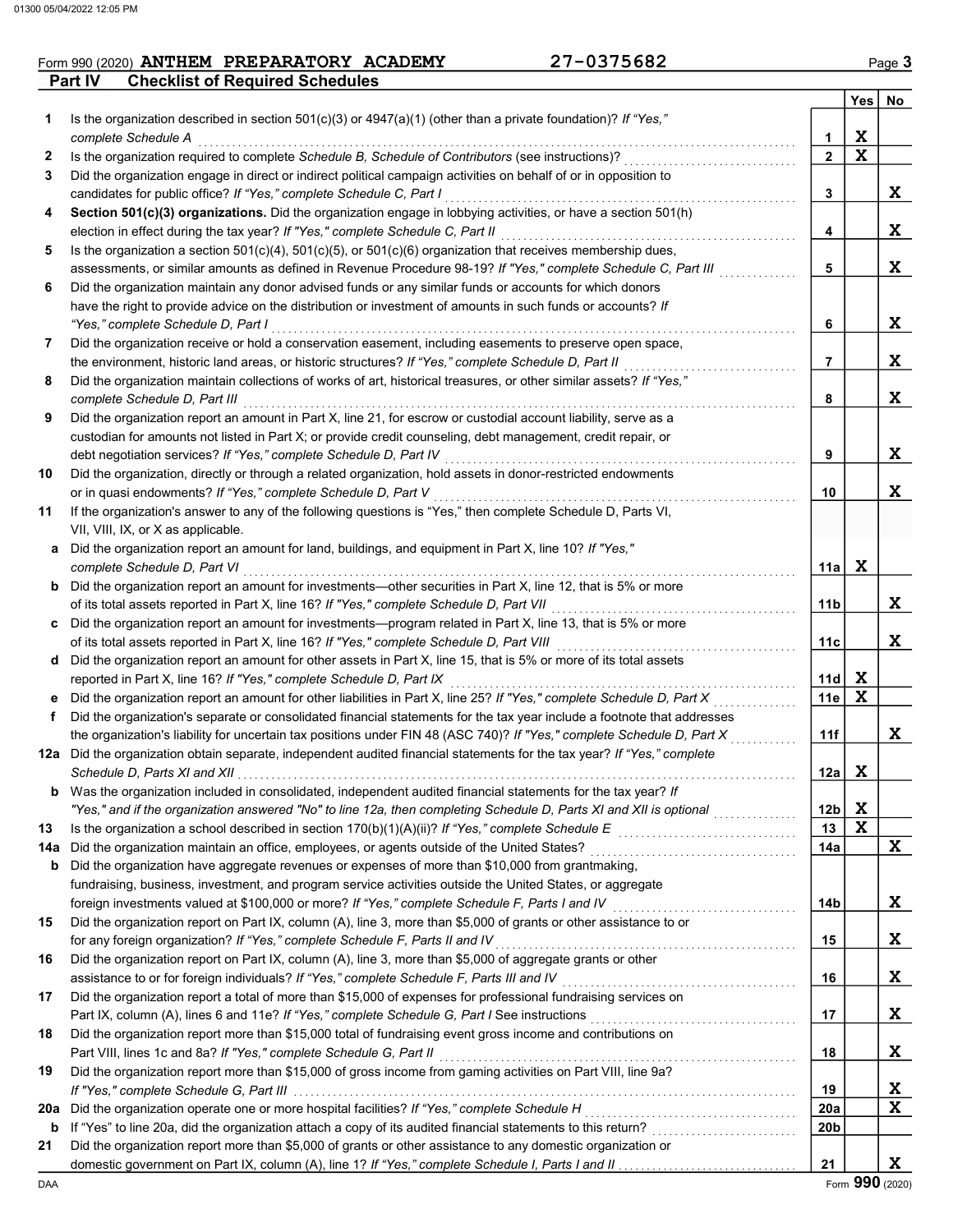Form 990 (2020) **ANTHEM PREPARATORY ACADEMY** **27-0375682**

## Part IV Checklist of Required Schedules

| | | | Yes | No |
|---|---|---|---|---|
| **1** | Is the organization described in section 501(c)(3) or 4947(a)(1) (other than a private foundation)? *If "Yes," complete Schedule A* | 1 | X | |
| **2** | Is the organization required to complete *Schedule B, Schedule of Contributors* (see instructions)? | 2 | X | |
| **3** | Did the organization engage in direct or indirect political campaign activities on behalf of or in opposition to candidates for public office? *If "Yes," complete Schedule C, Part I* | 3 | | X |
| **4** | **Section 501(c)(3) organizations.** Did the organization engage in lobbying activities, or have a section 501(h) election in effect during the tax year? *If "Yes," complete Schedule C, Part II* | 4 | | X |
| **5** | Is the organization a section 501(c)(4), 501(c)(5), or 501(c)(6) organization that receives membership dues, assessments, or similar amounts as defined in Revenue Procedure 98-19? *If "Yes," complete Schedule C, Part III* | 5 | | X |
| **6** | Did the organization maintain any donor advised funds or any similar funds or accounts for which donors have the right to provide advice on the distribution or investment of amounts in such funds or accounts? *If "Yes," complete Schedule D, Part I* | 6 | | X |
| **7** | Did the organization receive or hold a conservation easement, including easements to preserve open space, the environment, historic land areas, or historic structures? *If "Yes," complete Schedule D, Part II* | 7 | | X |
| **8** | Did the organization maintain collections of works of art, historical treasures, or other similar assets? *If "Yes," complete Schedule D, Part III* | 8 | | X |
| **9** | Did the organization report an amount in Part X, line 21, for escrow or custodial account liability, serve as a custodian for amounts not listed in Part X; or provide credit counseling, debt management, credit repair, or debt negotiation services? *If "Yes," complete Schedule D, Part IV* | 9 | | X |
| **10** | Did the organization, directly or through a related organization, hold assets in donor-restricted endowments or in quasi endowments? *If "Yes," complete Schedule D, Part V* | 10 | | X |
| **11** | If the organization's answer to any of the following questions is "Yes," then complete Schedule D, Parts VI, VII, VIII, IX, or X as applicable. | | | |
| **a** | Did the organization report an amount for land, buildings, and equipment in Part X, line 10? *If "Yes," complete Schedule D, Part VI* | 11a | X | |
| **b** | Did the organization report an amount for investments—other securities in Part X, line 12, that is 5% or more of its total assets reported in Part X, line 16? *If "Yes," complete Schedule D, Part VII* | 11b | | X |
| **c** | Did the organization report an amount for investments—program related in Part X, line 13, that is 5% or more of its total assets reported in Part X, line 16? *If "Yes," complete Schedule D, Part VIII* | 11c | | X |
| **d** | Did the organization report an amount for other assets in Part X, line 15, that is 5% or more of its total assets reported in Part X, line 16? *If "Yes," complete Schedule D, Part IX* | 11d | X | |
| **e** | Did the organization report an amount for other liabilities in Part X, line 25? *If "Yes," complete Schedule D, Part X* | 11e | X | |
| **f** | Did the organization's separate or consolidated financial statements for the tax year include a footnote that addresses the organization's liability for uncertain tax positions under FIN 48 (ASC 740)? *If "Yes," complete Schedule D, Part X* | 11f | | X |
| **12a** | Did the organization obtain separate, independent audited financial statements for the tax year? *If "Yes," complete Schedule D, Parts XI and XII* | 12a | X | |
| **b** | Was the organization included in consolidated, independent audited financial statements for the tax year? *If "Yes," and if the organization answered "No" to line 12a, then completing Schedule D, Parts XI and XII is optional* | 12b | X | |
| **13** | Is the organization a school described in section 170(b)(1)(A)(ii)? *If "Yes," complete Schedule E* | 13 | X | |
| **14a** | Did the organization maintain an office, employees, or agents outside of the United States? | 14a | | X |
| **b** | Did the organization have aggregate revenues or expenses of more than $10,000 from grantmaking, fundraising, business, investment, and program service activities outside the United States, or aggregate foreign investments valued at $100,000 or more? *If "Yes," complete Schedule F, Parts I and IV* | 14b | | X |
| **15** | Did the organization report on Part IX, column (A), line 3, more than $5,000 of grants or other assistance to or for any foreign organization? *If "Yes," complete Schedule F, Parts II and IV* | 15 | | X |
| **16** | Did the organization report on Part IX, column (A), line 3, more than $5,000 of aggregate grants or other assistance to or for foreign individuals? *If "Yes," complete Schedule F, Parts III and IV* | 16 | | X |
| **17** | Did the organization report a total of more than $15,000 of expenses for professional fundraising services on Part IX, column (A), lines 6 and 11e? *If "Yes," complete Schedule G, Part I* See instructions | 17 | | X |
| **18** | Did the organization report more than $15,000 total of fundraising event gross income and contributions on Part VIII, lines 1c and 8a? *If "Yes," complete Schedule G, Part II* | 18 | | X |
| **19** | Did the organization report more than $15,000 of gross income from gaming activities on Part VIII, line 9a? *If "Yes," complete Schedule G, Part III* | 19 | | X |
| **20a** | Did the organization operate one or more hospital facilities? *If "Yes," complete Schedule H* | 20a | | X |
| **b** | If "Yes" to line 20a, did the organization attach a copy of its audited financial statements to this return? | 20b | | |
| **21** | Did the organization report more than $5,000 of grants or other assistance to any domestic organization or domestic government on Part IX, column (A), line 1? *If "Yes," complete Schedule I, Parts I and II* | 21 | | X |

Form **990** (2020)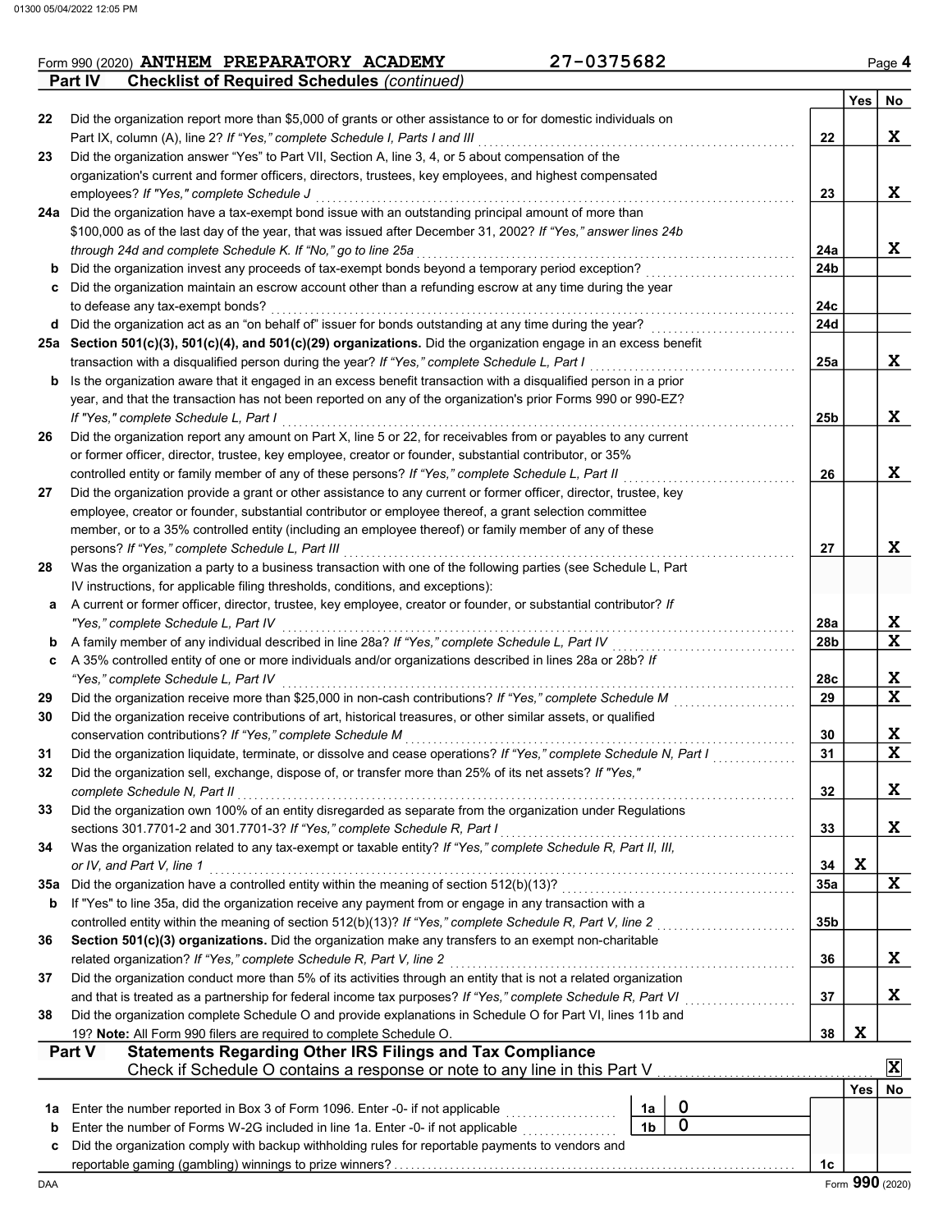Form 990 (2020) **ANTHEM PREPARATORY ACADEMY** 27-0375682

## Part IV Checklist of Required Schedules *(continued)*

| | | | Yes | No |
|---|---|---|---|---|
| 22 | Did the organization report more than $5,000 of grants or other assistance to or for domestic individuals on Part IX, column (A), line 2? *If "Yes," complete Schedule I, Parts I and III* | 22 | | X |
| 23 | Did the organization answer "Yes" to Part VII, Section A, line 3, 4, or 5 about compensation of the organization's current and former officers, directors, trustees, key employees, and highest compensated employees? *If "Yes," complete Schedule J* | 23 | | X |
| 24a | Did the organization have a tax-exempt bond issue with an outstanding principal amount of more than $100,000 as of the last day of the year, that was issued after December 31, 2002? *If "Yes," answer lines 24b through 24d and complete Schedule K. If "No," go to line 25a* | 24a | | X |
| b | Did the organization invest any proceeds of tax-exempt bonds beyond a temporary period exception? | 24b | | |
| c | Did the organization maintain an escrow account other than a refunding escrow at any time during the year to defease any tax-exempt bonds? | 24c | | |
| d | Did the organization act as an "on behalf of" issuer for bonds outstanding at any time during the year? | 24d | | |
| 25a | **Section 501(c)(3), 501(c)(4), and 501(c)(29) organizations.** Did the organization engage in an excess benefit transaction with a disqualified person during the year? *If "Yes," complete Schedule L, Part I* | 25a | | X |
| b | Is the organization aware that it engaged in an excess benefit transaction with a disqualified person in a prior year, and that the transaction has not been reported on any of the organization's prior Forms 990 or 990-EZ? *If "Yes," complete Schedule L, Part I* | 25b | | X |
| 26 | Did the organization report any amount on Part X, line 5 or 22, for receivables from or payables to any current or former officer, director, trustee, key employee, creator or founder, substantial contributor, or 35% controlled entity or family member of any of these persons? *If "Yes," complete Schedule L, Part II* | 26 | | X |
| 27 | Did the organization provide a grant or other assistance to any current or former officer, director, trustee, key employee, creator or founder, substantial contributor or employee thereof, a grant selection committee member, or to a 35% controlled entity (including an employee thereof) or family member of any of these persons? *If "Yes," complete Schedule L, Part III* | 27 | | X |
| 28 | Was the organization a party to a business transaction with one of the following parties (see Schedule L, Part IV instructions, for applicable filing thresholds, conditions, and exceptions): | | | |
| a | A current or former officer, director, trustee, key employee, creator or founder, or substantial contributor? *If "Yes," complete Schedule L, Part IV* | 28a | | X |
| b | A family member of any individual described in line 28a? *If "Yes," complete Schedule L, Part IV* | 28b | | X |
| c | A 35% controlled entity of one or more individuals and/or organizations described in lines 28a or 28b? *If "Yes," complete Schedule L, Part IV* | 28c | | X |
| 29 | Did the organization receive more than $25,000 in non-cash contributions? *If "Yes," complete Schedule M* | 29 | | X |
| 30 | Did the organization receive contributions of art, historical treasures, or other similar assets, or qualified conservation contributions? *If "Yes," complete Schedule M* | 30 | | X |
| 31 | Did the organization liquidate, terminate, or dissolve and cease operations? *If "Yes," complete Schedule N, Part I* | 31 | | X |
| 32 | Did the organization sell, exchange, dispose of, or transfer more than 25% of its net assets? *If "Yes," complete Schedule N, Part II* | 32 | | X |
| 33 | Did the organization own 100% of an entity disregarded as separate from the organization under Regulations sections 301.7701-2 and 301.7701-3? *If "Yes," complete Schedule R, Part I* | 33 | | X |
| 34 | Was the organization related to any tax-exempt or taxable entity? *If "Yes," complete Schedule R, Part II, III, or IV, and Part V, line 1* | 34 | X | |
| 35a | Did the organization have a controlled entity within the meaning of section 512(b)(13)? | 35a | | X |
| b | If "Yes" to line 35a, did the organization receive any payment from or engage in any transaction with a controlled entity within the meaning of section 512(b)(13)? *If "Yes," complete Schedule R, Part V, line 2* | 35b | | |
| 36 | **Section 501(c)(3) organizations.** Did the organization make any transfers to an exempt non-charitable related organization? *If "Yes," complete Schedule R, Part V, line 2* | 36 | | X |
| 37 | Did the organization conduct more than 5% of its activities through an entity that is not a related organization and that is treated as a partnership for federal income tax purposes? *If "Yes," complete Schedule R, Part VI* | 37 | | X |
| 38 | Did the organization complete Schedule O and provide explanations in Schedule O for Part VI, lines 11b and 19? **Note:** All Form 990 filers are required to complete Schedule O. | 38 | X | |

## Part V Statements Regarding Other IRS Filings and Tax Compliance

Check if Schedule O contains a response or note to any line in this Part V ☒

| | | | | | Yes | No |
|---|---|---|---|---|---|---|
| 1a | Enter the number reported in Box 3 of Form 1096. Enter -0- if not applicable | 1a | 0 | | | |
| b | Enter the number of Forms W-2G included in line 1a. Enter -0- if not applicable | 1b | 0 | | | |
| c | Did the organization comply with backup withholding rules for reportable payments to vendors and reportable gaming (gambling) winnings to prize winners? | | | 1c | | |

Form **990** (2020)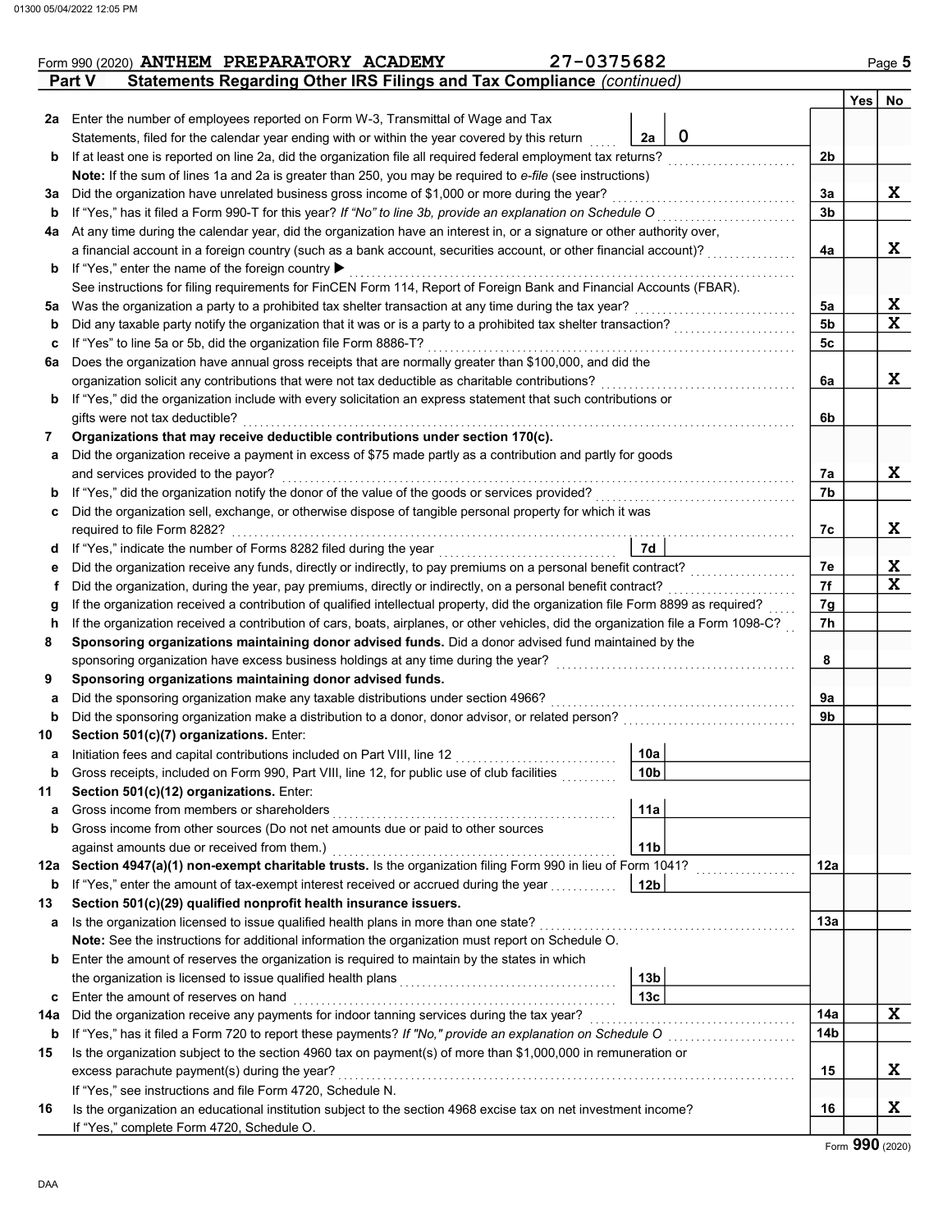Form 990 (2020) **ANTHEM PREPARATORY ACADEMY** 27-0375682 Page **5**

## Part V Statements Regarding Other IRS Filings and Tax Compliance *(continued)*

| | | | | Line | Yes | No |
|---|---|---|---|---|---|---|
| **2a** | Enter the number of employees reported on Form W-3, Transmittal of Wage and Tax Statements, filed for the calendar year ending with or within the year covered by this return | 2a | 0 | | | |
| **b** | If at least one is reported on line 2a, did the organization file all required federal employment tax returns? | | | 2b | | |
| | **Note:** If the sum of lines 1a and 2a is greater than 250, you may be required to *e-file* (see instructions) | | | | | |
| **3a** | Did the organization have unrelated business gross income of $1,000 or more during the year? | | | 3a | | X |
| **b** | If "Yes," has it filed a Form 990-T for this year? *If "No" to line 3b, provide an explanation on Schedule O* | | | 3b | | |
| **4a** | At any time during the calendar year, did the organization have an interest in, or a signature or other authority over, a financial account in a foreign country (such as a bank account, securities account, or other financial account)? | | | 4a | | X |
| **b** | If "Yes," enter the name of the foreign country ▶ | | | | | |
| | See instructions for filing requirements for FinCEN Form 114, Report of Foreign Bank and Financial Accounts (FBAR). | | | | | |
| **5a** | Was the organization a party to a prohibited tax shelter transaction at any time during the tax year? | | | 5a | | X |
| **b** | Did any taxable party notify the organization that it was or is a party to a prohibited tax shelter transaction? | | | 5b | | X |
| **c** | If "Yes" to line 5a or 5b, did the organization file Form 8886-T? | | | 5c | | |
| **6a** | Does the organization have annual gross receipts that are normally greater than $100,000, and did the organization solicit any contributions that were not tax deductible as charitable contributions? | | | 6a | | X |
| **b** | If "Yes," did the organization include with every solicitation an express statement that such contributions or gifts were not tax deductible? | | | 6b | | |
| **7** | **Organizations that may receive deductible contributions under section 170(c).** | | | | | |
| **a** | Did the organization receive a payment in excess of $75 made partly as a contribution and partly for goods and services provided to the payor? | | | 7a | | X |
| **b** | If "Yes," did the organization notify the donor of the value of the goods or services provided? | | | 7b | | |
| **c** | Did the organization sell, exchange, or otherwise dispose of tangible personal property for which it was required to file Form 8282? | | | 7c | | X |
| **d** | If "Yes," indicate the number of Forms 8282 filed during the year | 7d | | | | |
| **e** | Did the organization receive any funds, directly or indirectly, to pay premiums on a personal benefit contract? | | | 7e | | X |
| **f** | Did the organization, during the year, pay premiums, directly or indirectly, on a personal benefit contract? | | | 7f | | X |
| **g** | If the organization received a contribution of qualified intellectual property, did the organization file Form 8899 as required? | | | 7g | | |
| **h** | If the organization received a contribution of cars, boats, airplanes, or other vehicles, did the organization file a Form 1098-C? | | | 7h | | |
| **8** | **Sponsoring organizations maintaining donor advised funds.** Did a donor advised fund maintained by the sponsoring organization have excess business holdings at any time during the year? | | | 8 | | |
| **9** | **Sponsoring organizations maintaining donor advised funds.** | | | | | |
| **a** | Did the sponsoring organization make any taxable distributions under section 4966? | | | 9a | | |
| **b** | Did the sponsoring organization make a distribution to a donor, donor advisor, or related person? | | | 9b | | |
| **10** | **Section 501(c)(7) organizations.** Enter: | | | | | |
| **a** | Initiation fees and capital contributions included on Part VIII, line 12 | 10a | | | | |
| **b** | Gross receipts, included on Form 990, Part VIII, line 12, for public use of club facilities | 10b | | | | |
| **11** | **Section 501(c)(12) organizations.** Enter: | | | | | |
| **a** | Gross income from members or shareholders | 11a | | | | |
| **b** | Gross income from other sources (Do not net amounts due or paid to other sources against amounts due or received from them.) | 11b | | | | |
| **12a** | **Section 4947(a)(1) non-exempt charitable trusts.** Is the organization filing Form 990 in lieu of Form 1041? | | | 12a | | |
| **b** | If "Yes," enter the amount of tax-exempt interest received or accrued during the year | 12b | | | | |
| **13** | **Section 501(c)(29) qualified nonprofit health insurance issuers.** | | | | | |
| **a** | Is the organization licensed to issue qualified health plans in more than one state? | | | 13a | | |
| | **Note:** See the instructions for additional information the organization must report on Schedule O. | | | | | |
| **b** | Enter the amount of reserves the organization is required to maintain by the states in which the organization is licensed to issue qualified health plans | 13b | | | | |
| **c** | Enter the amount of reserves on hand | 13c | | | | |
| **14a** | Did the organization receive any payments for indoor tanning services during the tax year? | | | 14a | | X |
| **b** | If "Yes," has it filed a Form 720 to report these payments? *If "No," provide an explanation on Schedule O* | | | 14b | | |
| **15** | Is the organization subject to the section 4960 tax on payment(s) of more than $1,000,000 in remuneration or excess parachute payment(s) during the year? | | | 15 | | X |
| | If "Yes," see instructions and file Form 4720, Schedule N. | | | | | |
| **16** | Is the organization an educational institution subject to the section 4968 excise tax on net investment income? | | | 16 | | X |
| | If "Yes," complete Form 4720, Schedule O. | | | | | |

Form **990** (2020)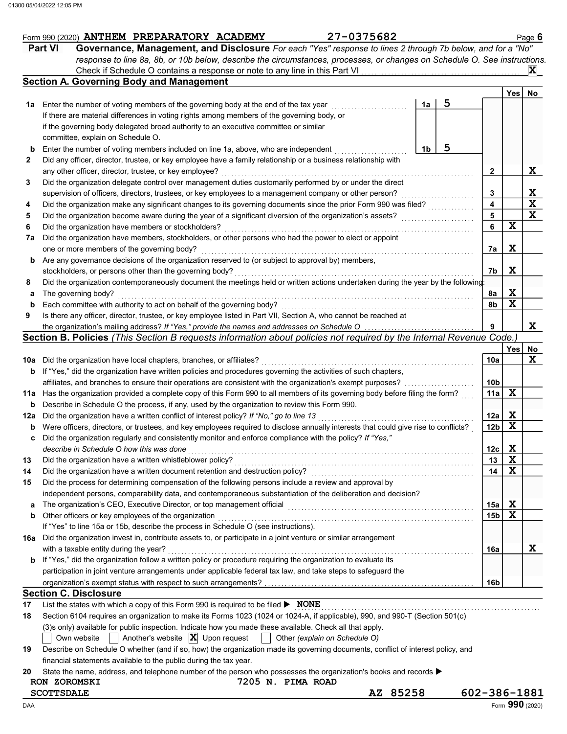Form 990 (2020) ANTHEM PREPARATORY ACADEMY 27-0375682 Page 6

## Part VI Governance, Management, and Disclosure

*For each "Yes" response to lines 2 through 7b below, and for a "No" response to line 8a, 8b, or 10b below, describe the circumstances, processes, or changes on Schedule O. See instructions.*

Check if Schedule O contains a response or note to any line in this Part VI . . . . . [X]

### Section A. Governing Body and Management

| | | | | Yes | No |
|---|---|---|---|---|---|
| 1a | Enter the number of voting members of the governing body at the end of the tax year. If there are material differences in voting rights among members of the governing body, or if the governing body delegated broad authority to an executive committee or similar committee, explain on Schedule O. | 1a | 5 | | |
| b | Enter the number of voting members included on line 1a, above, who are independent | 1b | 5 | | |
| 2 | Did any officer, director, trustee, or key employee have a family relationship or a business relationship with any other officer, director, trustee, or key employee? | 2 | | | X |
| 3 | Did the organization delegate control over management duties customarily performed by or under the direct supervision of officers, directors, trustees, or key employees to a management company or other person? | 3 | | | X |
| 4 | Did the organization make any significant changes to its governing documents since the prior Form 990 was filed? | 4 | | | X |
| 5 | Did the organization become aware during the year of a significant diversion of the organization's assets? | 5 | | | X |
| 6 | Did the organization have members or stockholders? | 6 | | X | |
| 7a | Did the organization have members, stockholders, or other persons who had the power to elect or appoint one or more members of the governing body? | 7a | | X | |
| b | Are any governance decisions of the organization reserved to (or subject to approval by) members, stockholders, or persons other than the governing body? | 7b | | X | |
| 8 | Did the organization contemporaneously document the meetings held or written actions undertaken during the year by the following: | | | | |
| a | The governing body? | 8a | | X | |
| b | Each committee with authority to act on behalf of the governing body? | 8b | | X | |
| 9 | Is there any officer, director, trustee, or key employee listed in Part VII, Section A, who cannot be reached at the organization's mailing address? *If "Yes," provide the names and addresses on Schedule O* | 9 | | | X |

### Section B. Policies *(This Section B requests information about policies not required by the Internal Revenue Code.)*

| | | | Yes | No |
|---|---|---|---|---|
| 10a | Did the organization have local chapters, branches, or affiliates? | 10a | | X |
| b | If "Yes," did the organization have written policies and procedures governing the activities of such chapters, affiliates, and branches to ensure their operations are consistent with the organization's exempt purposes? | 10b | | |
| 11a | Has the organization provided a complete copy of this Form 990 to all members of its governing body before filing the form? | 11a | X | |
| b | Describe in Schedule O the process, if any, used by the organization to review this Form 990. | | | |
| 12a | Did the organization have a written conflict of interest policy? *If "No," go to line 13* | 12a | X | |
| b | Were officers, directors, or trustees, and key employees required to disclose annually interests that could give rise to conflicts? | 12b | X | |
| c | Did the organization regularly and consistently monitor and enforce compliance with the policy? *If "Yes," describe in Schedule O how this was done* | 12c | X | |
| 13 | Did the organization have a written whistleblower policy? | 13 | X | |
| 14 | Did the organization have a written document retention and destruction policy? | 14 | X | |
| 15 | Did the process for determining compensation of the following persons include a review and approval by independent persons, comparability data, and contemporaneous substantiation of the deliberation and decision? | | | |
| a | The organization's CEO, Executive Director, or top management official | 15a | X | |
| b | Other officers or key employees of the organization | 15b | X | |
| | If "Yes" to line 15a or 15b, describe the process in Schedule O (see instructions). | | | |
| 16a | Did the organization invest in, contribute assets to, or participate in a joint venture or similar arrangement with a taxable entity during the year? | 16a | | X |
| b | If "Yes," did the organization follow a written policy or procedure requiring the organization to evaluate its participation in joint venture arrangements under applicable federal tax law, and take steps to safeguard the organization's exempt status with respect to such arrangements? | 16b | | |

### Section C. Disclosure

17 List the states with which a copy of this Form 990 is required to be filed ▶ NONE

18 Section 6104 requires an organization to make its Forms 1023 (1024 or 1024-A, if applicable), 990, and 990-T (Section 501(c)(3)s only) available for public inspection. Indicate how you made these available. Check all that apply.

[ ] Own website [ ] Another's website [X] Upon request [ ] Other *(explain on Schedule O)*

19 Describe on Schedule O whether (and if so, how) the organization made its governing documents, conflict of interest policy, and financial statements available to the public during the tax year.

20 State the name, address, and telephone number of the person who possesses the organization's books and records ▶

RON ZOROMSKI 7205 N. PIMA ROAD
SCOTTSDALE AZ 85258 602-386-1881

Form **990** (2020)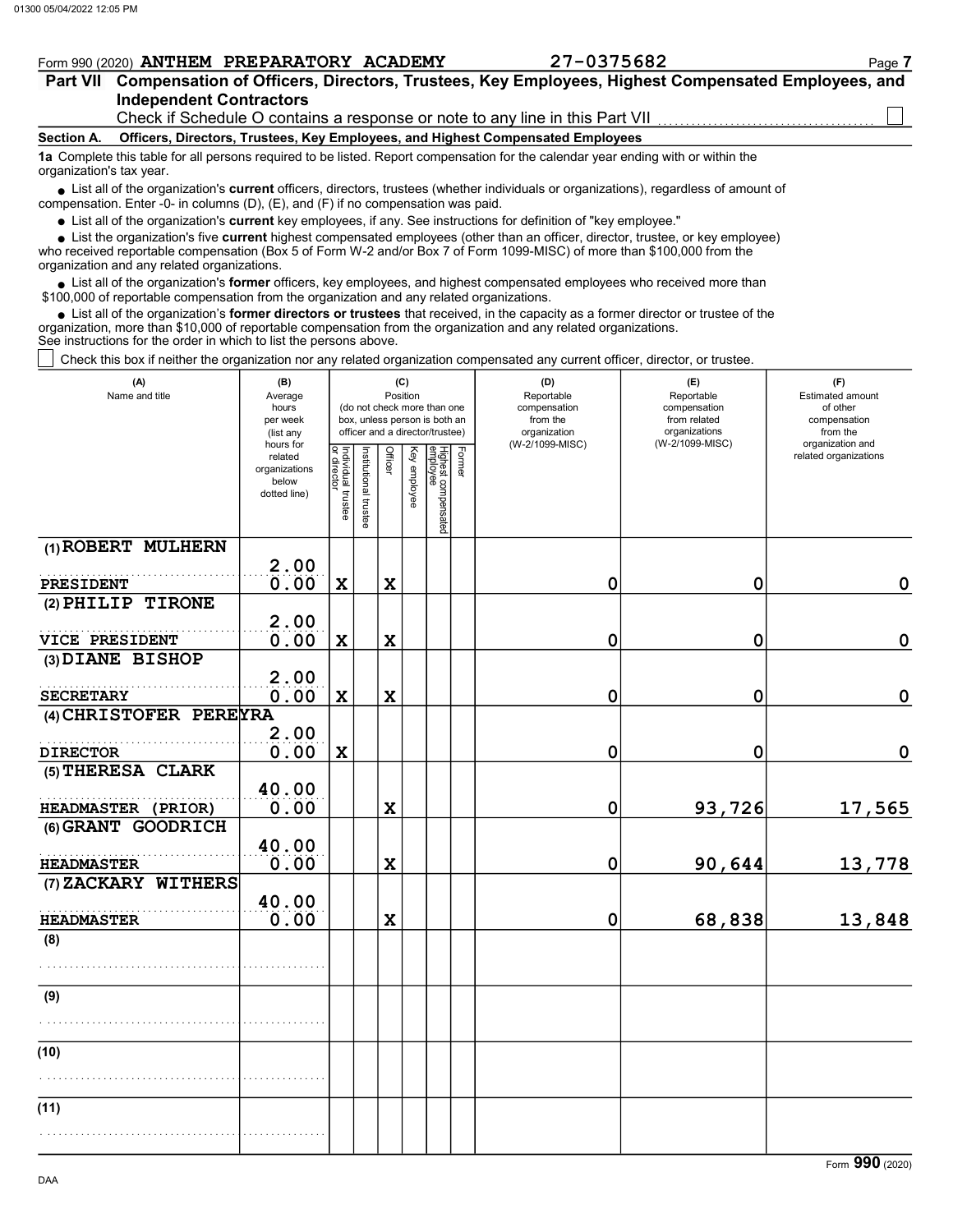Form 990 (2020) **ANTHEM PREPARATORY ACADEMY** 27-0375682

## Part VII Compensation of Officers, Directors, Trustees, Key Employees, Highest Compensated Employees, and Independent Contractors

Check if Schedule O contains a response or note to any line in this Part VII ☐

**Section A. Officers, Directors, Trustees, Key Employees, and Highest Compensated Employees**

**1a** Complete this table for all persons required to be listed. Report compensation for the calendar year ending with or within the organization's tax year.

- List all of the organization's **current** officers, directors, trustees (whether individuals or organizations), regardless of amount of compensation. Enter -0- in columns (D), (E), and (F) if no compensation was paid.
- List all of the organization's **current** key employees, if any. See instructions for definition of "key employee."
- List the organization's five **current** highest compensated employees (other than an officer, director, trustee, or key employee) who received reportable compensation (Box 5 of Form W-2 and/or Box 7 of Form 1099-MISC) of more than $100,000 from the organization and any related organizations.
- List all of the organization's **former** officers, key employees, and highest compensated employees who received more than $100,000 of reportable compensation from the organization and any related organizations.
- List all of the organization's **former directors or trustees** that received, in the capacity as a former director or trustee of the organization, more than $10,000 of reportable compensation from the organization and any related organizations.

See instructions for the order in which to list the persons above.

☐ Check this box if neither the organization nor any related organization compensated any current officer, director, or trustee.

| (A) Name and title | (B) Average hours per week (list any hours for related organizations below dotted line) | (C) Position (do not check more than one box, unless person is both an officer and a director/trustee) | | | | | | (D) Reportable compensation from the organization (W-2/1099-MISC) | (E) Reportable compensation from related organizations (W-2/1099-MISC) | (F) Estimated amount of other compensation from the organization and related organizations |
|---|---|---|---|---|---|---|---|---|---|---|
| | | Individual trustee or director | Institutional trustee | Officer | Key employee | Highest compensated employee | Former | | | |
| (1) ROBERT MULHERN<br>PRESIDENT | 2.00<br>0.00 | X | | X | | | | 0 | 0 | 0 |
| (2) PHILIP TIRONE<br>VICE PRESIDENT | 2.00<br>0.00 | X | | X | | | | 0 | 0 | 0 |
| (3) DIANE BISHOP<br>SECRETARY | 2.00<br>0.00 | X | | X | | | | 0 | 0 | 0 |
| (4) CHRISTOFER PEREYRA<br>DIRECTOR | 2.00<br>0.00 | X | | | | | | 0 | 0 | 0 |
| (5) THERESA CLARK<br>HEADMASTER (PRIOR) | 40.00<br>0.00 | | | X | | | | 0 | 93,726 | 17,565 |
| (6) GRANT GOODRICH<br>HEADMASTER | 40.00<br>0.00 | | | X | | | | 0 | 90,644 | 13,778 |
| (7) ZACKARY WITHERS<br>HEADMASTER | 40.00<br>0.00 | | | X | | | | 0 | 68,838 | 13,848 |
| (8) | | | | | | | | | | |
| (9) | | | | | | | | | | |
| (10) | | | | | | | | | | |
| (11) | | | | | | | | | | |

Form **990** (2020)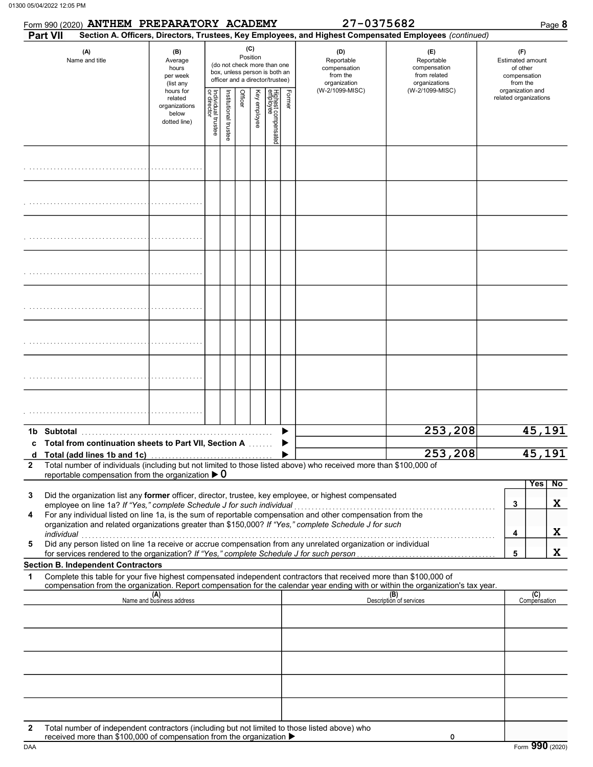Form 990 (2020) **ANTHEM PREPARATORY ACADEMY** 27-0375682

## Part VII Section A. Officers, Directors, Trustees, Key Employees, and Highest Compensated Employees *(continued)*

| (A) Name and title | (B) Average hours per week (list any hours for related organizations below dotted line) | (C) Position (do not check more than one box, unless person is both an officer and a director/trustee): Individual trustee or director | Institutional trustee | Officer | Key employee | Highest compensated employee | Former | (D) Reportable compensation from the organization (W-2/1099-MISC) | (E) Reportable compensation from related organizations (W-2/1099-MISC) | (F) Estimated amount of other compensation from the organization and related organizations |
|---|---|---|---|---|---|---|---|---|---|---|
| | | | | | | | | | | |
| | | | | | | | | | | |
| | | | | | | | | | | |
| | | | | | | | | | | |
| | | | | | | | | | | |
| | | | | | | | | | | |
| | | | | | | | | | | |
| | | | | | | | | | | |

| | | (D) | (E) | (F) |
|---|---|---|---|---|
| **1b** | **Subtotal** | | 253,208 | 45,191 |
| **c** | **Total from continuation sheets to Part VII, Section A** | | | |
| **d** | **Total (add lines 1b and 1c)** | | 253,208 | 45,191 |

**2** Total number of individuals (including but not limited to those listed above) who received more than $100,000 of reportable compensation from the organization ▶ **0**

| | | | Yes | No |
|---|---|---|---|---|
| **3** | Did the organization list any **former** officer, director, trustee, key employee, or highest compensated employee on line 1a? *If "Yes," complete Schedule J for such individual* | 3 | | X |
| **4** | For any individual listed on line 1a, is the sum of reportable compensation and other compensation from the organization and related organizations greater than $150,000? *If "Yes," complete Schedule J for such individual* | 4 | | X |
| **5** | Did any person listed on line 1a receive or accrue compensation from any unrelated organization or individual for services rendered to the organization? *If "Yes," complete Schedule J for such person* | 5 | | X |

### Section B. Independent Contractors

**1** Complete this table for your five highest compensated independent contractors that received more than $100,000 of compensation from the organization. Report compensation for the calendar year ending with or within the organization's tax year.

| (A) Name and business address | (B) Description of services | (C) Compensation |
|---|---|---|
| | | |
| | | |
| | | |
| | | |
| | | |

**2** Total number of independent contractors (including but not limited to those listed above) who received more than $100,000 of compensation from the organization ▶ 0

Form **990** (2020)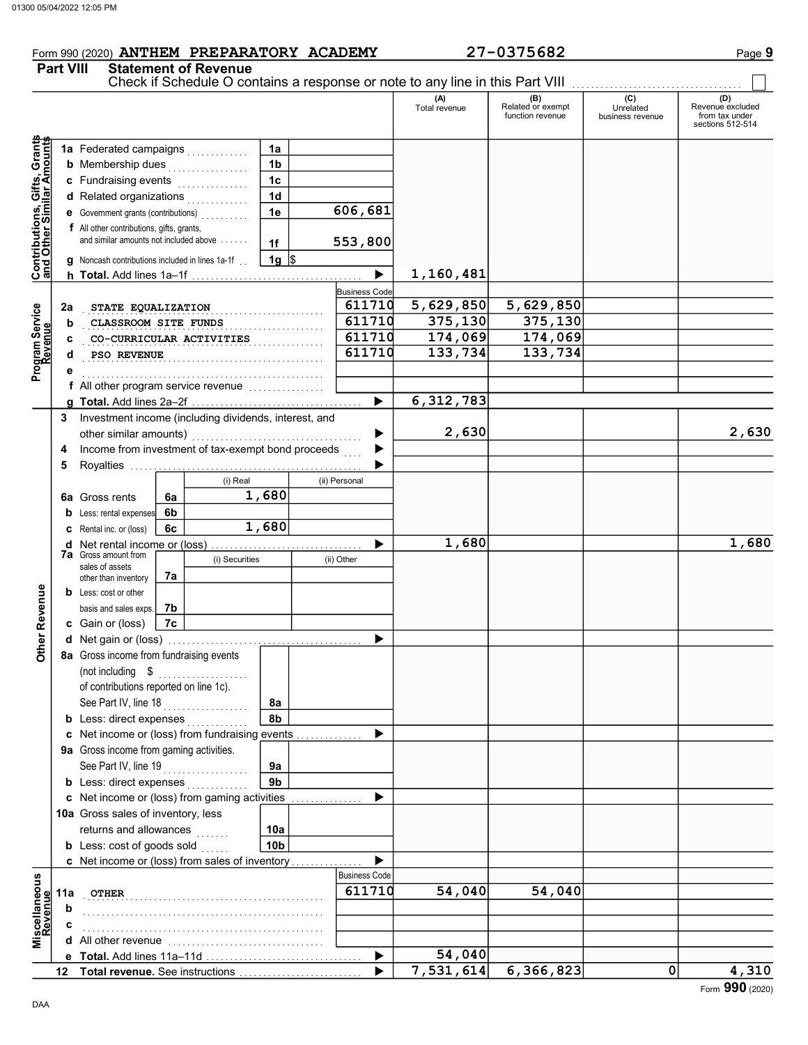Form 990 (2020) **ANTHEM PREPARATORY ACADEMY** 27-0375682

## Part VIII Statement of Revenue

Check if Schedule O contains a response or note to any line in this Part VIII ☐

| | | | | (A) Total revenue | (B) Related or exempt function revenue | (C) Unrelated business revenue | (D) Revenue excluded from tax under sections 512-514 |
|---|---|---|---|---|---|---|---|
| **Contributions, Gifts, Grants and Other Similar Amounts** | 1a Federated campaigns | 1a | | | | | |
| | b Membership dues | 1b | | | | | |
| | c Fundraising events | 1c | | | | | |
| | d Related organizations | 1d | | | | | |
| | e Government grants (contributions) | 1e | 606,681 | | | | |
| | f All other contributions, gifts, grants, and similar amounts not included above | 1f | 553,800 | | | | |
| | g Noncash contributions included in lines 1a-1f | 1g | $ | | | | |
| | h **Total.** Add lines 1a–1f | | ▶ | 1,160,481 | | | |
| **Program Service Revenue** | | | Business Code | | | | |
| | 2a STATE EQUALIZATION | | 611710 | 5,629,850 | 5,629,850 | | |
| | b CLASSROOM SITE FUNDS | | 611710 | 375,130 | 375,130 | | |
| | c CO-CURRICULAR ACTIVITIES | | 611710 | 174,069 | 174,069 | | |
| | d PSO REVENUE | | 611710 | 133,734 | 133,734 | | |
| | e | | | | | | |
| | f All other program service revenue | | | | | | |
| | g **Total.** Add lines 2a–2f | | ▶ | 6,312,783 | | | |
| **Other Revenue** | 3 Investment income (including dividends, interest, and other similar amounts) | | ▶ | 2,630 | | | 2,630 |
| | 4 Income from investment of tax-exempt bond proceeds | | ▶ | | | | |
| | 5 Royalties | | ▶ | | | | |
| | | (i) Real | (ii) Personal | | | | |
| | 6a Gross rents (6a) | 1,680 | | | | | |
| | b Less: rental expenses (6b) | | | | | | |
| | c Rental inc. or (loss) (6c) | 1,680 | | | | | |
| | d Net rental income or (loss) | | ▶ | 1,680 | | | 1,680 |
| | | (i) Securities | (ii) Other | | | | |
| | 7a Gross amount from sales of assets other than inventory (7a) | | | | | | |
| | b Less: cost or other basis and sales exps. (7b) | | | | | | |
| | c Gain or (loss) (7c) | | | | | | |
| | d Net gain or (loss) | | ▶ | | | | |
| | 8a Gross income from fundraising events (not including $ of contributions reported on line 1c). See Part IV, line 18 | 8a | | | | | |
| | b Less: direct expenses | 8b | | | | | |
| | c Net income or (loss) from fundraising events | | ▶ | | | | |
| | 9a Gross income from gaming activities. See Part IV, line 19 | 9a | | | | | |
| | b Less: direct expenses | 9b | | | | | |
| | c Net income or (loss) from gaming activities | | ▶ | | | | |
| | 10a Gross sales of inventory, less returns and allowances | 10a | | | | | |
| | b Less: cost of goods sold | 10b | | | | | |
| | c Net income or (loss) from sales of inventory | | ▶ | | | | |
| **Miscellaneous Revenue** | | | Business Code | | | | |
| | 11a OTHER | | 611710 | 54,040 | 54,040 | | |
| | b | | | | | | |
| | c | | | | | | |
| | d All other revenue | | | | | | |
| | e **Total.** Add lines 11a–11d | | ▶ | 54,040 | | | |
| | 12 **Total revenue.** See instructions | | ▶ | 7,531,614 | 6,366,823 | 0 | 4,310 |

Form **990** (2020)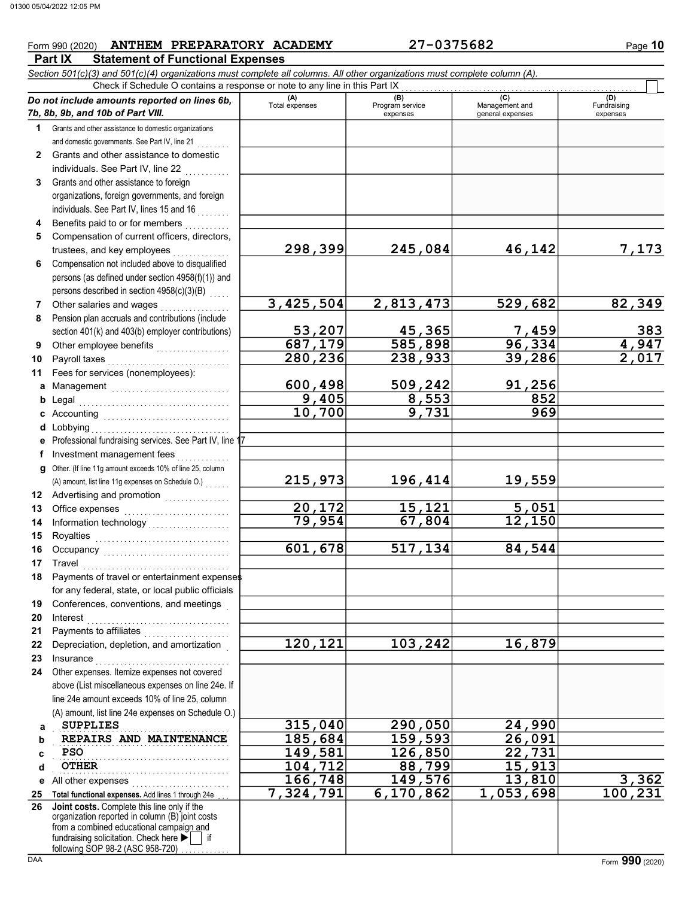Form 990 (2020) **ANTHEM PREPARATORY ACADEMY** 27-0375682

## Part IX Statement of Functional Expenses

*Section 501(c)(3) and 501(c)(4) organizations must complete all columns. All other organizations must complete column (A).*

Check if Schedule O contains a response or note to any line in this Part IX ☐

| *Do not include amounts reported on lines 6b, 7b, 8b, 9b, and 10b of Part VIII.* | (A) Total expenses | (B) Program service expenses | (C) Management and general expenses | (D) Fundraising expenses |
|---|---|---|---|---|
| 1 Grants and other assistance to domestic organizations and domestic governments. See Part IV, line 21 | | | | |
| 2 Grants and other assistance to domestic individuals. See Part IV, line 22 | | | | |
| 3 Grants and other assistance to foreign organizations, foreign governments, and foreign individuals. See Part IV, lines 15 and 16 | | | | |
| 4 Benefits paid to or for members | | | | |
| 5 Compensation of current officers, directors, trustees, and key employees | 298,399 | 245,084 | 46,142 | 7,173 |
| 6 Compensation not included above to disqualified persons (as defined under section 4958(f)(1)) and persons described in section 4958(c)(3)(B) | | | | |
| 7 Other salaries and wages | 3,425,504 | 2,813,473 | 529,682 | 82,349 |
| 8 Pension plan accruals and contributions (include section 401(k) and 403(b) employer contributions) | 53,207 | 45,365 | 7,459 | 383 |
| 9 Other employee benefits | 687,179 | 585,898 | 96,334 | 4,947 |
| 10 Payroll taxes | 280,236 | 238,933 | 39,286 | 2,017 |
| 11 Fees for services (nonemployees): | | | | |
| a Management | 600,498 | 509,242 | 91,256 | |
| b Legal | 9,405 | 8,553 | 852 | |
| c Accounting | 10,700 | 9,731 | 969 | |
| d Lobbying | | | | |
| e Professional fundraising services. See Part IV, line 17 | | | | |
| f Investment management fees | | | | |
| g Other. (If line 11g amount exceeds 10% of line 25, column (A) amount, list line 11g expenses on Schedule O.) | 215,973 | 196,414 | 19,559 | |
| 12 Advertising and promotion | | | | |
| 13 Office expenses | 20,172 | 15,121 | 5,051 | |
| 14 Information technology | 79,954 | 67,804 | 12,150 | |
| 15 Royalties | | | | |
| 16 Occupancy | 601,678 | 517,134 | 84,544 | |
| 17 Travel | | | | |
| 18 Payments of travel or entertainment expenses for any federal, state, or local public officials | | | | |
| 19 Conferences, conventions, and meetings | | | | |
| 20 Interest | | | | |
| 21 Payments to affiliates | | | | |
| 22 Depreciation, depletion, and amortization | 120,121 | 103,242 | 16,879 | |
| 23 Insurance | | | | |
| 24 Other expenses. Itemize expenses not covered above (List miscellaneous expenses on line 24e. If line 24e amount exceeds 10% of line 25, column (A) amount, list line 24e expenses on Schedule O.) | | | | |
| a SUPPLIES | 315,040 | 290,050 | 24,990 | |
| b REPAIRS AND MAINTENANCE | 185,684 | 159,593 | 26,091 | |
| c PSO | 149,581 | 126,850 | 22,731 | |
| d OTHER | 104,712 | 88,799 | 15,913 | |
| e All other expenses | 166,748 | 149,576 | 13,810 | 3,362 |
| 25 **Total functional expenses.** Add lines 1 through 24e | 7,324,791 | 6,170,862 | 1,053,698 | 100,231 |
| 26 **Joint costs.** Complete this line only if the organization reported in column (B) joint costs from a combined educational campaign and fundraising solicitation. Check here ▶ ☐ if following SOP 98-2 (ASC 958-720) | | | | |

Form **990** (2020)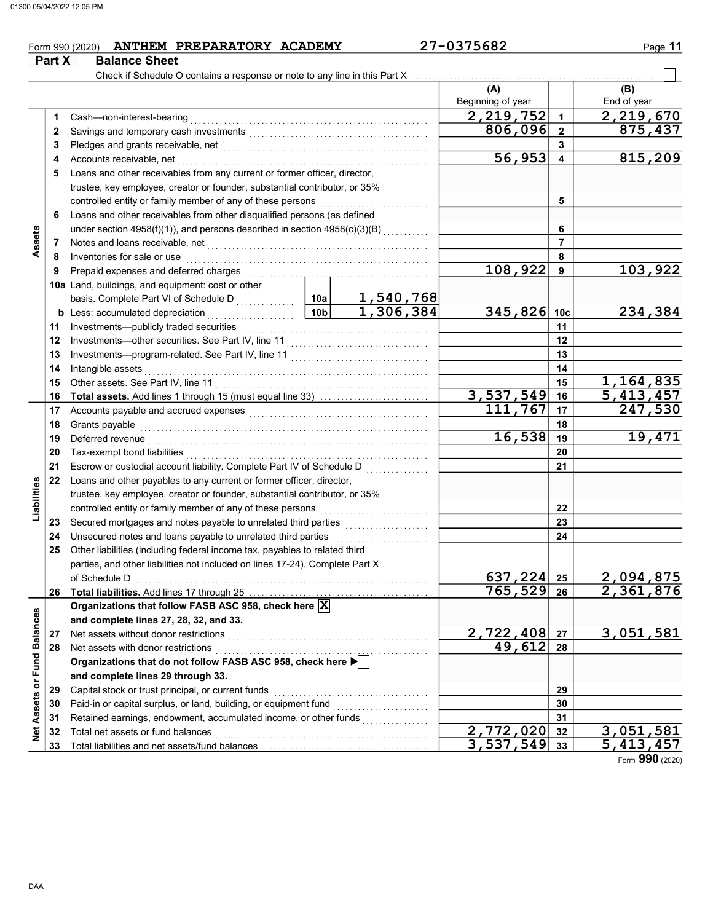Form 990 (2020) **ANTHEM PREPARATORY ACADEMY** 27-0375682

## Part X Balance Sheet

Check if Schedule O contains a response or note to any line in this Part X ☐

| | | | | (A) Beginning of year | | (B) End of year |
|---|---|---|---|---|---|---|
| **Assets** | 1 | Cash—non-interest-bearing | | 2,219,752 | 1 | 2,219,670 |
| | 2 | Savings and temporary cash investments | | 806,096 | 2 | 875,437 |
| | 3 | Pledges and grants receivable, net | | | 3 | |
| | 4 | Accounts receivable, net | | 56,953 | 4 | 815,209 |
| | 5 | Loans and other receivables from any current or former officer, director, trustee, key employee, creator or founder, substantial contributor, or 35% controlled entity or family member of any of these persons | | | 5 | |
| | 6 | Loans and other receivables from other disqualified persons (as defined under section 4958(f)(1)), and persons described in section 4958(c)(3)(B) | | | 6 | |
| | 7 | Notes and loans receivable, net | | | 7 | |
| | 8 | Inventories for sale or use | | | 8 | |
| | 9 | Prepaid expenses and deferred charges | | 108,922 | 9 | 103,922 |
| | 10a | Land, buildings, and equipment: cost or other basis. Complete Part VI of Schedule D | 10a 1,540,768 | | | |
| | b | Less: accumulated depreciation | 10b 1,306,384 | 345,826 | 10c | 234,384 |
| | 11 | Investments—publicly traded securities | | | 11 | |
| | 12 | Investments—other securities. See Part IV, line 11 | | | 12 | |
| | 13 | Investments—program-related. See Part IV, line 11 | | | 13 | |
| | 14 | Intangible assets | | | 14 | |
| | 15 | Other assets. See Part IV, line 11 | | | 15 | 1,164,835 |
| | 16 | **Total assets.** Add lines 1 through 15 (must equal line 33) | | 3,537,549 | 16 | 5,413,457 |
| **Liabilities** | 17 | Accounts payable and accrued expenses | | 111,767 | 17 | 247,530 |
| | 18 | Grants payable | | | 18 | |
| | 19 | Deferred revenue | | 16,538 | 19 | 19,471 |
| | 20 | Tax-exempt bond liabilities | | | 20 | |
| | 21 | Escrow or custodial account liability. Complete Part IV of Schedule D | | | 21 | |
| | 22 | Loans and other payables to any current or former officer, director, trustee, key employee, creator or founder, substantial contributor, or 35% controlled entity or family member of any of these persons | | | 22 | |
| | 23 | Secured mortgages and notes payable to unrelated third parties | | | 23 | |
| | 24 | Unsecured notes and loans payable to unrelated third parties | | | 24 | |
| | 25 | Other liabilities (including federal income tax, payables to related third parties, and other liabilities not included on lines 17-24). Complete Part X of Schedule D | | 637,224 | 25 | 2,094,875 |
| | 26 | **Total liabilities.** Add lines 17 through 25 | | 765,529 | 26 | 2,361,876 |
| **Net Assets or Fund Balances** | | **Organizations that follow FASB ASC 958, check here** ☒ **and complete lines 27, 28, 32, and 33.** | | | | |
| | 27 | Net assets without donor restrictions | | 2,722,408 | 27 | 3,051,581 |
| | 28 | Net assets with donor restrictions | | 49,612 | 28 | |
| | | **Organizations that do not follow FASB ASC 958, check here** ☐ **and complete lines 29 through 33.** | | | | |
| | 29 | Capital stock or trust principal, or current funds | | | 29 | |
| | 30 | Paid-in or capital surplus, or land, building, or equipment fund | | | 30 | |
| | 31 | Retained earnings, endowment, accumulated income, or other funds | | | 31 | |
| | 32 | Total net assets or fund balances | | 2,772,020 | 32 | 3,051,581 |
| | 33 | Total liabilities and net assets/fund balances | | 3,537,549 | 33 | 5,413,457 |

Form **990** (2020)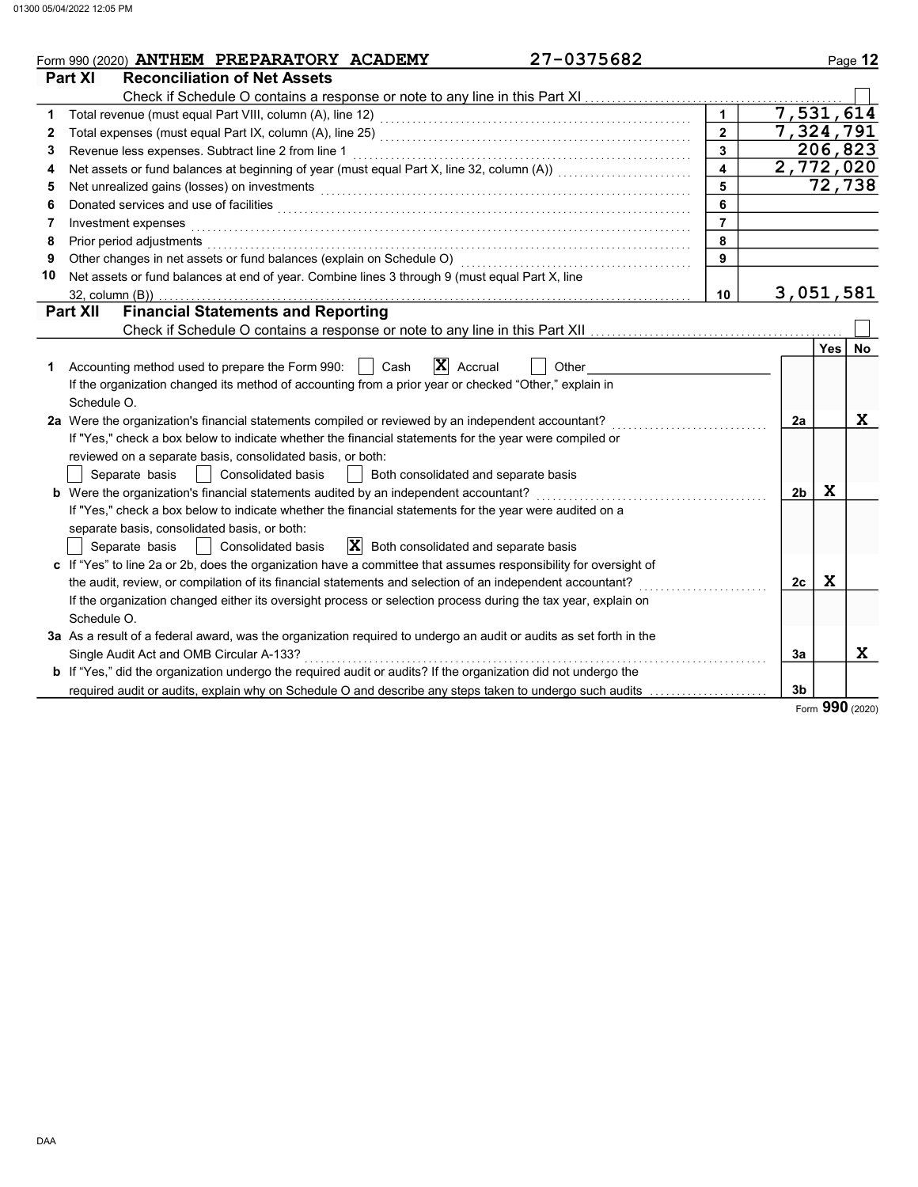Form 990 (2020) **ANTHEM PREPARATORY ACADEMY** 27-0375682

## Part XI Reconciliation of Net Assets

Check if Schedule O contains a response or note to any line in this Part XI ☐

| | | | |
|---|---|---|---|
| 1 | Total revenue (must equal Part VIII, column (A), line 12) | 1 | 7,531,614 |
| 2 | Total expenses (must equal Part IX, column (A), line 25) | 2 | 7,324,791 |
| 3 | Revenue less expenses. Subtract line 2 from line 1 | 3 | 206,823 |
| 4 | Net assets or fund balances at beginning of year (must equal Part X, line 32, column (A)) | 4 | 2,772,020 |
| 5 | Net unrealized gains (losses) on investments | 5 | 72,738 |
| 6 | Donated services and use of facilities | 6 | |
| 7 | Investment expenses | 7 | |
| 8 | Prior period adjustments | 8 | |
| 9 | Other changes in net assets or fund balances (explain on Schedule O) | 9 | |
| 10 | Net assets or fund balances at end of year. Combine lines 3 through 9 (must equal Part X, line 32, column (B)) | 10 | 3,051,581 |

## Part XII Financial Statements and Reporting

Check if Schedule O contains a response or note to any line in this Part XII ☐

| | | | Yes | No |
|---|---|---|---|---|
| 1 | Accounting method used to prepare the Form 990: ☐ Cash ☒ Accrual ☐ Other<br>If the organization changed its method of accounting from a prior year or checked "Other," explain in Schedule O. | | | |
| 2a | Were the organization's financial statements compiled or reviewed by an independent accountant?<br>If "Yes," check a box below to indicate whether the financial statements for the year were compiled or reviewed on a separate basis, consolidated basis, or both:<br>☐ Separate basis ☐ Consolidated basis ☐ Both consolidated and separate basis | 2a | | X |
| b | Were the organization's financial statements audited by an independent accountant?<br>If "Yes," check a box below to indicate whether the financial statements for the year were audited on a separate basis, consolidated basis, or both:<br>☐ Separate basis ☐ Consolidated basis ☒ Both consolidated and separate basis | 2b | X | |
| c | If "Yes" to line 2a or 2b, does the organization have a committee that assumes responsibility for oversight of the audit, review, or compilation of its financial statements and selection of an independent accountant?<br>If the organization changed either its oversight process or selection process during the tax year, explain on Schedule O. | 2c | X | |
| 3a | As a result of a federal award, was the organization required to undergo an audit or audits as set forth in the Single Audit Act and OMB Circular A-133? | 3a | | X |
| b | If "Yes," did the organization undergo the required audit or audits? If the organization did not undergo the required audit or audits, explain why on Schedule O and describe any steps taken to undergo such audits | 3b | | |

Form **990** (2020)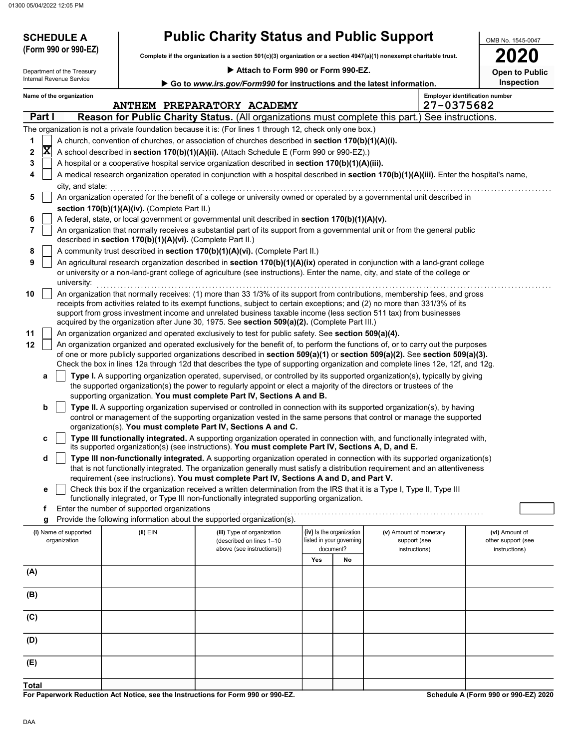# SCHEDULE A (Form 990 or 990-EZ)

# Public Charity Status and Public Support

OMB No. 1545-0047

**2020**

**Open to Public Inspection**

**Complete if the organization is a section 501(c)(3) organization or a section 4947(a)(1) nonexempt charitable trust.**

▶ **Attach to Form 990 or Form 990-EZ.**

▶ **Go to *www.irs.gov/Form990* for instructions and the latest information.**

Department of the Treasury
Internal Revenue Service

**Name of the organization:** ANTHEM PREPARATORY ACADEMY

**Employer identification number:** 27-0375682

## Part I Reason for Public Charity Status. (All organizations must complete this part.) See instructions.

The organization is not a private foundation because it is: (For lines 1 through 12, check only one box.)

1. [ ] A church, convention of churches, or association of churches described in **section 170(b)(1)(A)(i).**
2. [X] A school described in **section 170(b)(1)(A)(ii).** (Attach Schedule E (Form 990 or 990-EZ).)
3. [ ] A hospital or a cooperative hospital service organization described in **section 170(b)(1)(A)(iii).**
4. [ ] A medical research organization operated in conjunction with a hospital described in **section 170(b)(1)(A)(iii).** Enter the hospital's name, city, and state:
5. [ ] An organization operated for the benefit of a college or university owned or operated by a governmental unit described in **section 170(b)(1)(A)(iv).** (Complete Part II.)
6. [ ] A federal, state, or local government or governmental unit described in **section 170(b)(1)(A)(v).**
7. [ ] An organization that normally receives a substantial part of its support from a governmental unit or from the general public described in **section 170(b)(1)(A)(vi).** (Complete Part II.)
8. [ ] A community trust described in **section 170(b)(1)(A)(vi).** (Complete Part II.)
9. [ ] An agricultural research organization described in **section 170(b)(1)(A)(ix)** operated in conjunction with a land-grant college or university or a non-land-grant college of agriculture (see instructions). Enter the name, city, and state of the college or university:
10. [ ] An organization that normally receives: (1) more than 33 1/3% of its support from contributions, membership fees, and gross receipts from activities related to its exempt functions, subject to certain exceptions; and (2) no more than 331/3% of its support from gross investment income and unrelated business taxable income (less section 511 tax) from businesses acquired by the organization after June 30, 1975. See **section 509(a)(2).** (Complete Part III.)
11. [ ] An organization organized and operated exclusively to test for public safety. See **section 509(a)(4).**
12. [ ] An organization organized and operated exclusively for the benefit of, to perform the functions of, or to carry out the purposes of one or more publicly supported organizations described in **section 509(a)(1)** or **section 509(a)(2).** See **section 509(a)(3).** Check the box in lines 12a through 12d that describes the type of supporting organization and complete lines 12e, 12f, and 12g.
   - **a** [ ] **Type I.** A supporting organization operated, supervised, or controlled by its supported organization(s), typically by giving the supported organization(s) the power to regularly appoint or elect a majority of the directors or trustees of the supporting organization. **You must complete Part IV, Sections A and B.**
   - **b** [ ] **Type II.** A supporting organization supervised or controlled in connection with its supported organization(s), by having control or management of the supporting organization vested in the same persons that control or manage the supported organization(s). **You must complete Part IV, Sections A and C.**
   - **c** [ ] **Type III functionally integrated.** A supporting organization operated in connection with, and functionally integrated with, its supported organization(s) (see instructions). **You must complete Part IV, Sections A, D, and E.**
   - **d** [ ] **Type III non-functionally integrated.** A supporting organization operated in connection with its supported organization(s) that is not functionally integrated. The organization generally must satisfy a distribution requirement and an attentiveness requirement (see instructions). **You must complete Part IV, Sections A and D, and Part V.**
   - **e** [ ] Check this box if the organization received a written determination from the IRS that it is a Type I, Type II, Type III functionally integrated, or Type III non-functionally integrated supporting organization.
   - **f** Enter the number of supported organizations
   - **g** Provide the following information about the supported organization(s).

| (i) Name of supported organization | (ii) EIN | (iii) Type of organization (described on lines 1–10 above (see instructions)) | (iv) Is the organization listed in your governing document? Yes | No | (v) Amount of monetary support (see instructions) | (vi) Amount of other support (see instructions) |
|---|---|---|---|---|---|---|
| (A) | | | | | | |
| (B) | | | | | | |
| (C) | | | | | | |
| (D) | | | | | | |
| (E) | | | | | | |
| **Total** | | | | | | |

**For Paperwork Reduction Act Notice, see the Instructions for Form 990 or 990-EZ.**

**Schedule A (Form 990 or 990-EZ) 2020**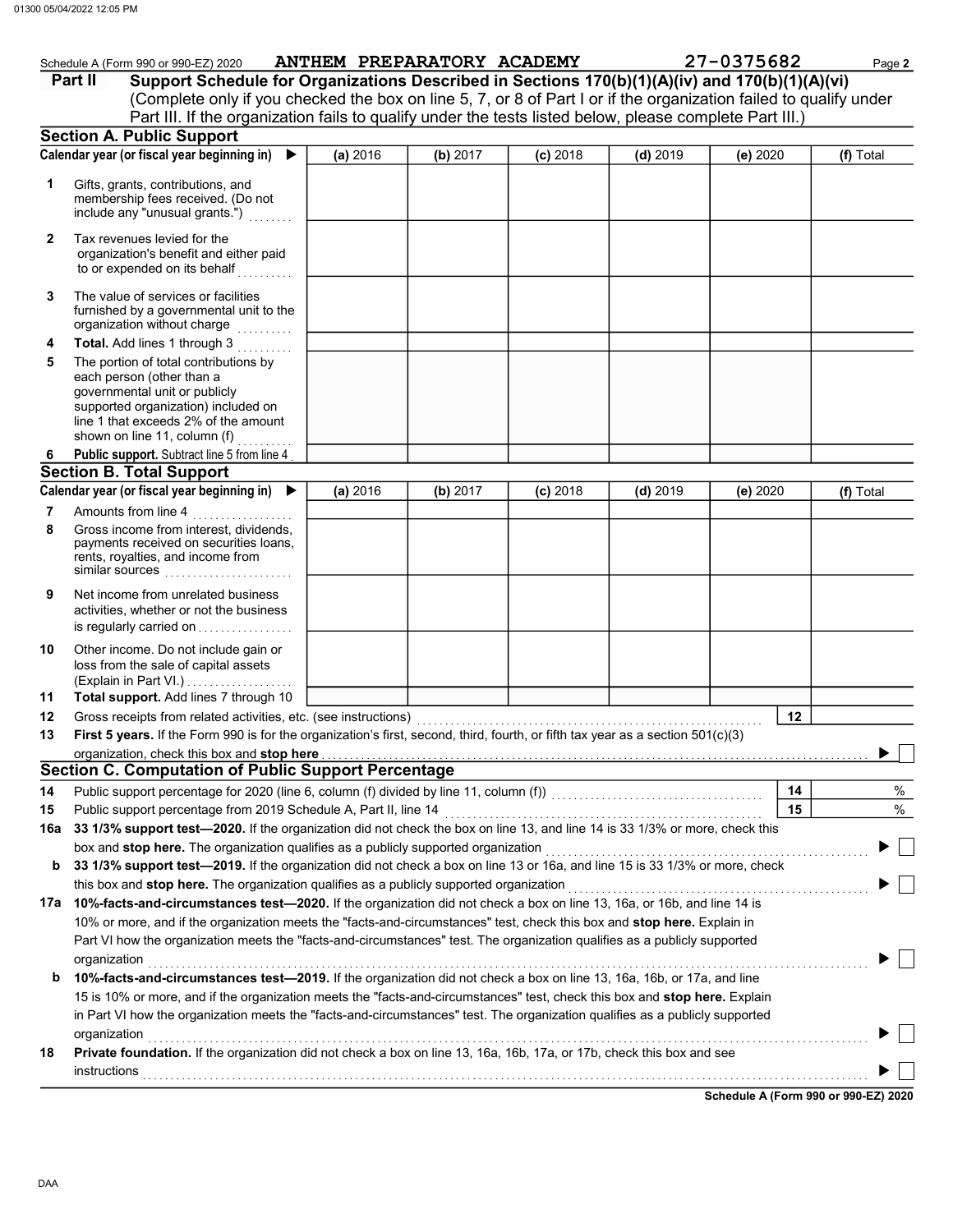Schedule A (Form 990 or 990-EZ) 2020 ANTHEM PREPARATORY ACADEMY 27-0375682 Page **2**

## Part II Support Schedule for Organizations Described in Sections 170(b)(1)(A)(iv) and 170(b)(1)(A)(vi)

(Complete only if you checked the box on line 5, 7, or 8 of Part I or if the organization failed to qualify under Part III. If the organization fails to qualify under the tests listed below, please complete Part III.)

### Section A. Public Support

| Calendar year (or fiscal year beginning in) ▶ | (a) 2016 | (b) 2017 | (c) 2018 | (d) 2019 | (e) 2020 | (f) Total |
|---|---|---|---|---|---|---|
| **1** Gifts, grants, contributions, and membership fees received. (Do not include any "unusual grants.") | | | | | | |
| **2** Tax revenues levied for the organization's benefit and either paid to or expended on its behalf | | | | | | |
| **3** The value of services or facilities furnished by a governmental unit to the organization without charge | | | | | | |
| **4** **Total.** Add lines 1 through 3 | | | | | | |
| **5** The portion of total contributions by each person (other than a governmental unit or publicly supported organization) included on line 1 that exceeds 2% of the amount shown on line 11, column (f) | | | | | | |
| **6** **Public support.** Subtract line 5 from line 4 | | | | | | |

### Section B. Total Support

| Calendar year (or fiscal year beginning in) ▶ | (a) 2016 | (b) 2017 | (c) 2018 | (d) 2019 | (e) 2020 | (f) Total |
|---|---|---|---|---|---|---|
| **7** Amounts from line 4 | | | | | | |
| **8** Gross income from interest, dividends, payments received on securities loans, rents, royalties, and income from similar sources | | | | | | |
| **9** Net income from unrelated business activities, whether or not the business is regularly carried on | | | | | | |
| **10** Other income. Do not include gain or loss from the sale of capital assets (Explain in Part VI.) | | | | | | |
| **11** **Total support.** Add lines 7 through 10 | | | | | | |

**12** Gross receipts from related activities, etc. (see instructions) **12**

**13** **First 5 years.** If the Form 990 is for the organization's first, second, third, fourth, or fifth tax year as a section 501(c)(3) organization, check this box and **stop here** ▶ ☐

### Section C. Computation of Public Support Percentage

**14** Public support percentage for 2020 (line 6, column (f) divided by line 11, column (f)) **14** %

**15** Public support percentage from 2019 Schedule A, Part II, line 14 **15** %

**16a** **33 1/3% support test—2020.** If the organization did not check the box on line 13, and line 14 is 33 1/3% or more, check this box and **stop here.** The organization qualifies as a publicly supported organization ▶ ☐

**b** **33 1/3% support test—2019.** If the organization did not check a box on line 13 or 16a, and line 15 is 33 1/3% or more, check this box and **stop here.** The organization qualifies as a publicly supported organization ▶ ☐

**17a** **10%-facts-and-circumstances test—2020.** If the organization did not check a box on line 13, 16a, or 16b, and line 14 is 10% or more, and if the organization meets the "facts-and-circumstances" test, check this box and **stop here.** Explain in Part VI how the organization meets the "facts-and-circumstances" test. The organization qualifies as a publicly supported organization ▶ ☐

**b** **10%-facts-and-circumstances test—2019.** If the organization did not check a box on line 13, 16a, 16b, or 17a, and line 15 is 10% or more, and if the organization meets the "facts-and-circumstances" test, check this box and **stop here.** Explain in Part VI how the organization meets the "facts-and-circumstances" test. The organization qualifies as a publicly supported organization ▶ ☐

**18** **Private foundation.** If the organization did not check a box on line 13, 16a, 16b, 17a, or 17b, check this box and see instructions ▶ ☐

**Schedule A (Form 990 or 990-EZ) 2020**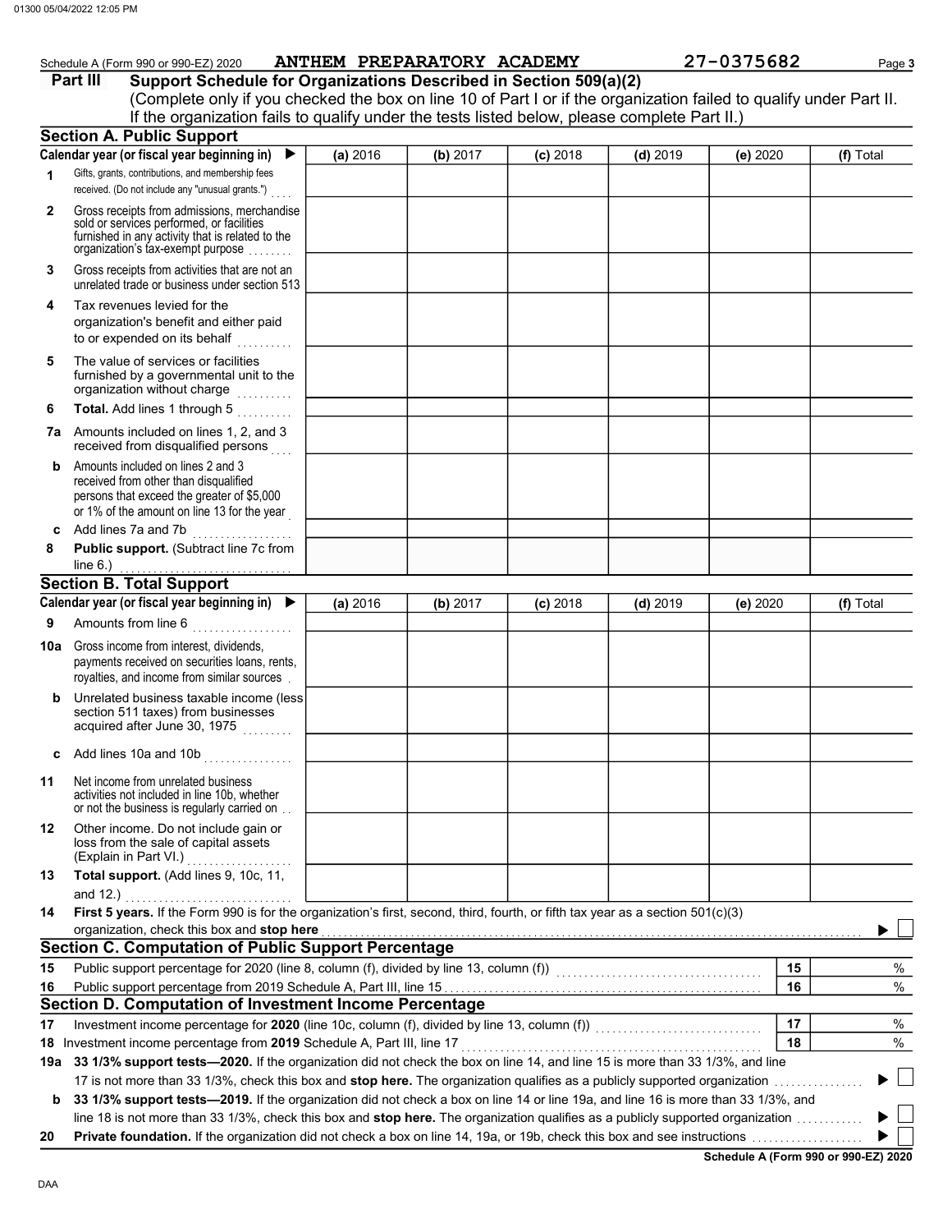Schedule A (Form 990 or 990-EZ) 2020 **ANTHEM PREPARATORY ACADEMY** 27-0375682

## Part III Support Schedule for Organizations Described in Section 509(a)(2)

(Complete only if you checked the box on line 10 of Part I or if the organization failed to qualify under Part II. If the organization fails to qualify under the tests listed below, please complete Part II.)

### Section A. Public Support

| Calendar year (or fiscal year beginning in) ▶ | (a) 2016 | (b) 2017 | (c) 2018 | (d) 2019 | (e) 2020 | (f) Total |
|---|---|---|---|---|---|---|
| 1 Gifts, grants, contributions, and membership fees received. (Do not include any "unusual grants.") | | | | | | |
| 2 Gross receipts from admissions, merchandise sold or services performed, or facilities furnished in any activity that is related to the organization's tax-exempt purpose | | | | | | |
| 3 Gross receipts from activities that are not an unrelated trade or business under section 513 | | | | | | |
| 4 Tax revenues levied for the organization's benefit and either paid to or expended on its behalf | | | | | | |
| 5 The value of services or facilities furnished by a governmental unit to the organization without charge | | | | | | |
| 6 **Total.** Add lines 1 through 5 | | | | | | |
| 7a Amounts included on lines 1, 2, and 3 received from disqualified persons | | | | | | |
| b Amounts included on lines 2 and 3 received from other than disqualified persons that exceed the greater of $5,000 or 1% of the amount on line 13 for the year | | | | | | |
| c Add lines 7a and 7b | | | | | | |
| 8 **Public support.** (Subtract line 7c from line 6.) | | | | | | |

### Section B. Total Support

| Calendar year (or fiscal year beginning in) ▶ | (a) 2016 | (b) 2017 | (c) 2018 | (d) 2019 | (e) 2020 | (f) Total |
|---|---|---|---|---|---|---|
| 9 Amounts from line 6 | | | | | | |
| 10a Gross income from interest, dividends, payments received on securities loans, rents, royalties, and income from similar sources | | | | | | |
| b Unrelated business taxable income (less section 511 taxes) from businesses acquired after June 30, 1975 | | | | | | |
| c Add lines 10a and 10b | | | | | | |
| 11 Net income from unrelated business activities not included in line 10b, whether or not the business is regularly carried on | | | | | | |
| 12 Other income. Do not include gain or loss from the sale of capital assets (Explain in Part VI.) | | | | | | |
| 13 **Total support.** (Add lines 9, 10c, 11, and 12.) | | | | | | |

**14 First 5 years.** If the Form 990 is for the organization's first, second, third, fourth, or fifth tax year as a section 501(c)(3) organization, check this box and **stop here** ▶ ☐

### Section C. Computation of Public Support Percentage

| | | | |
|---|---|---|---|
| 15 | Public support percentage for 2020 (line 8, column (f), divided by line 13, column (f)) | 15 | % |
| 16 | Public support percentage from 2019 Schedule A, Part III, line 15 | 16 | % |

### Section D. Computation of Investment Income Percentage

| | | | |
|---|---|---|---|
| 17 | Investment income percentage for **2020** (line 10c, column (f), divided by line 13, column (f)) | 17 | % |
| 18 | Investment income percentage from **2019** Schedule A, Part III, line 17 | 18 | % |

**19a 33 1/3% support tests—2020.** If the organization did not check the box on line 14, and line 15 is more than 33 1/3%, and line 17 is not more than 33 1/3%, check this box and **stop here.** The organization qualifies as a publicly supported organization ▶ ☐

**b 33 1/3% support tests—2019.** If the organization did not check a box on line 14 or line 19a, and line 16 is more than 33 1/3%, and line 18 is not more than 33 1/3%, check this box and **stop here.** The organization qualifies as a publicly supported organization ▶ ☐

**20 Private foundation.** If the organization did not check a box on line 14, 19a, or 19b, check this box and see instructions ▶ ☐

**Schedule A (Form 990 or 990-EZ) 2020**

DAA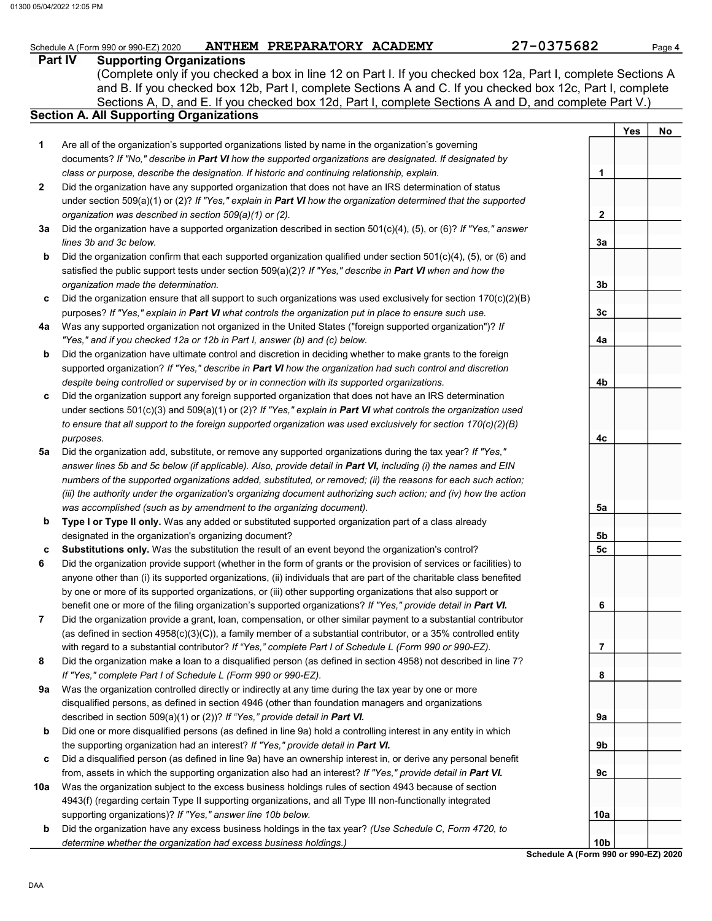Schedule A (Form 990 or 990-EZ) 2020 ANTHEM PREPARATORY ACADEMY 27-0375682 Page 4

**Part IV Supporting Organizations**

(Complete only if you checked a box in line 12 on Part I. If you checked box 12a, Part I, complete Sections A and B. If you checked box 12b, Part I, complete Sections A and C. If you checked box 12c, Part I, complete Sections A, D, and E. If you checked box 12d, Part I, complete Sections A and D, and complete Part V.)

**Section A. All Supporting Organizations**

| | | | Yes | No |
|---|---|---|---|---|
| **1** | Are all of the organization's supported organizations listed by name in the organization's governing documents? *If "No," describe in* ***Part VI*** *how the supported organizations are designated. If designated by class or purpose, describe the designation. If historic and continuing relationship, explain.* | 1 | | |
| **2** | Did the organization have any supported organization that does not have an IRS determination of status under section 509(a)(1) or (2)? *If "Yes," explain in* ***Part VI*** *how the organization determined that the supported organization was described in section 509(a)(1) or (2).* | 2 | | |
| **3a** | Did the organization have a supported organization described in section 501(c)(4), (5), or (6)? *If "Yes," answer lines 3b and 3c below.* | 3a | | |
| **b** | Did the organization confirm that each supported organization qualified under section 501(c)(4), (5), or (6) and satisfied the public support tests under section 509(a)(2)? *If "Yes," describe in* ***Part VI*** *when and how the organization made the determination.* | 3b | | |
| **c** | Did the organization ensure that all support to such organizations was used exclusively for section 170(c)(2)(B) purposes? *If "Yes," explain in* ***Part VI*** *what controls the organization put in place to ensure such use.* | 3c | | |
| **4a** | Was any supported organization not organized in the United States ("foreign supported organization")? *If "Yes," and if you checked 12a or 12b in Part I, answer (b) and (c) below.* | 4a | | |
| **b** | Did the organization have ultimate control and discretion in deciding whether to make grants to the foreign supported organization? *If "Yes," describe in* ***Part VI*** *how the organization had such control and discretion despite being controlled or supervised by or in connection with its supported organizations.* | 4b | | |
| **c** | Did the organization support any foreign supported organization that does not have an IRS determination under sections 501(c)(3) and 509(a)(1) or (2)? *If "Yes," explain in* ***Part VI*** *what controls the organization used to ensure that all support to the foreign supported organization was used exclusively for section 170(c)(2)(B) purposes.* | 4c | | |
| **5a** | Did the organization add, substitute, or remove any supported organizations during the tax year? *If "Yes," answer lines 5b and 5c below (if applicable). Also, provide detail in* ***Part VI,*** *including (i) the names and EIN numbers of the supported organizations added, substituted, or removed; (ii) the reasons for each such action; (iii) the authority under the organization's organizing document authorizing such action; and (iv) how the action was accomplished (such as by amendment to the organizing document).* | 5a | | |
| **b** | **Type I or Type II only.** Was any added or substituted supported organization part of a class already designated in the organization's organizing document? | 5b | | |
| **c** | **Substitutions only.** Was the substitution the result of an event beyond the organization's control? | 5c | | |
| **6** | Did the organization provide support (whether in the form of grants or the provision of services or facilities) to anyone other than (i) its supported organizations, (ii) individuals that are part of the charitable class benefited by one or more of its supported organizations, or (iii) other supporting organizations that also support or benefit one or more of the filing organization's supported organizations? *If "Yes," provide detail in* ***Part VI.*** | 6 | | |
| **7** | Did the organization provide a grant, loan, compensation, or other similar payment to a substantial contributor (as defined in section 4958(c)(3)(C)), a family member of a substantial contributor, or a 35% controlled entity with regard to a substantial contributor? *If "Yes," complete Part I of Schedule L (Form 990 or 990-EZ).* | 7 | | |
| **8** | Did the organization make a loan to a disqualified person (as defined in section 4958) not described in line 7? *If "Yes," complete Part I of Schedule L (Form 990 or 990-EZ).* | 8 | | |
| **9a** | Was the organization controlled directly or indirectly at any time during the tax year by one or more disqualified persons, as defined in section 4946 (other than foundation managers and organizations described in section 509(a)(1) or (2))? *If "Yes," provide detail in* ***Part VI.*** | 9a | | |
| **b** | Did one or more disqualified persons (as defined in line 9a) hold a controlling interest in any entity in which the supporting organization had an interest? *If "Yes," provide detail in* ***Part VI.*** | 9b | | |
| **c** | Did a disqualified person (as defined in line 9a) have an ownership interest in, or derive any personal benefit from, assets in which the supporting organization also had an interest? *If "Yes," provide detail in* ***Part VI.*** | 9c | | |
| **10a** | Was the organization subject to the excess business holdings rules of section 4943 because of section 4943(f) (regarding certain Type II supporting organizations, and all Type III non-functionally integrated supporting organizations)? *If "Yes," answer line 10b below.* | 10a | | |
| **b** | Did the organization have any excess business holdings in the tax year? *(Use Schedule C, Form 4720, to determine whether the organization had excess business holdings.)* | 10b | | |

**Schedule A (Form 990 or 990-EZ) 2020**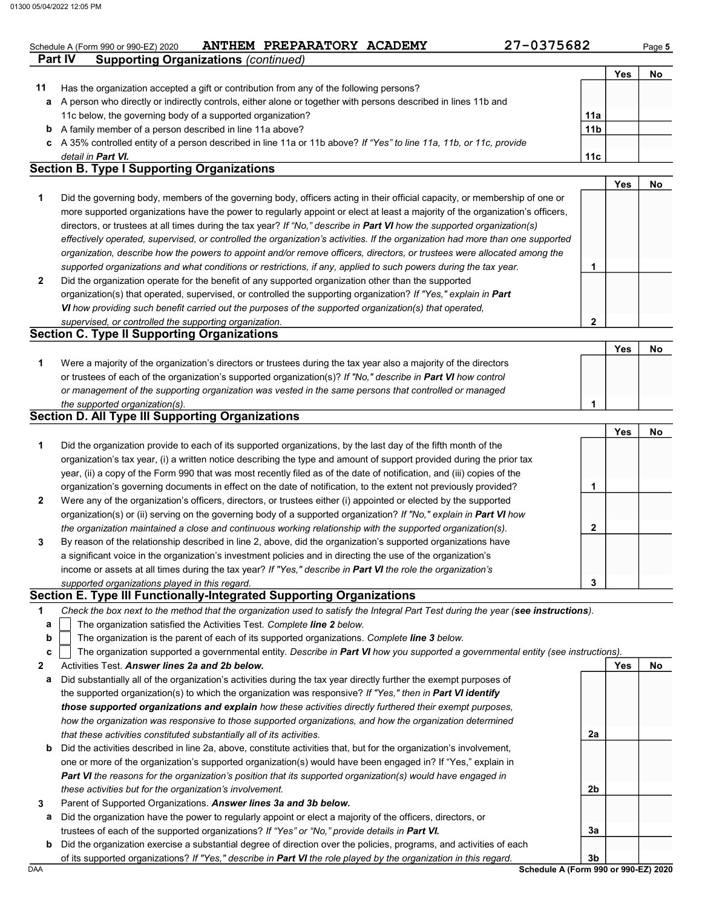Schedule A (Form 990 or 990-EZ) 2020 **ANTHEM PREPARATORY ACADEMY** **27-0375682**

## Part IV Supporting Organizations *(continued)*

| | | | Yes | No |
|---|---|---|---|---|
| **11** | Has the organization accepted a gift or contribution from any of the following persons? | | | |
| **a** | A person who directly or indirectly controls, either alone or together with persons described in lines 11b and 11c below, the governing body of a supported organization? | **11a** | | |
| **b** | A family member of a person described in line 11a above? | **11b** | | |
| **c** | A 35% controlled entity of a person described in line 11a or 11b above? *If "Yes" to line 11a, 11b, or 11c, provide detail in* ***Part VI.*** | **11c** | | |

### Section B. Type I Supporting Organizations

| | | | Yes | No |
|---|---|---|---|---|
| **1** | Did the governing body, members of the governing body, officers acting in their official capacity, or membership of one or more supported organizations have the power to regularly appoint or elect at least a majority of the organization's officers, directors, or trustees at all times during the tax year? *If "No," describe in* ***Part VI*** *how the supported organization(s) effectively operated, supervised, or controlled the organization's activities. If the organization had more than one supported organization, describe how the powers to appoint and/or remove officers, directors, or trustees were allocated among the supported organizations and what conditions or restrictions, if any, applied to such powers during the tax year.* | **1** | | |
| **2** | Did the organization operate for the benefit of any supported organization other than the supported organization(s) that operated, supervised, or controlled the supporting organization? *If "Yes," explain in* ***Part VI*** *how providing such benefit carried out the purposes of the supported organization(s) that operated, supervised, or controlled the supporting organization.* | **2** | | |

### Section C. Type II Supporting Organizations

| | | | Yes | No |
|---|---|---|---|---|
| **1** | Were a majority of the organization's directors or trustees during the tax year also a majority of the directors or trustees of each of the organization's supported organization(s)? *If "No," describe in* ***Part VI*** *how control or management of the supporting organization was vested in the same persons that controlled or managed the supported organization(s).* | **1** | | |

### Section D. All Type III Supporting Organizations

| | | | Yes | No |
|---|---|---|---|---|
| **1** | Did the organization provide to each of its supported organizations, by the last day of the fifth month of the organization's tax year, (i) a written notice describing the type and amount of support provided during the prior tax year, (ii) a copy of the Form 990 that was most recently filed as of the date of notification, and (iii) copies of the organization's governing documents in effect on the date of notification, to the extent not previously provided? | **1** | | |
| **2** | Were any of the organization's officers, directors, or trustees either (i) appointed or elected by the supported organization(s) or (ii) serving on the governing body of a supported organization? *If "No," explain in* ***Part VI*** *how the organization maintained a close and continuous working relationship with the supported organization(s).* | **2** | | |
| **3** | By reason of the relationship described in line 2, above, did the organization's supported organizations have a significant voice in the organization's investment policies and in directing the use of the organization's income or assets at all times during the tax year? *If "Yes," describe in* ***Part VI*** *the role the organization's supported organizations played in this regard.* | **3** | | |

### Section E. Type III Functionally-Integrated Supporting Organizations

**1** *Check the box next to the method that the organization used to satisfy the Integral Part Test during the year (****see instructions****).*

- **a** ☐ The organization satisfied the Activities Test. *Complete* ***line 2*** *below.*
- **b** ☐ The organization is the parent of each of its supported organizations. *Complete* ***line 3*** *below.*
- **c** ☐ The organization supported a governmental entity. *Describe in* ***Part VI*** *how you supported a governmental entity (see instructions).*

| | | | Yes | No |
|---|---|---|---|---|
| **2** | Activities Test. ***Answer lines 2a and 2b below.*** | | | |
| **a** | Did substantially all of the organization's activities during the tax year directly further the exempt purposes of the supported organization(s) to which the organization was responsive? *If "Yes," then in* ***Part VI identify those supported organizations and explain*** *how these activities directly furthered their exempt purposes, how the organization was responsive to those supported organizations, and how the organization determined that these activities constituted substantially all of its activities.* | **2a** | | |
| **b** | Did the activities described in line 2a, above, constitute activities that, but for the organization's involvement, one or more of the organization's supported organization(s) would have been engaged in? If "Yes," explain in ***Part VI*** *the reasons for the organization's position that its supported organization(s) would have engaged in these activities but for the organization's involvement.* | **2b** | | |
| **3** | Parent of Supported Organizations. ***Answer lines 3a and 3b below.*** | | | |
| **a** | Did the organization have the power to regularly appoint or elect a majority of the officers, directors, or trustees of each of the supported organizations? *If "Yes" or "No," provide details in* ***Part VI.*** | **3a** | | |
| **b** | Did the organization exercise a substantial degree of direction over the policies, programs, and activities of each of its supported organizations? *If "Yes," describe in* ***Part VI*** *the role played by the organization in this regard.* | **3b** | | |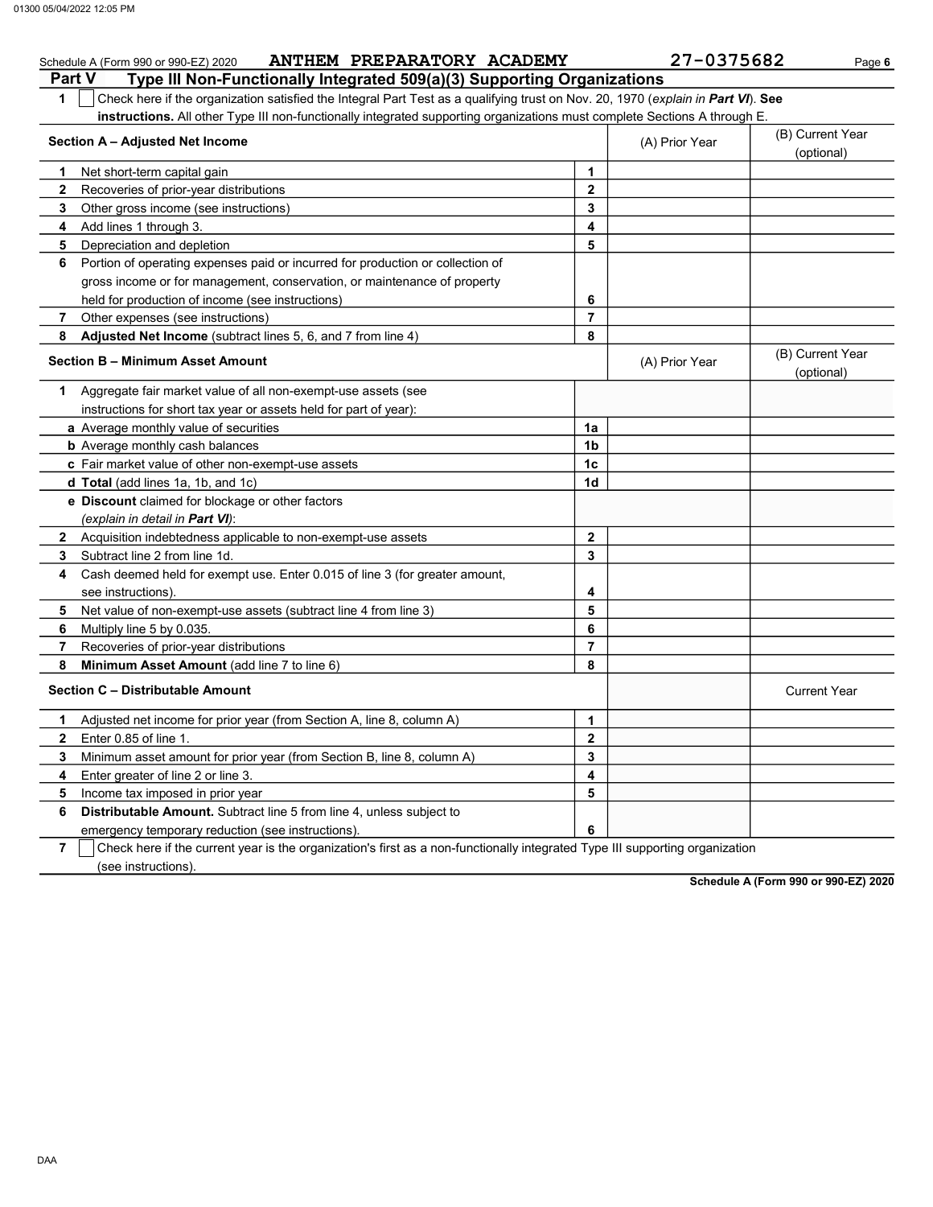Schedule A (Form 990 or 990-EZ) 2020 ANTHEM PREPARATORY ACADEMY 27-0375682

## Part V Type III Non-Functionally Integrated 509(a)(3) Supporting Organizations

**1** ☐ Check here if the organization satisfied the Integral Part Test as a qualifying trust on Nov. 20, 1970 (*explain in **Part VI***). **See instructions.** All other Type III non-functionally integrated supporting organizations must complete Sections A through E.

| **Section A – Adjusted Net Income** | | (A) Prior Year | (B) Current Year (optional) |
|---|---|---|---|
| **1** Net short-term capital gain | 1 | | |
| **2** Recoveries of prior-year distributions | 2 | | |
| **3** Other gross income (see instructions) | 3 | | |
| **4** Add lines 1 through 3. | 4 | | |
| **5** Depreciation and depletion | 5 | | |
| **6** Portion of operating expenses paid or incurred for production or collection of gross income or for management, conservation, or maintenance of property held for production of income (see instructions) | 6 | | |
| **7** Other expenses (see instructions) | 7 | | |
| **8** **Adjusted Net Income** (subtract lines 5, 6, and 7 from line 4) | 8 | | |

| **Section B – Minimum Asset Amount** | | (A) Prior Year | (B) Current Year (optional) |
|---|---|---|---|
| **1** Aggregate fair market value of all non-exempt-use assets (see instructions for short tax year or assets held for part of year): | | | |
| **a** Average monthly value of securities | 1a | | |
| **b** Average monthly cash balances | 1b | | |
| **c** Fair market value of other non-exempt-use assets | 1c | | |
| **d** **Total** (add lines 1a, 1b, and 1c) | 1d | | |
| **e** **Discount** claimed for blockage or other factors (*explain in detail in **Part VI***): | | | |
| **2** Acquisition indebtedness applicable to non-exempt-use assets | 2 | | |
| **3** Subtract line 2 from line 1d. | 3 | | |
| **4** Cash deemed held for exempt use. Enter 0.015 of line 3 (for greater amount, see instructions). | 4 | | |
| **5** Net value of non-exempt-use assets (subtract line 4 from line 3) | 5 | | |
| **6** Multiply line 5 by 0.035. | 6 | | |
| **7** Recoveries of prior-year distributions | 7 | | |
| **8** **Minimum Asset Amount** (add line 7 to line 6) | 8 | | |

| **Section C – Distributable Amount** | | | Current Year |
|---|---|---|---|
| **1** Adjusted net income for prior year (from Section A, line 8, column A) | 1 | | |
| **2** Enter 0.85 of line 1. | 2 | | |
| **3** Minimum asset amount for prior year (from Section B, line 8, column A) | 3 | | |
| **4** Enter greater of line 2 or line 3. | 4 | | |
| **5** Income tax imposed in prior year | 5 | | |
| **6** **Distributable Amount.** Subtract line 5 from line 4, unless subject to emergency temporary reduction (see instructions). | 6 | | |

**7** ☐ Check here if the current year is the organization's first as a non-functionally integrated Type III supporting organization (see instructions).

**Schedule A (Form 990 or 990-EZ) 2020**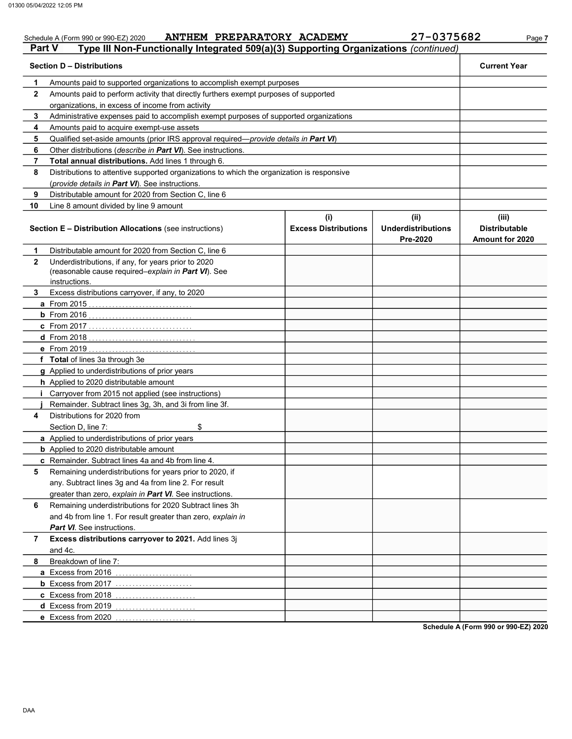Schedule A (Form 990 or 990-EZ) 2020 **ANTHEM PREPARATORY ACADEMY** 27-0375682

## Part V Type III Non-Functionally Integrated 509(a)(3) Supporting Organizations *(continued)*

| **Section D – Distributions** | | **Current Year** |
|---|---|---|
| 1 | Amounts paid to supported organizations to accomplish exempt purposes | |
| 2 | Amounts paid to perform activity that directly furthers exempt purposes of supported organizations, in excess of income from activity | |
| 3 | Administrative expenses paid to accomplish exempt purposes of supported organizations | |
| 4 | Amounts paid to acquire exempt-use assets | |
| 5 | Qualified set-aside amounts (prior IRS approval required—*provide details in* ***Part VI***) | |
| 6 | Other distributions (*describe in* ***Part VI***). See instructions. | |
| 7 | **Total annual distributions.** Add lines 1 through 6. | |
| 8 | Distributions to attentive supported organizations to which the organization is responsive (*provide details in* ***Part VI***). See instructions. | |
| 9 | Distributable amount for 2020 from Section C, line 6 | |
| 10 | Line 8 amount divided by line 9 amount | |

| **Section E – Distribution Allocations** (see instructions) | | **(i) Excess Distributions** | **(ii) Underdistributions Pre-2020** | **(iii) Distributable Amount for 2020** |
|---|---|---|---|---|
| 1 | Distributable amount for 2020 from Section C, line 6 | | | |
| 2 | Underdistributions, if any, for years prior to 2020 (reasonable cause required–*explain in* ***Part VI***). See instructions. | | | |
| 3 | Excess distributions carryover, if any, to 2020 | | | |
| a | From 2015 | | | |
| b | From 2016 | | | |
| c | From 2017 | | | |
| d | From 2018 | | | |
| e | From 2019 | | | |
| f | **Total** of lines 3a through 3e | | | |
| g | Applied to underdistributions of prior years | | | |
| h | Applied to 2020 distributable amount | | | |
| i | Carryover from 2015 not applied (see instructions) | | | |
| j | Remainder. Subtract lines 3g, 3h, and 3i from line 3f. | | | |
| 4 | Distributions for 2020 from Section D, line 7: $ | | | |
| a | Applied to underdistributions of prior years | | | |
| b | Applied to 2020 distributable amount | | | |
| c | Remainder. Subtract lines 4a and 4b from line 4. | | | |
| 5 | Remaining underdistributions for years prior to 2020, if any. Subtract lines 3g and 4a from line 2. For result greater than zero, *explain in* ***Part VI***. See instructions. | | | |
| 6 | Remaining underdistributions for 2020 Subtract lines 3h and 4b from line 1. For result greater than zero, *explain in* ***Part VI***. See instructions. | | | |
| 7 | **Excess distributions carryover to 2021.** Add lines 3j and 4c. | | | |
| 8 | Breakdown of line 7: | | | |
| a | Excess from 2016 | | | |
| b | Excess from 2017 | | | |
| c | Excess from 2018 | | | |
| d | Excess from 2019 | | | |
| e | Excess from 2020 | | | |

**Schedule A (Form 990 or 990-EZ) 2020**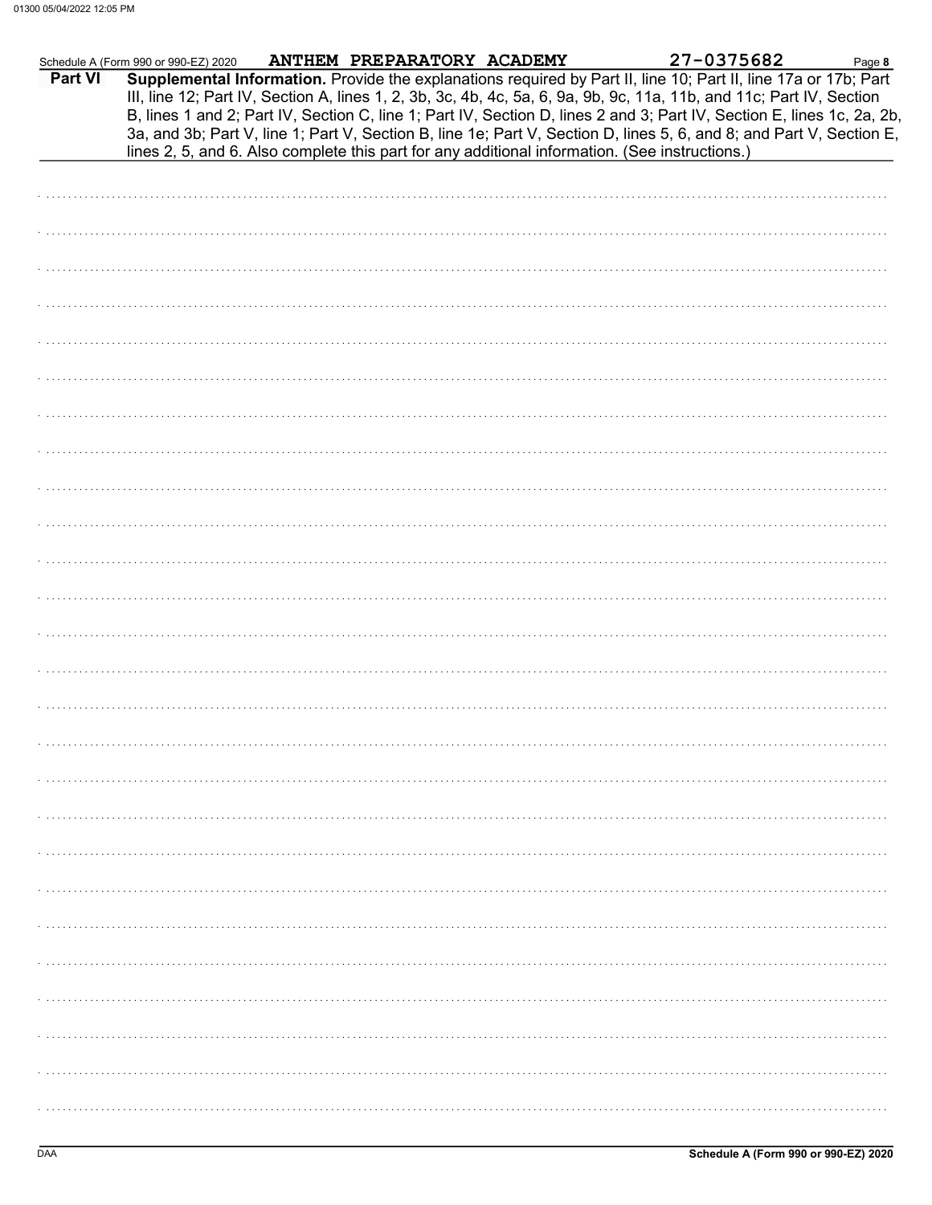Schedule A (Form 990 or 990-EZ) 2020 ANTHEM PREPARATORY ACADEMY 27-0375682

**Part VI** **Supplemental Information.** Provide the explanations required by Part II, line 10; Part II, line 17a or 17b; Part III, line 12; Part IV, Section A, lines 1, 2, 3b, 3c, 4b, 4c, 5a, 6, 9a, 9b, 9c, 11a, 11b, and 11c; Part IV, Section B, lines 1 and 2; Part IV, Section C, line 1; Part IV, Section D, lines 2 and 3; Part IV, Section E, lines 1c, 2a, 2b, 3a, and 3b; Part V, line 1; Part V, Section B, line 1e; Part V, Section D, lines 5, 6, and 8; and Part V, Section E, lines 2, 5, and 6. Also complete this part for any additional information. (See instructions.)

DAA

**Schedule A (Form 990 or 990-EZ) 2020**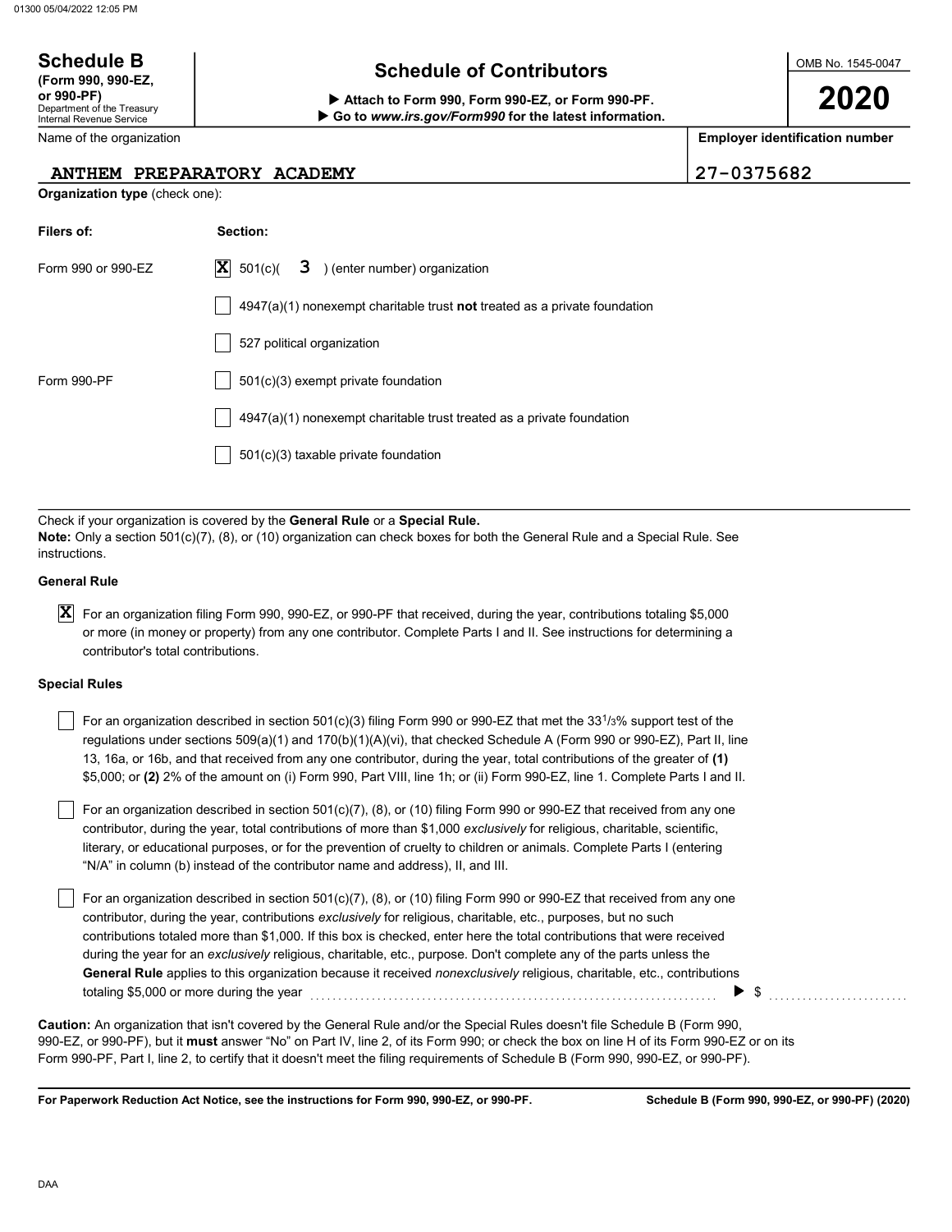**Schedule B**
**(Form 990, 990-EZ, or 990-PF)**
Department of the Treasury
Internal Revenue Service

# Schedule of Contributors

▶ **Attach to Form 990, Form 990-EZ, or Form 990-PF.**
▶ **Go to *www.irs.gov/Form990* for the latest information.**

OMB No. 1545-0047

**2020**

| Name of the organization | **Employer identification number** |
|---|---|
| ANTHEM PREPARATORY ACADEMY | 27-0375682 |

**Organization type** (check one):

| **Filers of:** | **Section:** |
|---|---|
| Form 990 or 990-EZ | [X] 501(c)( 3 ) (enter number) organization |
| | [ ] 4947(a)(1) nonexempt charitable trust **not** treated as a private foundation |
| | [ ] 527 political organization |
| Form 990-PF | [ ] 501(c)(3) exempt private foundation |
| | [ ] 4947(a)(1) nonexempt charitable trust treated as a private foundation |
| | [ ] 501(c)(3) taxable private foundation |

Check if your organization is covered by the **General Rule** or a **Special Rule.**
**Note:** Only a section 501(c)(7), (8), or (10) organization can check boxes for both the General Rule and a Special Rule. See instructions.

**General Rule**

[X] For an organization filing Form 990, 990-EZ, or 990-PF that received, during the year, contributions totaling $5,000 or more (in money or property) from any one contributor. Complete Parts I and II. See instructions for determining a contributor's total contributions.

**Special Rules**

[ ] For an organization described in section 501(c)(3) filing Form 990 or 990-EZ that met the 33 1/3% support test of the regulations under sections 509(a)(1) and 170(b)(1)(A)(vi), that checked Schedule A (Form 990 or 990-EZ), Part II, line 13, 16a, or 16b, and that received from any one contributor, during the year, total contributions of the greater of **(1)** $5,000; or **(2)** 2% of the amount on (i) Form 990, Part VIII, line 1h; or (ii) Form 990-EZ, line 1. Complete Parts I and II.

[ ] For an organization described in section 501(c)(7), (8), or (10) filing Form 990 or 990-EZ that received from any one contributor, during the year, total contributions of more than $1,000 *exclusively* for religious, charitable, scientific, literary, or educational purposes, or for the prevention of cruelty to children or animals. Complete Parts I (entering "N/A" in column (b) instead of the contributor name and address), II, and III.

[ ] For an organization described in section 501(c)(7), (8), or (10) filing Form 990 or 990-EZ that received from any one contributor, during the year, contributions *exclusively* for religious, charitable, etc., purposes, but no such contributions totaled more than $1,000. If this box is checked, enter here the total contributions that were received during the year for an *exclusively* religious, charitable, etc., purpose. Don't complete any of the parts unless the **General Rule** applies to this organization because it received *nonexclusively* religious, charitable, etc., contributions totaling $5,000 or more during the year . . . . . . ▶ $ . . . . . . . . . . .

**Caution:** An organization that isn't covered by the General Rule and/or the Special Rules doesn't file Schedule B (Form 990, 990-EZ, or 990-PF), but it **must** answer "No" on Part IV, line 2, of its Form 990; or check the box on line H of its Form 990-EZ or on its Form 990-PF, Part I, line 2, to certify that it doesn't meet the filing requirements of Schedule B (Form 990, 990-EZ, or 990-PF).

**For Paperwork Reduction Act Notice, see the instructions for Form 990, 990-EZ, or 990-PF.** **Schedule B (Form 990, 990-EZ, or 990-PF) (2020)**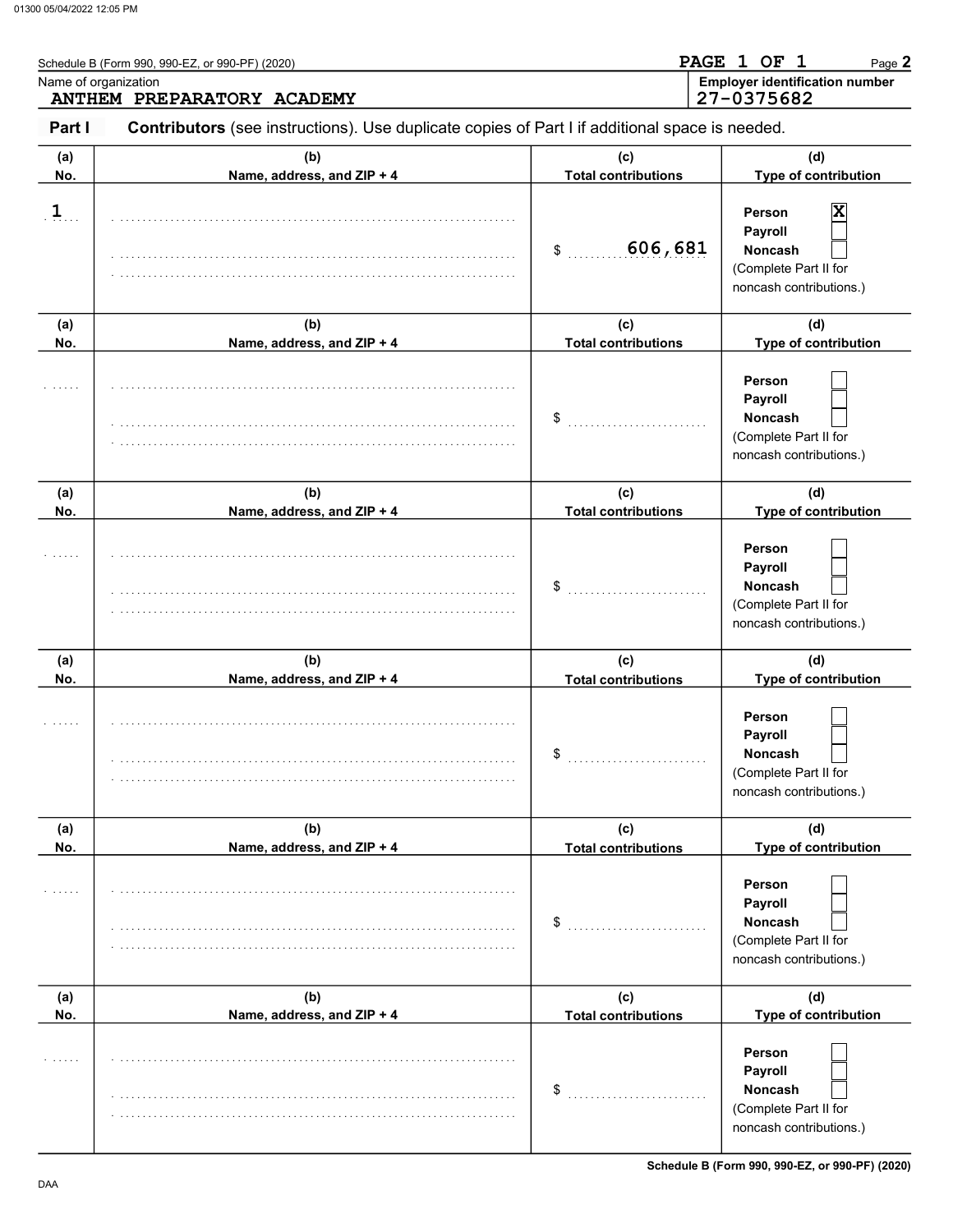Schedule B (Form 990, 990-EZ, or 990-PF) (2020)

Name of organization: ANTHEM PREPARATORY ACADEMY

Employer identification number: 27-0375682

**Part I** **Contributors** (see instructions). Use duplicate copies of Part I if additional space is needed.

| (a) No. | (b) Name, address, and ZIP + 4 | (c) Total contributions | (d) Type of contribution |
|---|---|---|---|
| 1 | | $ 606,681 | Person [X] Payroll [ ] Noncash [ ] (Complete Part II for noncash contributions.) |
| | | $ | Person [ ] Payroll [ ] Noncash [ ] (Complete Part II for noncash contributions.) |
| | | $ | Person [ ] Payroll [ ] Noncash [ ] (Complete Part II for noncash contributions.) |
| | | $ | Person [ ] Payroll [ ] Noncash [ ] (Complete Part II for noncash contributions.) |
| | | $ | Person [ ] Payroll [ ] Noncash [ ] (Complete Part II for noncash contributions.) |
| | | $ | Person [ ] Payroll [ ] Noncash [ ] (Complete Part II for noncash contributions.) |

Schedule B (Form 990, 990-EZ, or 990-PF) (2020)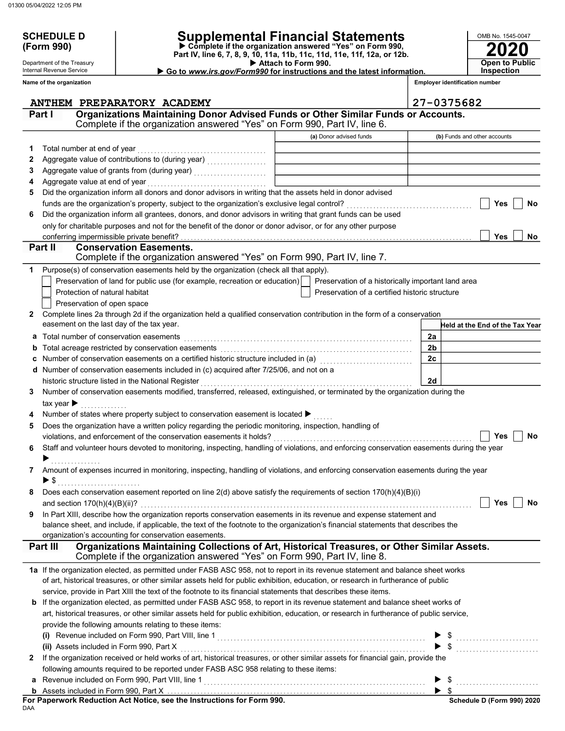**SCHEDULE D (Form 990)**

Department of the Treasury
Internal Revenue Service

# Supplemental Financial Statements

▶ Complete if the organization answered "Yes" on Form 990, Part IV, line 6, 7, 8, 9, 10, 11a, 11b, 11c, 11d, 11e, 11f, 12a, or 12b.
▶ Attach to Form 990.
▶ Go to *www.irs.gov/Form990* for instructions and the latest information.

OMB No. 1545-0047
**2020**
**Open to Public Inspection**

**Name of the organization:** ANTHEM PREPARATORY ACADEMY
**Employer identification number:** 27-0375682

## Part I Organizations Maintaining Donor Advised Funds or Other Similar Funds or Accounts.
Complete if the organization answered "Yes" on Form 990, Part IV, line 6.

| | | (a) Donor advised funds | (b) Funds and other accounts |
|---|---|---|---|
| 1 | Total number at end of year | | |
| 2 | Aggregate value of contributions to (during year) | | |
| 3 | Aggregate value of grants from (during year) | | |
| 4 | Aggregate value at end of year | | |

5 Did the organization inform all donors and donor advisors in writing that the assets held in donor advised funds are the organization's property, subject to the organization's exclusive legal control? ☐ Yes ☐ No

6 Did the organization inform all grantees, donors, and donor advisors in writing that grant funds can be used only for charitable purposes and not for the benefit of the donor or donor advisor, or for any other purpose conferring impermissible private benefit? ☐ Yes ☐ No

## Part II Conservation Easements.
Complete if the organization answered "Yes" on Form 990, Part IV, line 7.

1 Purpose(s) of conservation easements held by the organization (check all that apply).
- ☐ Preservation of land for public use (for example, recreation or education)
- ☐ Preservation of a historically important land area
- ☐ Protection of natural habitat
- ☐ Preservation of a certified historic structure
- ☐ Preservation of open space

2 Complete lines 2a through 2d if the organization held a qualified conservation contribution in the form of a conservation easement on the last day of the tax year.

| | | | Held at the End of the Tax Year |
|---|---|---|---|
| a | Total number of conservation easements | 2a | |
| b | Total acreage restricted by conservation easements | 2b | |
| c | Number of conservation easements on a certified historic structure included in (a) | 2c | |
| d | Number of conservation easements included in (c) acquired after 7/25/06, and not on a historic structure listed in the National Register | 2d | |

3 Number of conservation easements modified, transferred, released, extinguished, or terminated by the organization during the tax year ▶

4 Number of states where property subject to conservation easement is located ▶

5 Does the organization have a written policy regarding the periodic monitoring, inspection, handling of violations, and enforcement of the conservation easements it holds? ☐ Yes ☐ No

6 Staff and volunteer hours devoted to monitoring, inspecting, handling of violations, and enforcing conservation easements during the year ▶

7 Amount of expenses incurred in monitoring, inspecting, handling of violations, and enforcing conservation easements during the year ▶ $

8 Does each conservation easement reported on line 2(d) above satisfy the requirements of section 170(h)(4)(B)(i) and section 170(h)(4)(B)(ii)? ☐ Yes ☐ No

9 In Part XIII, describe how the organization reports conservation easements in its revenue and expense statement and balance sheet, and include, if applicable, the text of the footnote to the organization's financial statements that describes the organization's accounting for conservation easements.

## Part III Organizations Maintaining Collections of Art, Historical Treasures, or Other Similar Assets.
Complete if the organization answered "Yes" on Form 990, Part IV, line 8.

1a If the organization elected, as permitted under FASB ASC 958, not to report in its revenue statement and balance sheet works of art, historical treasures, or other similar assets held for public exhibition, education, or research in furtherance of public service, provide in Part XIII the text of the footnote to its financial statements that describes these items.

b If the organization elected, as permitted under FASB ASC 958, to report in its revenue statement and balance sheet works of art, historical treasures, or other similar assets held for public exhibition, education, or research in furtherance of public service, provide the following amounts relating to these items:

(i) Revenue included on Form 990, Part VIII, line 1 ▶ $

(ii) Assets included in Form 990, Part X ▶ $

2 If the organization received or held works of art, historical treasures, or other similar assets for financial gain, provide the following amounts required to be reported under FASB ASC 958 relating to these items:

a Revenue included on Form 990, Part VIII, line 1 ▶ $

b Assets included in Form 990, Part X ▶ $

**For Paperwork Reduction Act Notice, see the Instructions for Form 990.** **Schedule D (Form 990) 2020**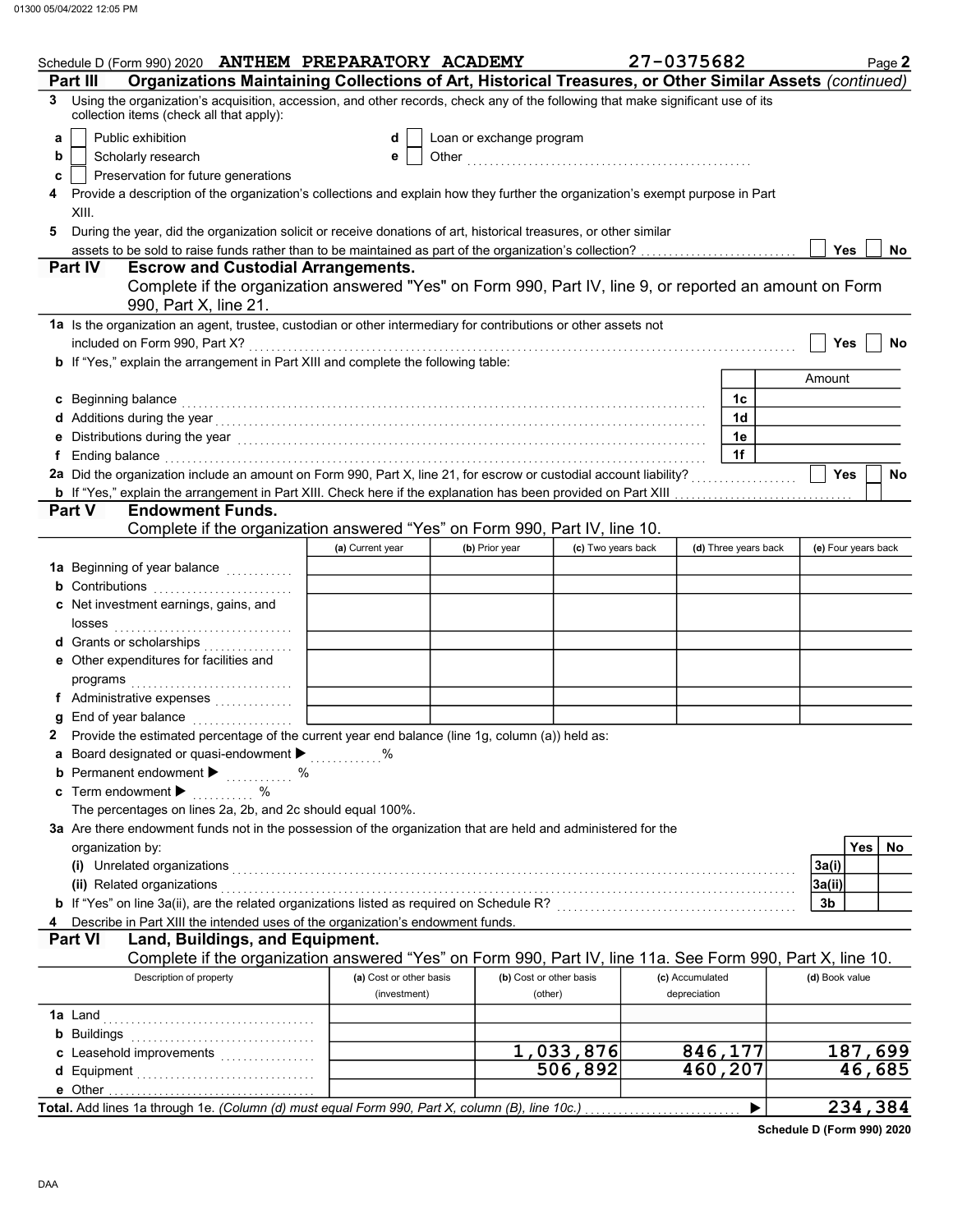Schedule D (Form 990) 2020 **ANTHEM PREPARATORY ACADEMY** 27-0375682

## Part III Organizations Maintaining Collections of Art, Historical Treasures, or Other Similar Assets *(continued)*

**3** Using the organization's acquisition, accession, and other records, check any of the following that make significant use of its collection items (check all that apply):

- **a** ☐ Public exhibition
- **b** ☐ Scholarly research
- **c** ☐ Preservation for future generations
- **d** ☐ Loan or exchange program
- **e** ☐ Other ..........

**4** Provide a description of the organization's collections and explain how they further the organization's exempt purpose in Part XIII.

**5** During the year, did the organization solicit or receive donations of art, historical treasures, or other similar assets to be sold to raise funds rather than to be maintained as part of the organization's collection? ☐ Yes ☐ No

## Part IV Escrow and Custodial Arrangements.

Complete if the organization answered "Yes" on Form 990, Part IV, line 9, or reported an amount on Form 990, Part X, line 21.

**1a** Is the organization an agent, trustee, custodian or other intermediary for contributions or other assets not included on Form 990, Part X? ☐ Yes ☐ No

**b** If "Yes," explain the arrangement in Part XIII and complete the following table:

| | | Amount |
|---|---|---|
| **c** Beginning balance | 1c | |
| **d** Additions during the year | 1d | |
| **e** Distributions during the year | 1e | |
| **f** Ending balance | 1f | |

**2a** Did the organization include an amount on Form 990, Part X, line 21, for escrow or custodial account liability? ☐ Yes ☐ No

**b** If "Yes," explain the arrangement in Part XIII. Check here if the explanation has been provided on Part XIII ☐

## Part V Endowment Funds.

Complete if the organization answered "Yes" on Form 990, Part IV, line 10.

| | (a) Current year | (b) Prior year | (c) Two years back | (d) Three years back | (e) Four years back |
|---|---|---|---|---|---|
| **1a** Beginning of year balance | | | | | |
| **b** Contributions | | | | | |
| **c** Net investment earnings, gains, and losses | | | | | |
| **d** Grants or scholarships | | | | | |
| **e** Other expenditures for facilities and programs | | | | | |
| **f** Administrative expenses | | | | | |
| **g** End of year balance | | | | | |

**2** Provide the estimated percentage of the current year end balance (line 1g, column (a)) held as:

- **a** Board designated or quasi-endowment ▶ ..........%
- **b** Permanent endowment ▶ ..........%
- **c** Term endowment ▶ ..........%

The percentages on lines 2a, 2b, and 2c should equal 100%.

**3a** Are there endowment funds not in the possession of the organization that are held and administered for the organization by:

| | | Yes | No |
|---|---|---|---|
| **(i)** Unrelated organizations | 3a(i) | | |
| **(ii)** Related organizations | 3a(ii) | | |
| **b** If "Yes" on line 3a(ii), are the related organizations listed as required on Schedule R? | 3b | | |

**4** Describe in Part XIII the intended uses of the organization's endowment funds.

## Part VI Land, Buildings, and Equipment.

Complete if the organization answered "Yes" on Form 990, Part IV, line 11a. See Form 990, Part X, line 10.

| Description of property | (a) Cost or other basis (investment) | (b) Cost or other basis (other) | (c) Accumulated depreciation | (d) Book value |
|---|---|---|---|---|
| **1a** Land | | | | |
| **b** Buildings | | | | |
| **c** Leasehold improvements | | 1,033,876 | 846,177 | 187,699 |
| **d** Equipment | | 506,892 | 460,207 | 46,685 |
| **e** Other | | | | |
| **Total.** Add lines 1a through 1e. *(Column (d) must equal Form 990, Part X, column (B), line 10c.)* ▶ | | | | 234,384 |

**Schedule D (Form 990) 2020**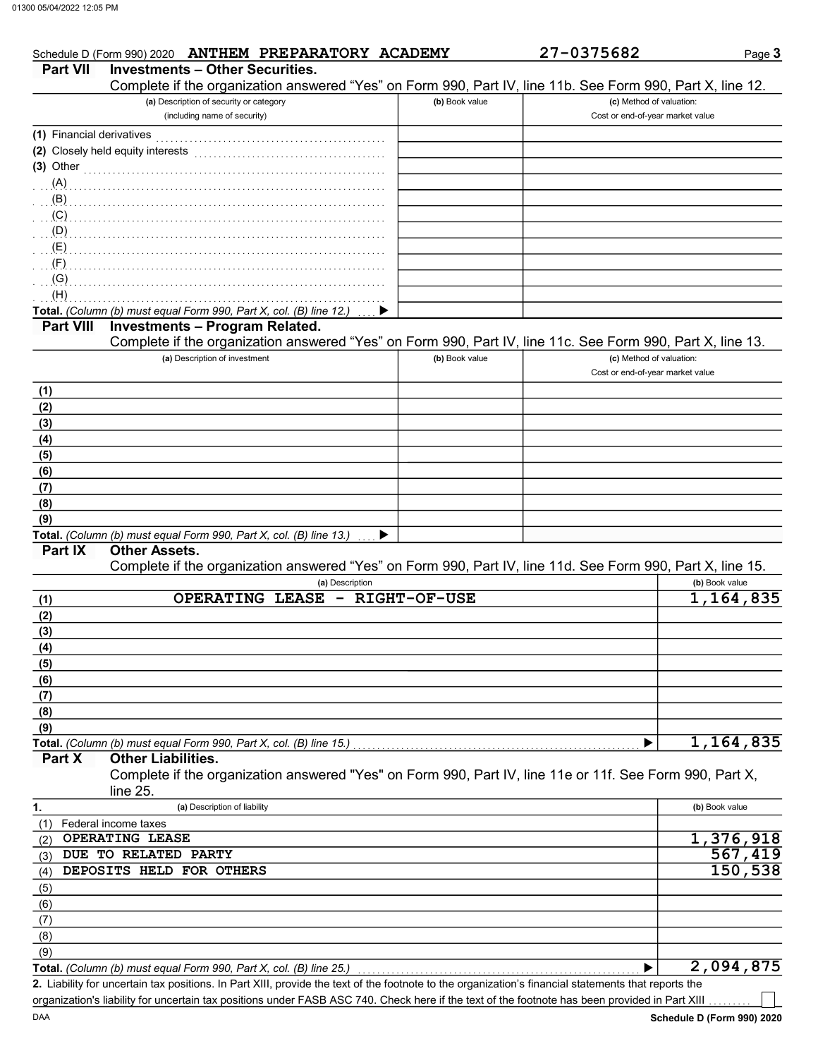Schedule D (Form 990) 2020 ANTHEM PREPARATORY ACADEMY 27-0375682

## Part VII Investments – Other Securities.

Complete if the organization answered "Yes" on Form 990, Part IV, line 11b. See Form 990, Part X, line 12.

| (a) Description of security or category (including name of security) | (b) Book value | (c) Method of valuation: Cost or end-of-year market value |
|---|---|---|
| (1) Financial derivatives | | |
| (2) Closely held equity interests | | |
| (3) Other | | |
| (A) | | |
| (B) | | |
| (C) | | |
| (D) | | |
| (E) | | |
| (F) | | |
| (G) | | |
| (H) | | |
| **Total.** *(Column (b) must equal Form 990, Part X, col. (B) line 12.)* ▶ | | |

## Part VIII Investments – Program Related.

Complete if the organization answered "Yes" on Form 990, Part IV, line 11c. See Form 990, Part X, line 13.

| (a) Description of investment | (b) Book value | (c) Method of valuation: Cost or end-of-year market value |
|---|---|---|
| (1) | | |
| (2) | | |
| (3) | | |
| (4) | | |
| (5) | | |
| (6) | | |
| (7) | | |
| (8) | | |
| (9) | | |
| **Total.** *(Column (b) must equal Form 990, Part X, col. (B) line 13.)* ▶ | | |

## Part IX Other Assets.

Complete if the organization answered "Yes" on Form 990, Part IV, line 11d. See Form 990, Part X, line 15.

| (a) Description | (b) Book value |
|---|---|
| (1) OPERATING LEASE - RIGHT-OF-USE | 1,164,835 |
| (2) | |
| (3) | |
| (4) | |
| (5) | |
| (6) | |
| (7) | |
| (8) | |
| (9) | |
| **Total.** *(Column (b) must equal Form 990, Part X, col. (B) line 15.)* ▶ | 1,164,835 |

## Part X Other Liabilities.

Complete if the organization answered "Yes" on Form 990, Part IV, line 11e or 11f. See Form 990, Part X, line 25.

| 1. (a) Description of liability | (b) Book value |
|---|---|
| (1) Federal income taxes | |
| (2) OPERATING LEASE | 1,376,918 |
| (3) DUE TO RELATED PARTY | 567,419 |
| (4) DEPOSITS HELD FOR OTHERS | 150,538 |
| (5) | |
| (6) | |
| (7) | |
| (8) | |
| (9) | |
| **Total.** *(Column (b) must equal Form 990, Part X, col. (B) line 25.)* ▶ | 2,094,875 |

**2.** Liability for uncertain tax positions. In Part XIII, provide the text of the footnote to the organization's financial statements that reports the organization's liability for uncertain tax positions under FASB ASC 740. Check here if the text of the footnote has been provided in Part XIII ☐

Schedule D (Form 990) 2020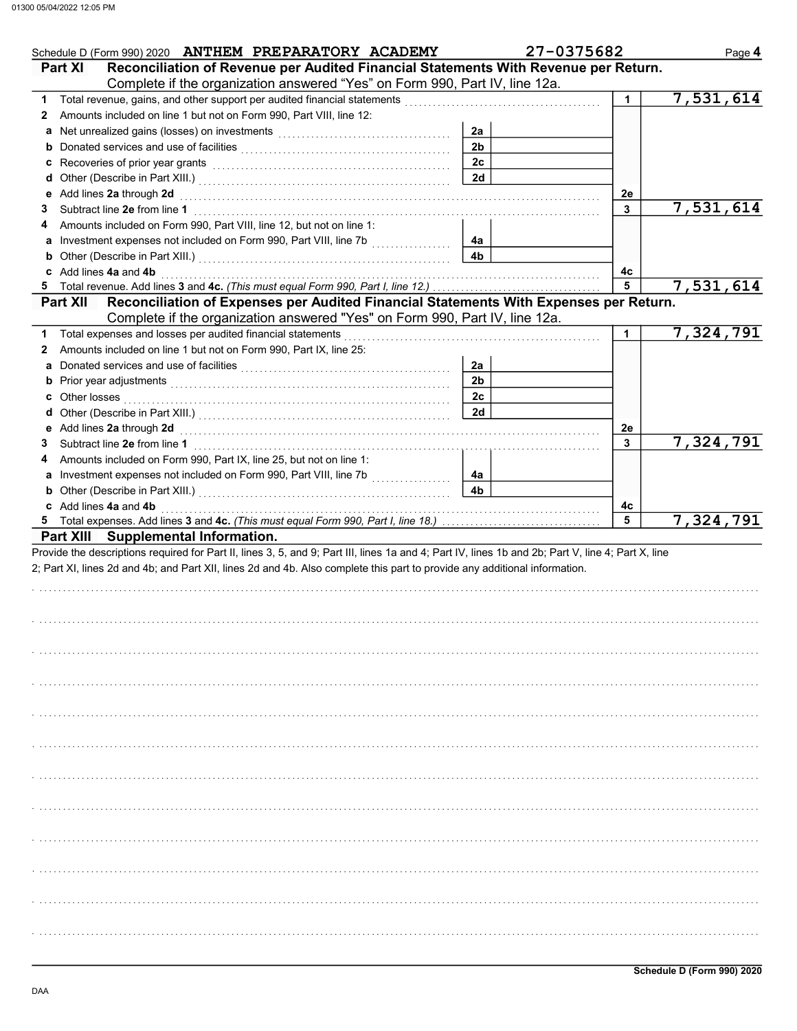Schedule D (Form 990) 2020 **ANTHEM PREPARATORY ACADEMY** 27-0375682

## Part XI Reconciliation of Revenue per Audited Financial Statements With Revenue per Return.

Complete if the organization answered "Yes" on Form 990, Part IV, line 12a.

| | | | | | |
|---|---|---|---|---|---|
| **1** | Total revenue, gains, and other support per audited financial statements | | | 1 | 7,531,614 |
| **2** | Amounts included on line 1 but not on Form 990, Part VIII, line 12: | | | | |
| **a** | Net unrealized gains (losses) on investments | 2a | | | |
| **b** | Donated services and use of facilities | 2b | | | |
| **c** | Recoveries of prior year grants | 2c | | | |
| **d** | Other (Describe in Part XIII.) | 2d | | | |
| **e** | Add lines **2a** through **2d** | | | 2e | |
| **3** | Subtract line **2e** from line **1** | | | 3 | 7,531,614 |
| **4** | Amounts included on Form 990, Part VIII, line 12, but not on line 1: | | | | |
| **a** | Investment expenses not included on Form 990, Part VIII, line 7b | 4a | | | |
| **b** | Other (Describe in Part XIII.) | 4b | | | |
| **c** | Add lines **4a** and **4b** | | | 4c | |
| **5** | Total revenue. Add lines **3** and **4c.** *(This must equal Form 990, Part I, line 12.)* | | | 5 | 7,531,614 |

## Part XII Reconciliation of Expenses per Audited Financial Statements With Expenses per Return.

Complete if the organization answered "Yes" on Form 990, Part IV, line 12a.

| | | | | | |
|---|---|---|---|---|---|
| **1** | Total expenses and losses per audited financial statements | | | 1 | 7,324,791 |
| **2** | Amounts included on line 1 but not on Form 990, Part IX, line 25: | | | | |
| **a** | Donated services and use of facilities | 2a | | | |
| **b** | Prior year adjustments | 2b | | | |
| **c** | Other losses | 2c | | | |
| **d** | Other (Describe in Part XIII.) | 2d | | | |
| **e** | Add lines **2a** through **2d** | | | 2e | |
| **3** | Subtract line **2e** from line **1** | | | 3 | 7,324,791 |
| **4** | Amounts included on Form 990, Part IX, line 25, but not on line 1: | | | | |
| **a** | Investment expenses not included on Form 990, Part VIII, line 7b | 4a | | | |
| **b** | Other (Describe in Part XIII.) | 4b | | | |
| **c** | Add lines **4a** and **4b** | | | 4c | |
| **5** | Total expenses. Add lines **3** and **4c.** *(This must equal Form 990, Part I, line 18.)* | | | 5 | 7,324,791 |

## Part XIII Supplemental Information.

Provide the descriptions required for Part II, lines 3, 5, and 9; Part III, lines 1a and 4; Part IV, lines 1b and 2b; Part V, line 4; Part X, line 2; Part XI, lines 2d and 4b; and Part XII, lines 2d and 4b. Also complete this part to provide any additional information.

Schedule D (Form 990) 2020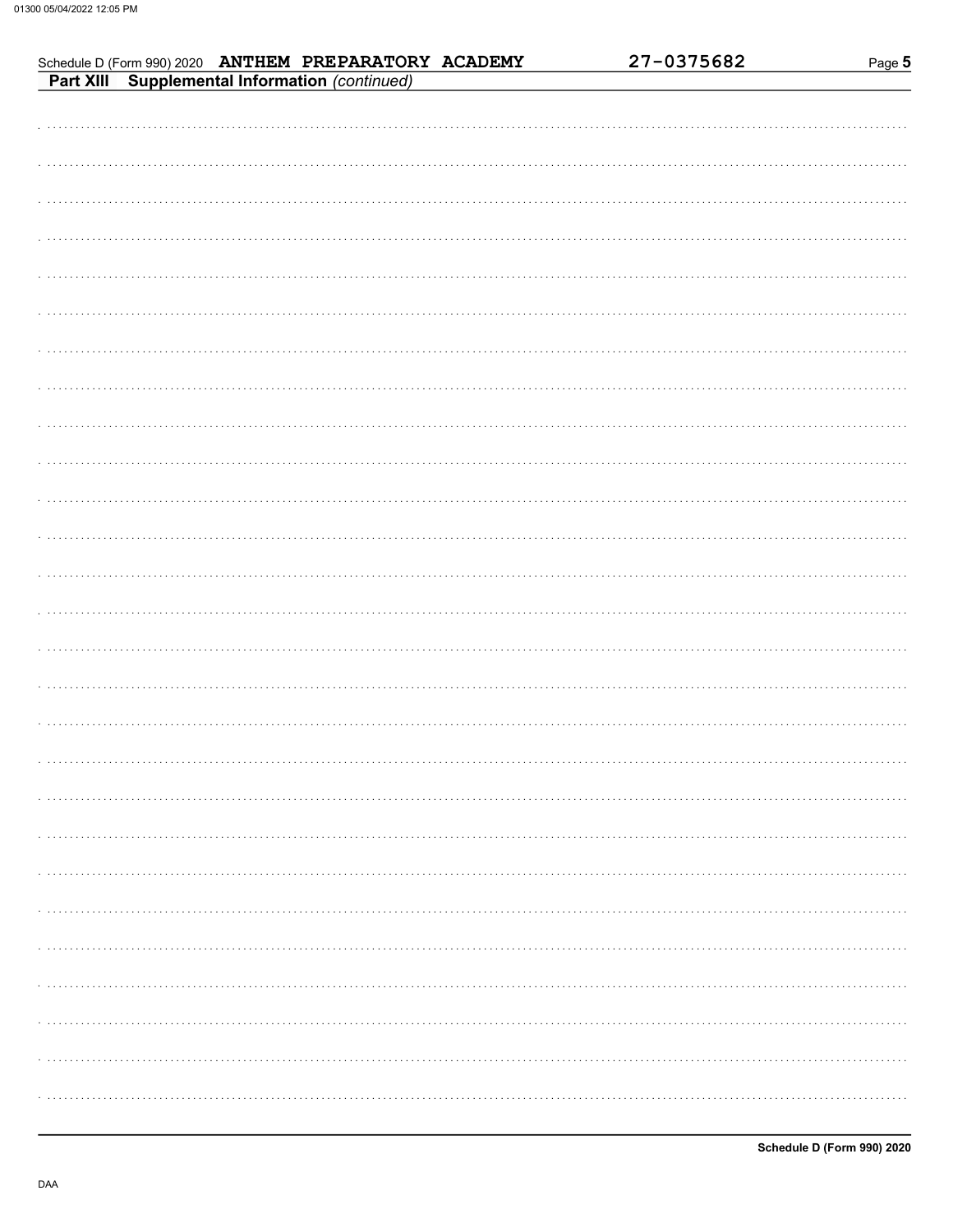Schedule D (Form 990) 2020 ANTHEM PREPARATORY ACADEMY 27-0375682

## Part XIII Supplemental Information *(continued)*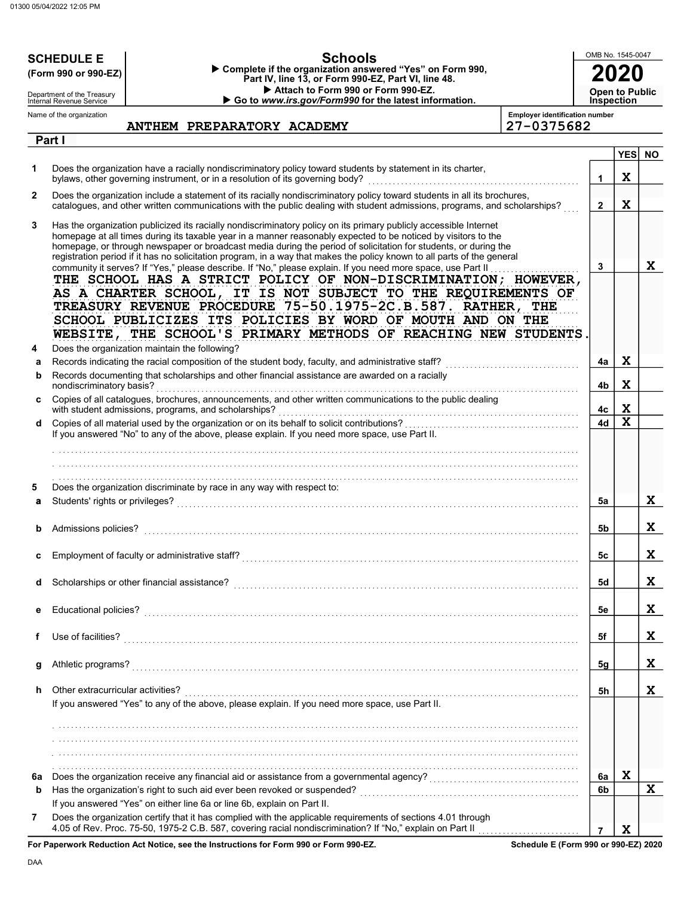# SCHEDULE E (Form 990 or 990-EZ)

Department of the Treasury
Internal Revenue Service

## Schools

▶ Complete if the organization answered "Yes" on Form 990, Part IV, line 13, or Form 990-EZ, Part VI, line 48.
▶ Attach to Form 990 or Form 990-EZ.
▶ Go to *www.irs.gov/Form990* for the latest information.

OMB No. 1545-0047

**2020**

**Open to Public Inspection**

Name of the organization: ANTHEM PREPARATORY ACADEMY

Employer identification number: 27-0375682

### Part I

| | | | YES | NO |
|---|---|---|---|---|
| 1 | Does the organization have a racially nondiscriminatory policy toward students by statement in its charter, bylaws, other governing instrument, or in a resolution of its governing body? | 1 | X | |
| 2 | Does the organization include a statement of its racially nondiscriminatory policy toward students in all its brochures, catalogues, and other written communications with the public dealing with student admissions, programs, and scholarships? | 2 | X | |
| 3 | Has the organization publicized its racially nondiscriminatory policy on its primary publicly accessible Internet homepage at all times during its taxable year in a manner reasonably expected to be noticed by visitors to the homepage, or through newspaper or broadcast media during the period of solicitation for students, or during the registration period if it has no solicitation program, in a way that makes the policy known to all parts of the general community it serves? If "Yes," please describe. If "No," please explain. If you need more space, use Part II | 3 | | X |

THE SCHOOL HAS A STRICT POLICY OF NON-DISCRIMINATION; HOWEVER, AS A CHARTER SCHOOL, IT IS NOT SUBJECT TO THE REQUIREMENTS OF TREASURY REVENUE PROCEDURE 75-50.1975-2C.B.587. RATHER, THE SCHOOL PUBLICIZES ITS POLICIES BY WORD OF MOUTH AND ON THE WEBSITE, THE SCHOOL'S PRIMARY METHODS OF REACHING NEW STUDENTS.

| | | | YES | NO |
|---|---|---|---|---|
| 4 | Does the organization maintain the following? | | | |
| a | Records indicating the racial composition of the student body, faculty, and administrative staff? | 4a | X | |
| b | Records documenting that scholarships and other financial assistance are awarded on a racially nondiscriminatory basis? | 4b | X | |
| c | Copies of all catalogues, brochures, announcements, and other written communications to the public dealing with student admissions, programs, and scholarships? | 4c | X | |
| d | Copies of all material used by the organization or on its behalf to solicit contributions? | 4d | X | |

If you answered "No" to any of the above, please explain. If you need more space, use Part II.

| | | | YES | NO |
|---|---|---|---|---|
| 5 | Does the organization discriminate by race in any way with respect to: | | | |
| a | Students' rights or privileges? | 5a | | X |
| b | Admissions policies? | 5b | | X |
| c | Employment of faculty or administrative staff? | 5c | | X |
| d | Scholarships or other financial assistance? | 5d | | X |
| e | Educational policies? | 5e | | X |
| f | Use of facilities? | 5f | | X |
| g | Athletic programs? | 5g | | X |
| h | Other extracurricular activities? | 5h | | X |

If you answered "Yes" to any of the above, please explain. If you need more space, use Part II.

| | | | YES | NO |
|---|---|---|---|---|
| 6a | Does the organization receive any financial aid or assistance from a governmental agency? | 6a | X | |
| b | Has the organization's right to such aid ever been revoked or suspended? | 6b | | X |
| | If you answered "Yes" on either line 6a or line 6b, explain on Part II. | | | |
| 7 | Does the organization certify that it has complied with the applicable requirements of sections 4.01 through 4.05 of Rev. Proc. 75-50, 1975-2 C.B. 587, covering racial nondiscrimination? If "No," explain on Part II | 7 | X | |

**For Paperwork Reduction Act Notice, see the Instructions for Form 990 or Form 990-EZ.**

**Schedule E (Form 990 or 990-EZ) 2020**

DAA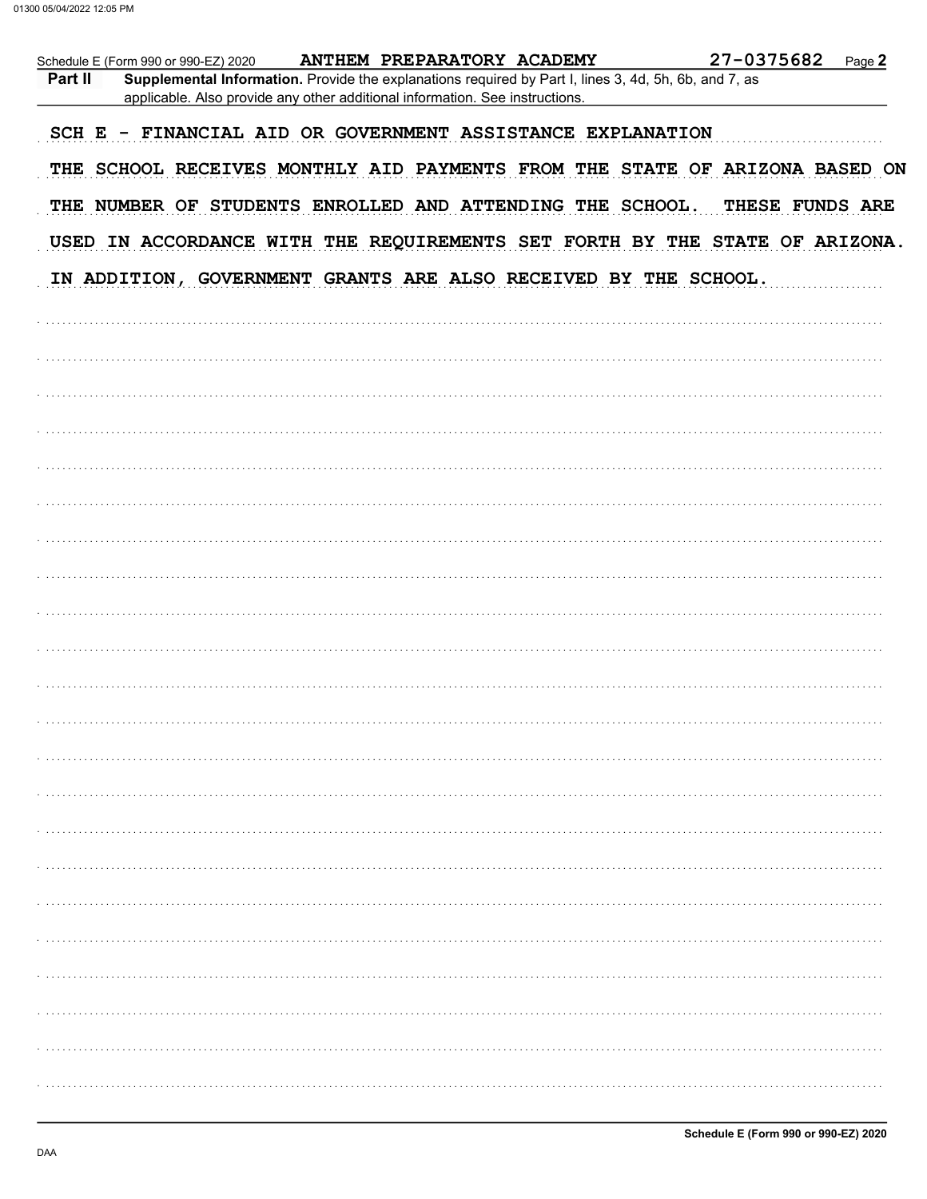Schedule E (Form 990 or 990-EZ) 2020 ANTHEM PREPARATORY ACADEMY 27-0375682 Page **2**

**Part II** **Supplemental Information.** Provide the explanations required by Part I, lines 3, 4d, 5h, 6b, and 7, as applicable. Also provide any other additional information. See instructions.

SCH E - FINANCIAL AID OR GOVERNMENT ASSISTANCE EXPLANATION

THE SCHOOL RECEIVES MONTHLY AID PAYMENTS FROM THE STATE OF ARIZONA BASED ON THE NUMBER OF STUDENTS ENROLLED AND ATTENDING THE SCHOOL. THESE FUNDS ARE USED IN ACCORDANCE WITH THE REQUIREMENTS SET FORTH BY THE STATE OF ARIZONA. IN ADDITION, GOVERNMENT GRANTS ARE ALSO RECEIVED BY THE SCHOOL.

Schedule E (Form 990 or 990-EZ) 2020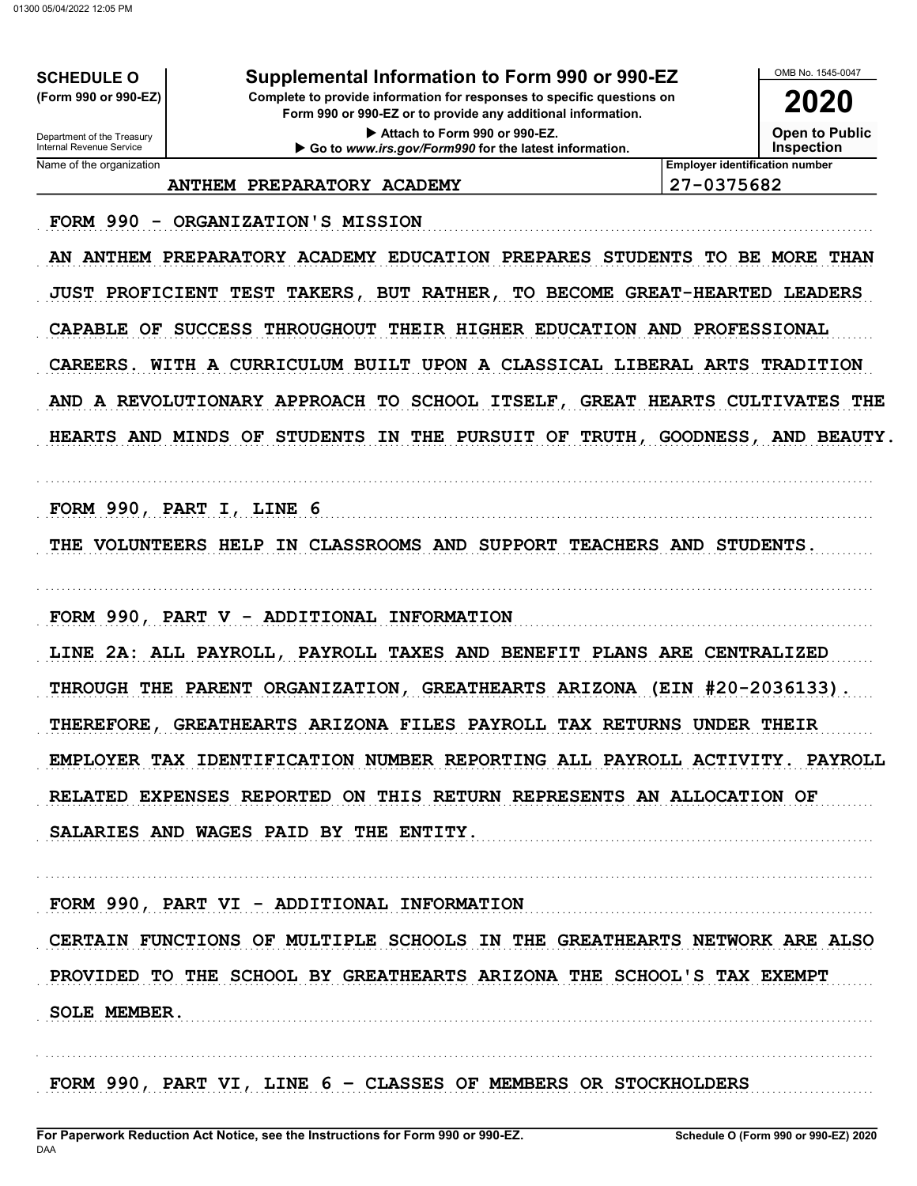**SCHEDULE O**
**(Form 990 or 990-EZ)**

Department of the Treasury
Internal Revenue Service

# Supplemental Information to Form 990 or 990-EZ

**Complete to provide information for responses to specific questions on Form 990 or 990-EZ or to provide any additional information.**

▶ Attach to Form 990 or 990-EZ.
▶ Go to *www.irs.gov/Form990* for the latest information.

OMB No. 1545-0047

**2020**

**Open to Public Inspection**

| Name of the organization | Employer identification number |
|---|---|
| ANTHEM PREPARATORY ACADEMY | 27-0375682 |

FORM 990 - ORGANIZATION'S MISSION

AN ANTHEM PREPARATORY ACADEMY EDUCATION PREPARES STUDENTS TO BE MORE THAN JUST PROFICIENT TEST TAKERS, BUT RATHER, TO BECOME GREAT-HEARTED LEADERS CAPABLE OF SUCCESS THROUGHOUT THEIR HIGHER EDUCATION AND PROFESSIONAL CAREERS. WITH A CURRICULUM BUILT UPON A CLASSICAL LIBERAL ARTS TRADITION AND A REVOLUTIONARY APPROACH TO SCHOOL ITSELF, GREAT HEARTS CULTIVATES THE HEARTS AND MINDS OF STUDENTS IN THE PURSUIT OF TRUTH, GOODNESS, AND BEAUTY.

FORM 990, PART I, LINE 6

THE VOLUNTEERS HELP IN CLASSROOMS AND SUPPORT TEACHERS AND STUDENTS.

FORM 990, PART V - ADDITIONAL INFORMATION

LINE 2A: ALL PAYROLL, PAYROLL TAXES AND BENEFIT PLANS ARE CENTRALIZED THROUGH THE PARENT ORGANIZATION, GREATHEARTS ARIZONA (EIN #20-2036133). THEREFORE, GREATHEARTS ARIZONA FILES PAYROLL TAX RETURNS UNDER THEIR EMPLOYER TAX IDENTIFICATION NUMBER REPORTING ALL PAYROLL ACTIVITY. PAYROLL RELATED EXPENSES REPORTED ON THIS RETURN REPRESENTS AN ALLOCATION OF SALARIES AND WAGES PAID BY THE ENTITY.

FORM 990, PART VI - ADDITIONAL INFORMATION

CERTAIN FUNCTIONS OF MULTIPLE SCHOOLS IN THE GREATHEARTS NETWORK ARE ALSO PROVIDED TO THE SCHOOL BY GREATHEARTS ARIZONA THE SCHOOL'S TAX EXEMPT SOLE MEMBER.

FORM 990, PART VI, LINE 6 - CLASSES OF MEMBERS OR STOCKHOLDERS

**For Paperwork Reduction Act Notice, see the Instructions for Form 990 or 990-EZ.**
DAA
**Schedule O (Form 990 or 990-EZ) 2020**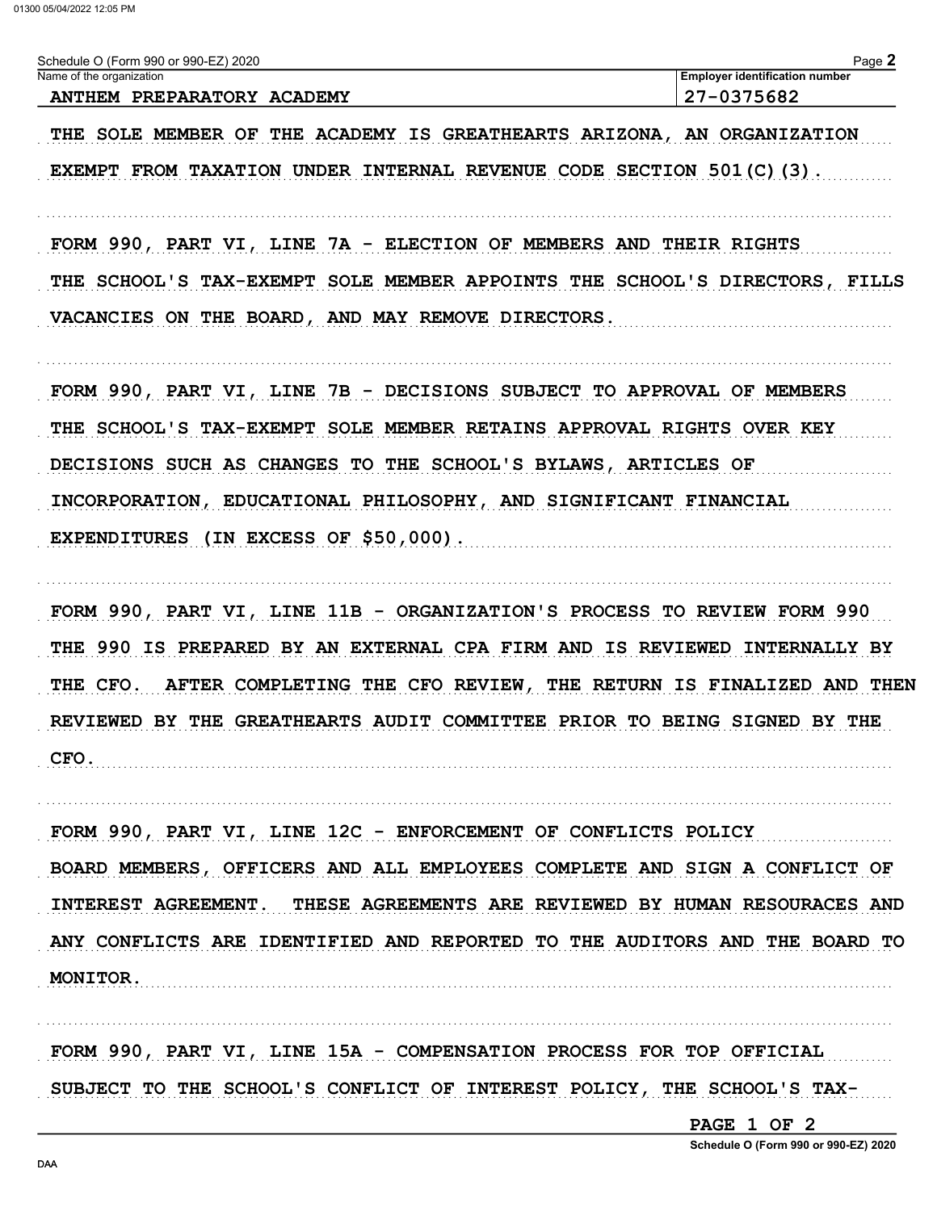Schedule O (Form 990 or 990-EZ) 2020

Name of the organization: ANTHEM PREPARATORY ACADEMY

Employer identification number: 27-0375682

THE SOLE MEMBER OF THE ACADEMY IS GREATHEARTS ARIZONA, AN ORGANIZATION EXEMPT FROM TAXATION UNDER INTERNAL REVENUE CODE SECTION 501(C)(3).

FORM 990, PART VI, LINE 7A - ELECTION OF MEMBERS AND THEIR RIGHTS

THE SCHOOL'S TAX-EXEMPT SOLE MEMBER APPOINTS THE SCHOOL'S DIRECTORS, FILLS VACANCIES ON THE BOARD, AND MAY REMOVE DIRECTORS.

FORM 990, PART VI, LINE 7B - DECISIONS SUBJECT TO APPROVAL OF MEMBERS

THE SCHOOL'S TAX-EXEMPT SOLE MEMBER RETAINS APPROVAL RIGHTS OVER KEY DECISIONS SUCH AS CHANGES TO THE SCHOOL'S BYLAWS, ARTICLES OF INCORPORATION, EDUCATIONAL PHILOSOPHY, AND SIGNIFICANT FINANCIAL EXPENDITURES (IN EXCESS OF $50,000).

FORM 990, PART VI, LINE 11B - ORGANIZATION'S PROCESS TO REVIEW FORM 990

THE 990 IS PREPARED BY AN EXTERNAL CPA FIRM AND IS REVIEWED INTERNALLY BY THE CFO. AFTER COMPLETING THE CFO REVIEW, THE RETURN IS FINALIZED AND THEN REVIEWED BY THE GREATHEARTS AUDIT COMMITTEE PRIOR TO BEING SIGNED BY THE CFO.

FORM 990, PART VI, LINE 12C - ENFORCEMENT OF CONFLICTS POLICY

BOARD MEMBERS, OFFICERS AND ALL EMPLOYEES COMPLETE AND SIGN A CONFLICT OF INTEREST AGREEMENT. THESE AGREEMENTS ARE REVIEWED BY HUMAN RESOURACES AND ANY CONFLICTS ARE IDENTIFIED AND REPORTED TO THE AUDITORS AND THE BOARD TO MONITOR.

FORM 990, PART VI, LINE 15A - COMPENSATION PROCESS FOR TOP OFFICIAL

SUBJECT TO THE SCHOOL'S CONFLICT OF INTEREST POLICY, THE SCHOOL'S TAX-

PAGE 1 OF 2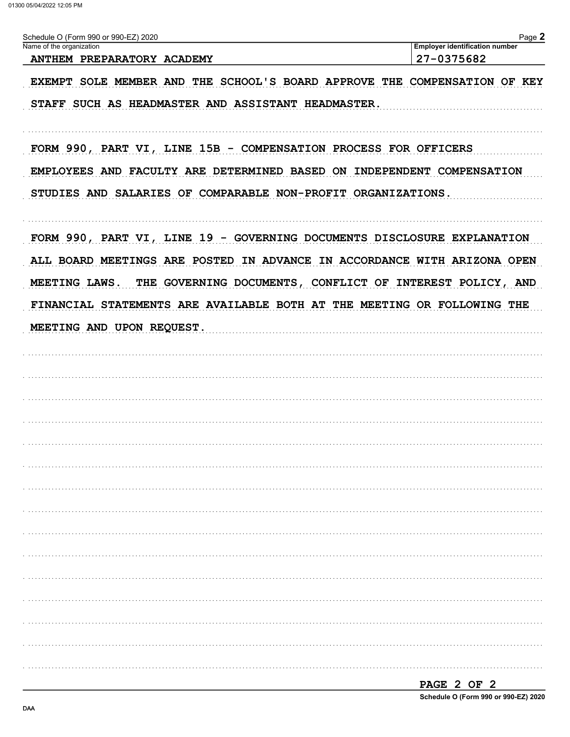Schedule O (Form 990 or 990-EZ) 2020

Name of the organization: ANTHEM PREPARATORY ACADEMY

Employer identification number: 27-0375682

EXEMPT SOLE MEMBER AND THE SCHOOL'S BOARD APPROVE THE COMPENSATION OF KEY STAFF SUCH AS HEADMASTER AND ASSISTANT HEADMASTER.

FORM 990, PART VI, LINE 15B - COMPENSATION PROCESS FOR OFFICERS

EMPLOYEES AND FACULTY ARE DETERMINED BASED ON INDEPENDENT COMPENSATION STUDIES AND SALARIES OF COMPARABLE NON-PROFIT ORGANIZATIONS.

FORM 990, PART VI, LINE 19 - GOVERNING DOCUMENTS DISCLOSURE EXPLANATION

ALL BOARD MEETINGS ARE POSTED IN ADVANCE IN ACCORDANCE WITH ARIZONA OPEN MEETING LAWS. THE GOVERNING DOCUMENTS, CONFLICT OF INTEREST POLICY, AND FINANCIAL STATEMENTS ARE AVAILABLE BOTH AT THE MEETING OR FOLLOWING THE MEETING AND UPON REQUEST.

Schedule O (Form 990 or 990-EZ) 2020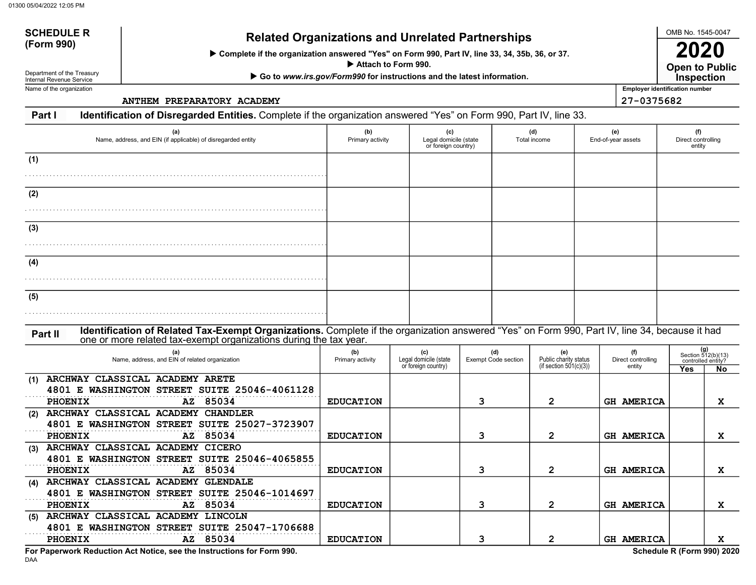**SCHEDULE R (Form 990)**

Department of the Treasury
Internal Revenue Service

# Related Organizations and Unrelated Partnerships

▶ Complete if the organization answered "Yes" on Form 990, Part IV, line 33, 34, 35b, 36, or 37.
▶ Attach to Form 990.
▶ Go to *www.irs.gov/Form990* for instructions and the latest information.

OMB No. 1545-0047
**2020**
**Open to Public Inspection**

Name of the organization: ANTHEM PREPARATORY ACADEMY
Employer identification number: 27-0375682

## Part I Identification of Disregarded Entities. Complete if the organization answered "Yes" on Form 990, Part IV, line 33.

| | (a) Name, address, and EIN (if applicable) of disregarded entity | (b) Primary activity | (c) Legal domicile (state or foreign country) | (d) Total income | (e) End-of-year assets | (f) Direct controlling entity |
|---|---|---|---|---|---|---|
| (1) | | | | | | |
| (2) | | | | | | |
| (3) | | | | | | |
| (4) | | | | | | |
| (5) | | | | | | |

## Part II Identification of Related Tax-Exempt Organizations. Complete if the organization answered "Yes" on Form 990, Part IV, line 34, because it had one or more related tax-exempt organizations during the tax year.

| | (a) Name, address, and EIN of related organization | (b) Primary activity | (c) Legal domicile (state or foreign country) | (d) Exempt Code section | (e) Public charity status (if section 501(c)(3)) | (f) Direct controlling entity | (g) Section 512(b)(13) controlled entity? Yes | No |
|---|---|---|---|---|---|---|---|---|
| (1) | ARCHWAY CLASSICAL ACADEMY ARETE 4801 E WASHINGTON STREET SUITE 25046-4061128 PHOENIX AZ 85034 | EDUCATION | | 3 | 2 | GH AMERICA | | X |
| (2) | ARCHWAY CLASSICAL ACADEMY CHANDLER 4801 E WASHINGTON STREET SUITE 25027-3723907 PHOENIX AZ 85034 | EDUCATION | | 3 | 2 | GH AMERICA | | X |
| (3) | ARCHWAY CLASSICAL ACADEMY CICERO 4801 E WASHINGTON STREET SUITE 25046-4065855 PHOENIX AZ 85034 | EDUCATION | | 3 | 2 | GH AMERICA | | X |
| (4) | ARCHWAY CLASSICAL ACADEMY GLENDALE 4801 E WASHINGTON STREET SUITE 25046-1014697 PHOENIX AZ 85034 | EDUCATION | | 3 | 2 | GH AMERICA | | X |
| (5) | ARCHWAY CLASSICAL ACADEMY LINCOLN 4801 E WASHINGTON STREET SUITE 25047-1706688 PHOENIX AZ 85034 | EDUCATION | | 3 | 2 | GH AMERICA | | X |

**For Paperwork Reduction Act Notice, see the Instructions for Form 990.**
DAA
**Schedule R (Form 990) 2020**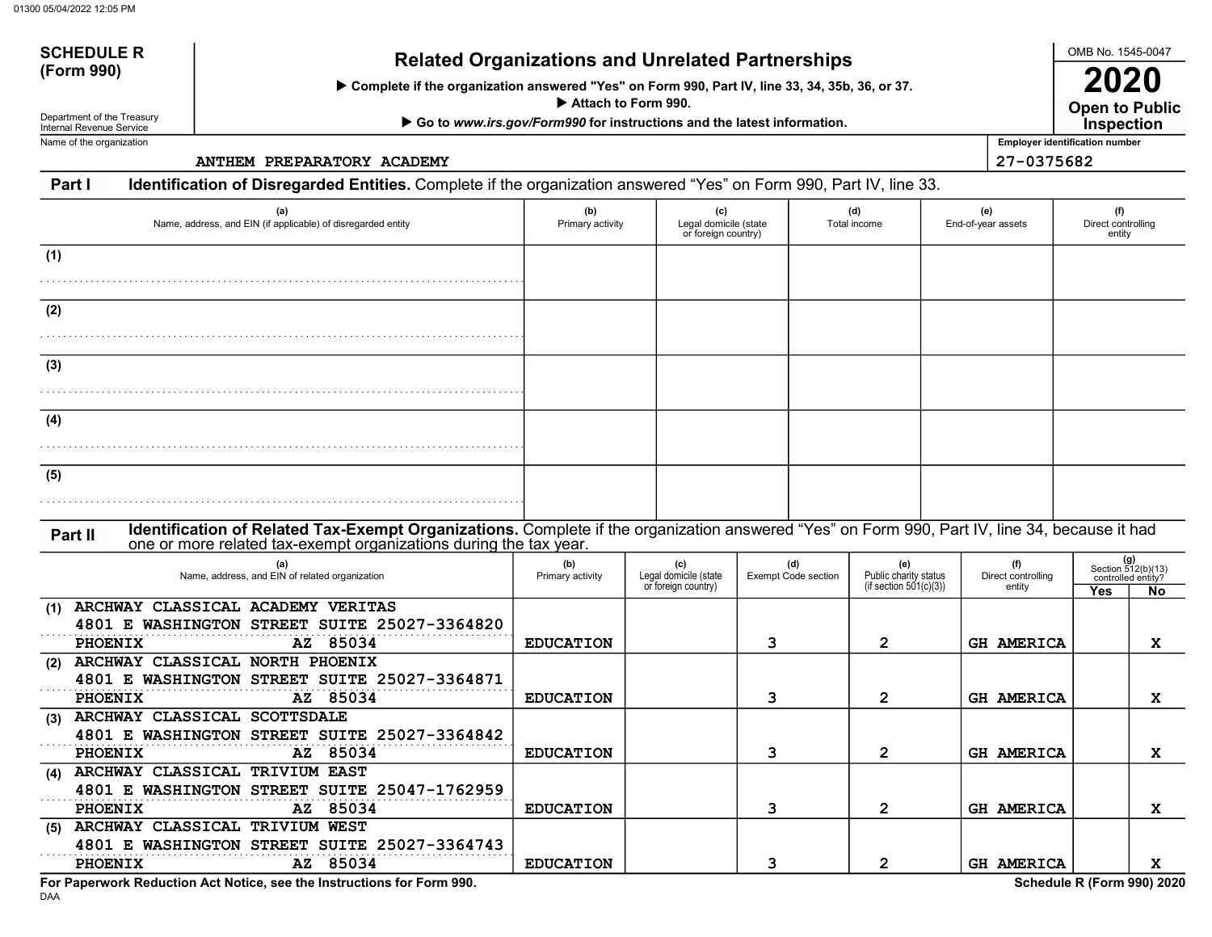**SCHEDULE R (Form 990)**

Department of the Treasury
Internal Revenue Service

# Related Organizations and Unrelated Partnerships

▶ Complete if the organization answered "Yes" on Form 990, Part IV, line 33, 34, 35b, 36, or 37.
▶ Attach to Form 990.
▶ Go to *www.irs.gov/Form990* for instructions and the latest information.

OMB No. 1545-0047

**2020**

**Open to Public Inspection**

Name of the organization: ANTHEM PREPARATORY ACADEMY

Employer identification number: 27-0375682

## Part I Identification of Disregarded Entities. Complete if the organization answered "Yes" on Form 990, Part IV, line 33.

| | (a) Name, address, and EIN (if applicable) of disregarded entity | (b) Primary activity | (c) Legal domicile (state or foreign country) | (d) Total income | (e) End-of-year assets | (f) Direct controlling entity |
|---|---|---|---|---|---|---|
| (1) | | | | | | |
| (2) | | | | | | |
| (3) | | | | | | |
| (4) | | | | | | |
| (5) | | | | | | |

## Part II Identification of Related Tax-Exempt Organizations. Complete if the organization answered "Yes" on Form 990, Part IV, line 34, because it had one or more related tax-exempt organizations during the tax year.

| | (a) Name, address, and EIN of related organization | (b) Primary activity | (c) Legal domicile (state or foreign country) | (d) Exempt Code section | (e) Public charity status (if section 501(c)(3)) | (f) Direct controlling entity | (g) Section 512(b)(13) controlled entity? Yes | No |
|---|---|---|---|---|---|---|---|---|
| (1) | ARCHWAY CLASSICAL ACADEMY VERITAS<br>4801 E WASHINGTON STREET SUITE 25027-3364820<br>PHOENIX AZ 85034 | EDUCATION | | 3 | 2 | GH AMERICA | | X |
| (2) | ARCHWAY CLASSICAL NORTH PHOENIX<br>4801 E WASHINGTON STREET SUITE 25027-3364871<br>PHOENIX AZ 85034 | EDUCATION | | 3 | 2 | GH AMERICA | | X |
| (3) | ARCHWAY CLASSICAL SCOTTSDALE<br>4801 E WASHINGTON STREET SUITE 25027-3364842<br>PHOENIX AZ 85034 | EDUCATION | | 3 | 2 | GH AMERICA | | X |
| (4) | ARCHWAY CLASSICAL TRIVIUM EAST<br>4801 E WASHINGTON STREET SUITE 25047-1762959<br>PHOENIX AZ 85034 | EDUCATION | | 3 | 2 | GH AMERICA | | X |
| (5) | ARCHWAY CLASSICAL TRIVIUM WEST<br>4801 E WASHINGTON STREET SUITE 25027-3364743<br>PHOENIX AZ 85034 | EDUCATION | | 3 | 2 | GH AMERICA | | X |

**For Paperwork Reduction Act Notice, see the Instructions for Form 990.**

DAA

**Schedule R (Form 990) 2020**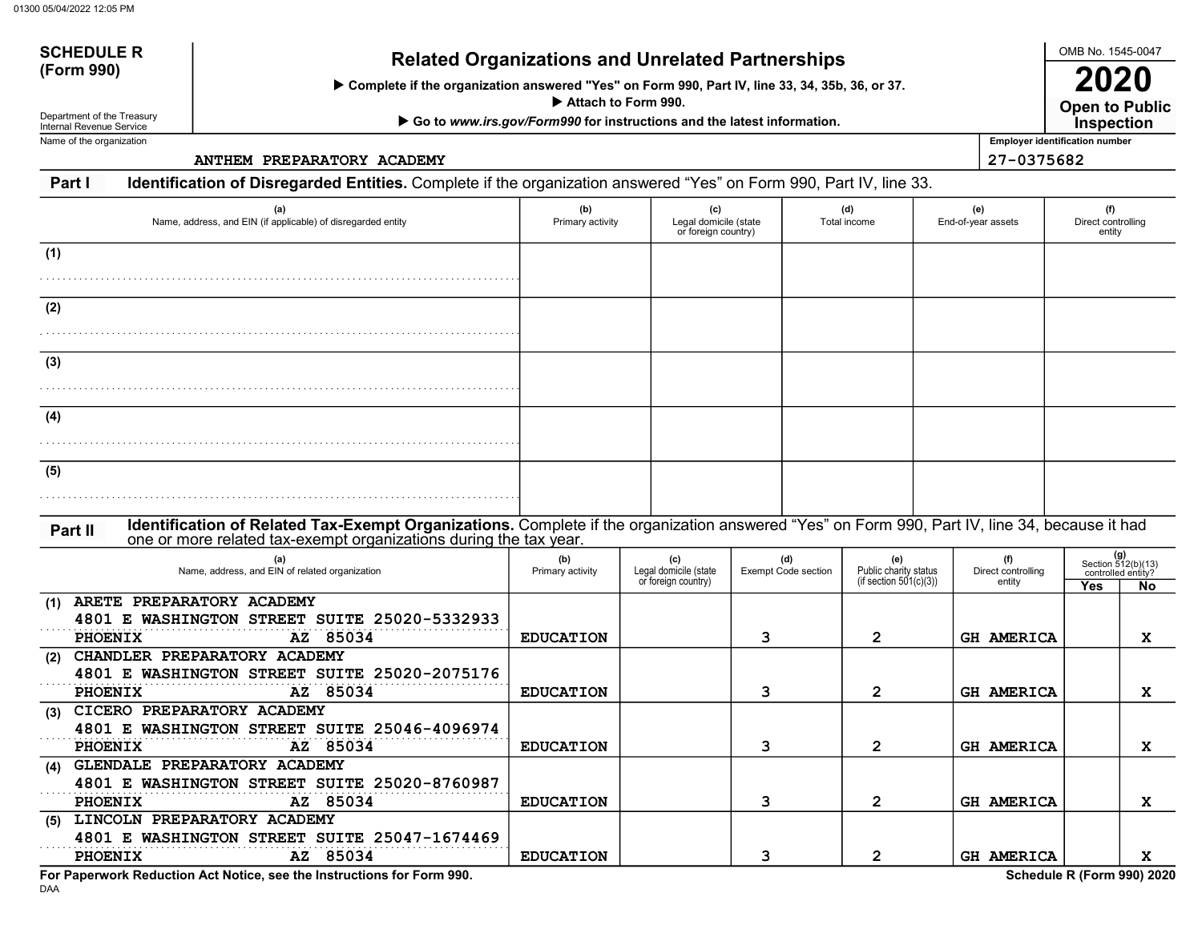**SCHEDULE R (Form 990)**

Department of the Treasury
Internal Revenue Service

# Related Organizations and Unrelated Partnerships

▶ Complete if the organization answered "Yes" on Form 990, Part IV, line 33, 34, 35b, 36, or 37.
▶ Attach to Form 990.
▶ Go to *www.irs.gov/Form990* for instructions and the latest information.

OMB No. 1545-0047

**2020**

**Open to Public Inspection**

Name of the organization: ANTHEM PREPARATORY ACADEMY

Employer identification number: 27-0375682

**Part I — Identification of Disregarded Entities.** Complete if the organization answered "Yes" on Form 990, Part IV, line 33.

| | (a) Name, address, and EIN (if applicable) of disregarded entity | (b) Primary activity | (c) Legal domicile (state or foreign country) | (d) Total income | (e) End-of-year assets | (f) Direct controlling entity |
|---|---|---|---|---|---|---|
| (1) | | | | | | |
| (2) | | | | | | |
| (3) | | | | | | |
| (4) | | | | | | |
| (5) | | | | | | |

**Part II — Identification of Related Tax-Exempt Organizations.** Complete if the organization answered "Yes" on Form 990, Part IV, line 34, because it had one or more related tax-exempt organizations during the tax year.

| | (a) Name, address, and EIN of related organization | (b) Primary activity | (c) Legal domicile (state or foreign country) | (d) Exempt Code section | (e) Public charity status (if section 501(c)(3)) | (f) Direct controlling entity | (g) Section 512(b)(13) controlled entity? Yes | No |
|---|---|---|---|---|---|---|---|---|
| (1) | ARETE PREPARATORY ACADEMY<br>4801 E WASHINGTON STREET SUITE 25020-5332933<br>PHOENIX AZ 85034 | EDUCATION | | 3 | 2 | GH AMERICA | | X |
| (2) | CHANDLER PREPARATORY ACADEMY<br>4801 E WASHINGTON STREET SUITE 25020-2075176<br>PHOENIX AZ 85034 | EDUCATION | | 3 | 2 | GH AMERICA | | X |
| (3) | CICERO PREPARATORY ACADEMY<br>4801 E WASHINGTON STREET SUITE 25046-4096974<br>PHOENIX AZ 85034 | EDUCATION | | 3 | 2 | GH AMERICA | | X |
| (4) | GLENDALE PREPARATORY ACADEMY<br>4801 E WASHINGTON STREET SUITE 25020-8760987<br>PHOENIX AZ 85034 | EDUCATION | | 3 | 2 | GH AMERICA | | X |
| (5) | LINCOLN PREPARATORY ACADEMY<br>4801 E WASHINGTON STREET SUITE 25047-1674469<br>PHOENIX AZ 85034 | EDUCATION | | 3 | 2 | GH AMERICA | | X |

**For Paperwork Reduction Act Notice, see the Instructions for Form 990.**

**Schedule R (Form 990) 2020**

DAA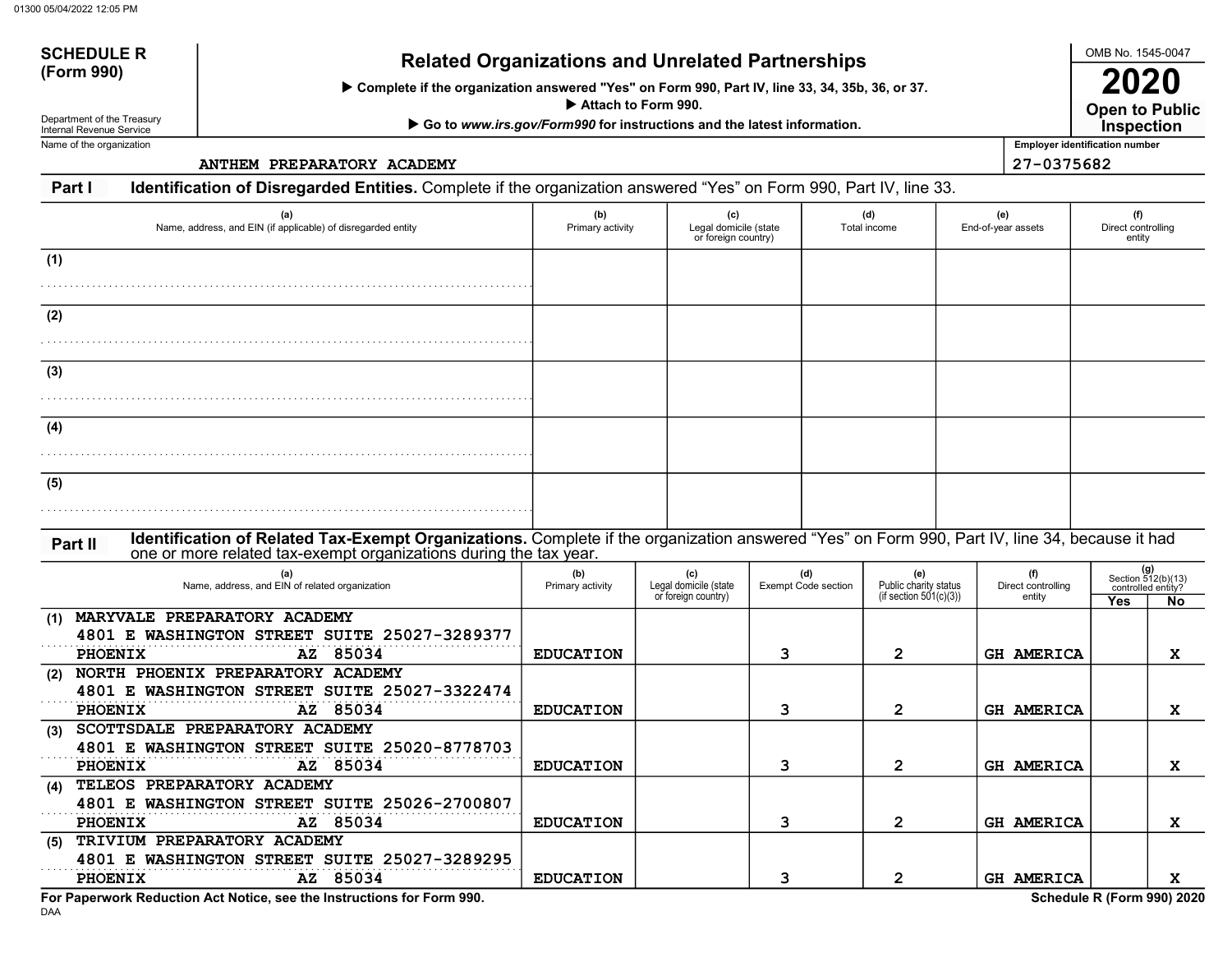**SCHEDULE R (Form 990)**

Department of the Treasury
Internal Revenue Service

# Related Organizations and Unrelated Partnerships

▶ Complete if the organization answered "Yes" on Form 990, Part IV, line 33, 34, 35b, 36, or 37.
▶ Attach to Form 990.
▶ Go to *www.irs.gov/Form990* for instructions and the latest information.

OMB No. 1545-0047

**2020**

**Open to Public Inspection**

Name of the organization: ANTHEM PREPARATORY ACADEMY

Employer identification number: 27-0375682

## Part I Identification of Disregarded Entities. Complete if the organization answered "Yes" on Form 990, Part IV, line 33.

| | (a) Name, address, and EIN (if applicable) of disregarded entity | (b) Primary activity | (c) Legal domicile (state or foreign country) | (d) Total income | (e) End-of-year assets | (f) Direct controlling entity |
|---|---|---|---|---|---|---|
| (1) | | | | | | |
| (2) | | | | | | |
| (3) | | | | | | |
| (4) | | | | | | |
| (5) | | | | | | |

## Part II Identification of Related Tax-Exempt Organizations. Complete if the organization answered "Yes" on Form 990, Part IV, line 34, because it had one or more related tax-exempt organizations during the tax year.

| | (a) Name, address, and EIN of related organization | (b) Primary activity | (c) Legal domicile (state or foreign country) | (d) Exempt Code section | (e) Public charity status (if section 501(c)(3)) | (f) Direct controlling entity | (g) Section 512(b)(13) controlled entity? Yes | No |
|---|---|---|---|---|---|---|---|---|
| (1) | MARYVALE PREPARATORY ACADEMY 4801 E WASHINGTON STREET SUITE 25027-3289377 PHOENIX AZ 85034 | EDUCATION | | 3 | 2 | GH AMERICA | | X |
| (2) | NORTH PHOENIX PREPARATORY ACADEMY 4801 E WASHINGTON STREET SUITE 25027-3322474 PHOENIX AZ 85034 | EDUCATION | | 3 | 2 | GH AMERICA | | X |
| (3) | SCOTTSDALE PREPARATORY ACADEMY 4801 E WASHINGTON STREET SUITE 25020-8778703 PHOENIX AZ 85034 | EDUCATION | | 3 | 2 | GH AMERICA | | X |
| (4) | TELEOS PREPARATORY ACADEMY 4801 E WASHINGTON STREET SUITE 25026-2700807 PHOENIX AZ 85034 | EDUCATION | | 3 | 2 | GH AMERICA | | X |
| (5) | TRIVIUM PREPARATORY ACADEMY 4801 E WASHINGTON STREET SUITE 25027-3289295 PHOENIX AZ 85034 | EDUCATION | | 3 | 2 | GH AMERICA | | X |

**For Paperwork Reduction Act Notice, see the Instructions for Form 990.**

**Schedule R (Form 990) 2020**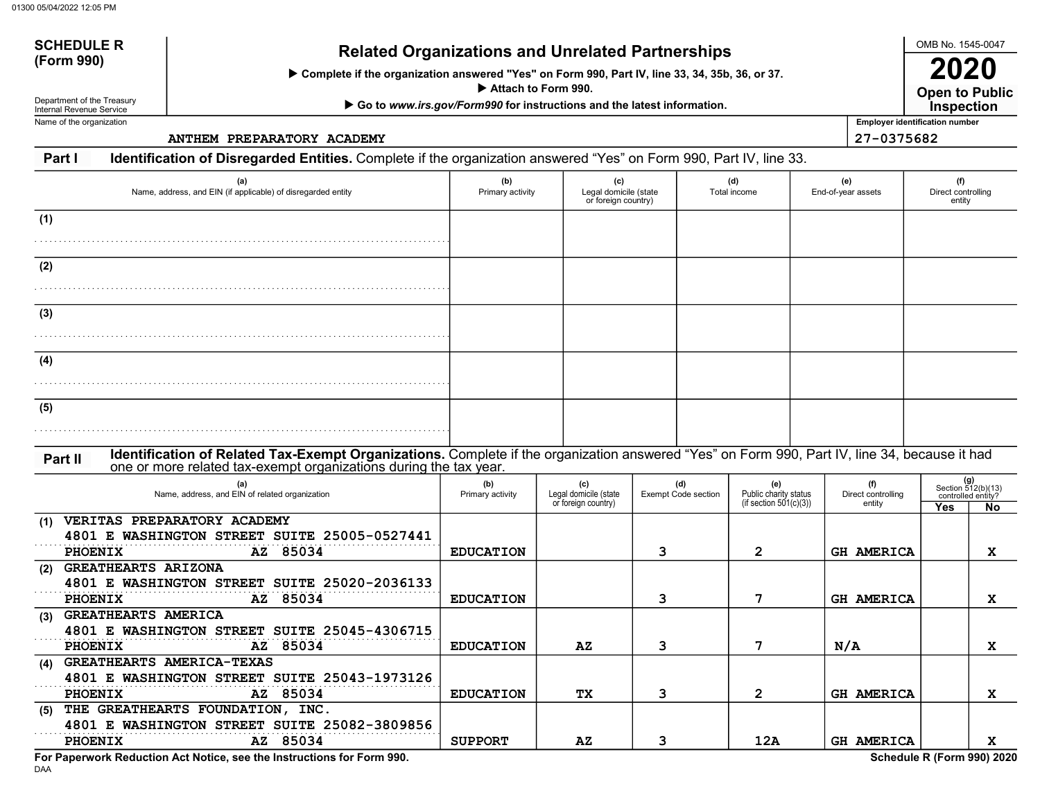# SCHEDULE R (Form 990)

Department of the Treasury
Internal Revenue Service

## Related Organizations and Unrelated Partnerships

▶ Complete if the organization answered "Yes" on Form 990, Part IV, line 33, 34, 35b, 36, or 37.

▶ Attach to Form 990.

▶ Go to *www.irs.gov/Form990* for instructions and the latest information.

OMB No. 1545-0047

**2020**

**Open to Public Inspection**

Name of the organization: ANTHEM PREPARATORY ACADEMY

Employer identification number: 27-0375682

### Part I Identification of Disregarded Entities. Complete if the organization answered "Yes" on Form 990, Part IV, line 33.

| | (a) Name, address, and EIN (if applicable) of disregarded entity | (b) Primary activity | (c) Legal domicile (state or foreign country) | (d) Total income | (e) End-of-year assets | (f) Direct controlling entity |
|---|---|---|---|---|---|---|
| (1) | | | | | | |
| (2) | | | | | | |
| (3) | | | | | | |
| (4) | | | | | | |
| (5) | | | | | | |

### Part II Identification of Related Tax-Exempt Organizations. Complete if the organization answered "Yes" on Form 990, Part IV, line 34, because it had one or more related tax-exempt organizations during the tax year.

| | (a) Name, address, and EIN of related organization | (b) Primary activity | (c) Legal domicile (state or foreign country) | (d) Exempt Code section | (e) Public charity status (if section 501(c)(3)) | (f) Direct controlling entity | (g) Section 512(b)(13) controlled entity? Yes | No |
|---|---|---|---|---|---|---|---|---|
| (1) | VERITAS PREPARATORY ACADEMY 4801 E WASHINGTON STREET SUITE 25005-0527441 PHOENIX AZ 85034 | EDUCATION | | 3 | 2 | GH AMERICA | | X |
| (2) | GREATHEARTS ARIZONA 4801 E WASHINGTON STREET SUITE 25020-2036133 PHOENIX AZ 85034 | EDUCATION | | 3 | 7 | GH AMERICA | | X |
| (3) | GREATHEARTS AMERICA 4801 E WASHINGTON STREET SUITE 25045-4306715 PHOENIX AZ 85034 | EDUCATION | AZ | 3 | 7 | N/A | | X |
| (4) | GREATHEARTS AMERICA-TEXAS 4801 E WASHINGTON STREET SUITE 25043-1973126 PHOENIX AZ 85034 | EDUCATION | TX | 3 | 2 | GH AMERICA | | X |
| (5) | THE GREATHEARTS FOUNDATION, INC. 4801 E WASHINGTON STREET SUITE 25082-3809856 PHOENIX AZ 85034 | SUPPORT | AZ | 3 | 12A | GH AMERICA | | X |

For Paperwork Reduction Act Notice, see the Instructions for Form 990.

Schedule R (Form 990) 2020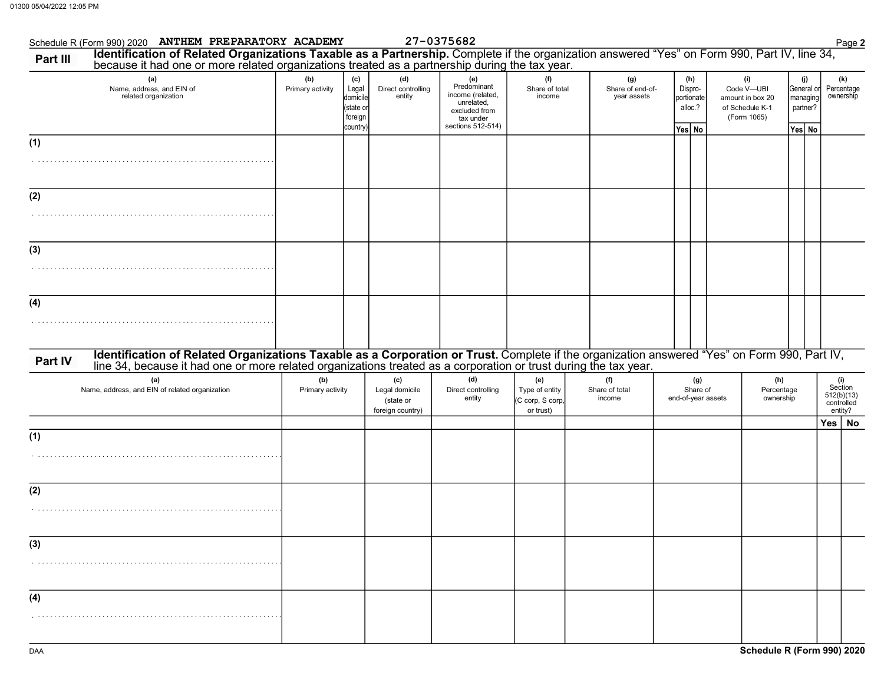Schedule R (Form 990) 2020 ANTHEM PREPARATORY ACADEMY 27-0375682

## Part III Identification of Related Organizations Taxable as a Partnership.

Complete if the organization answered "Yes" on Form 990, Part IV, line 34, because it had one or more related organizations treated as a partnership during the tax year.

| (a) Name, address, and EIN of related organization | (b) Primary activity | (c) Legal domicile (state or foreign country) | (d) Direct controlling entity | (e) Predominant income (related, unrelated, excluded from tax under sections 512-514) | (f) Share of total income | (g) Share of end-of-year assets | (h) Dispro-portionate alloc.? | | (i) Code V—UBI amount in box 20 of Schedule K-1 (Form 1065) | (j) General or managing partner? | | (k) Percentage ownership |
|---|---|---|---|---|---|---|---|---|---|---|---|---|
| | | | | | | | Yes | No | | Yes | No | |
| (1) | | | | | | | | | | | | |
| (2) | | | | | | | | | | | | |
| (3) | | | | | | | | | | | | |
| (4) | | | | | | | | | | | | |

## Part IV Identification of Related Organizations Taxable as a Corporation or Trust.

Complete if the organization answered "Yes" on Form 990, Part IV, line 34, because it had one or more related organizations treated as a corporation or trust during the tax year.

| (a) Name, address, and EIN of related organization | (b) Primary activity | (c) Legal domicile (state or foreign country) | (d) Direct controlling entity | (e) Type of entity (C corp, S corp, or trust) | (f) Share of total income | (g) Share of end-of-year assets | (h) Percentage ownership | (i) Section 512(b)(13) controlled entity? | |
|---|---|---|---|---|---|---|---|---|---|
| | | | | | | | | Yes | No |
| (1) | | | | | | | | | |
| (2) | | | | | | | | | |
| (3) | | | | | | | | | |
| (4) | | | | | | | | | |

Schedule R (Form 990) 2020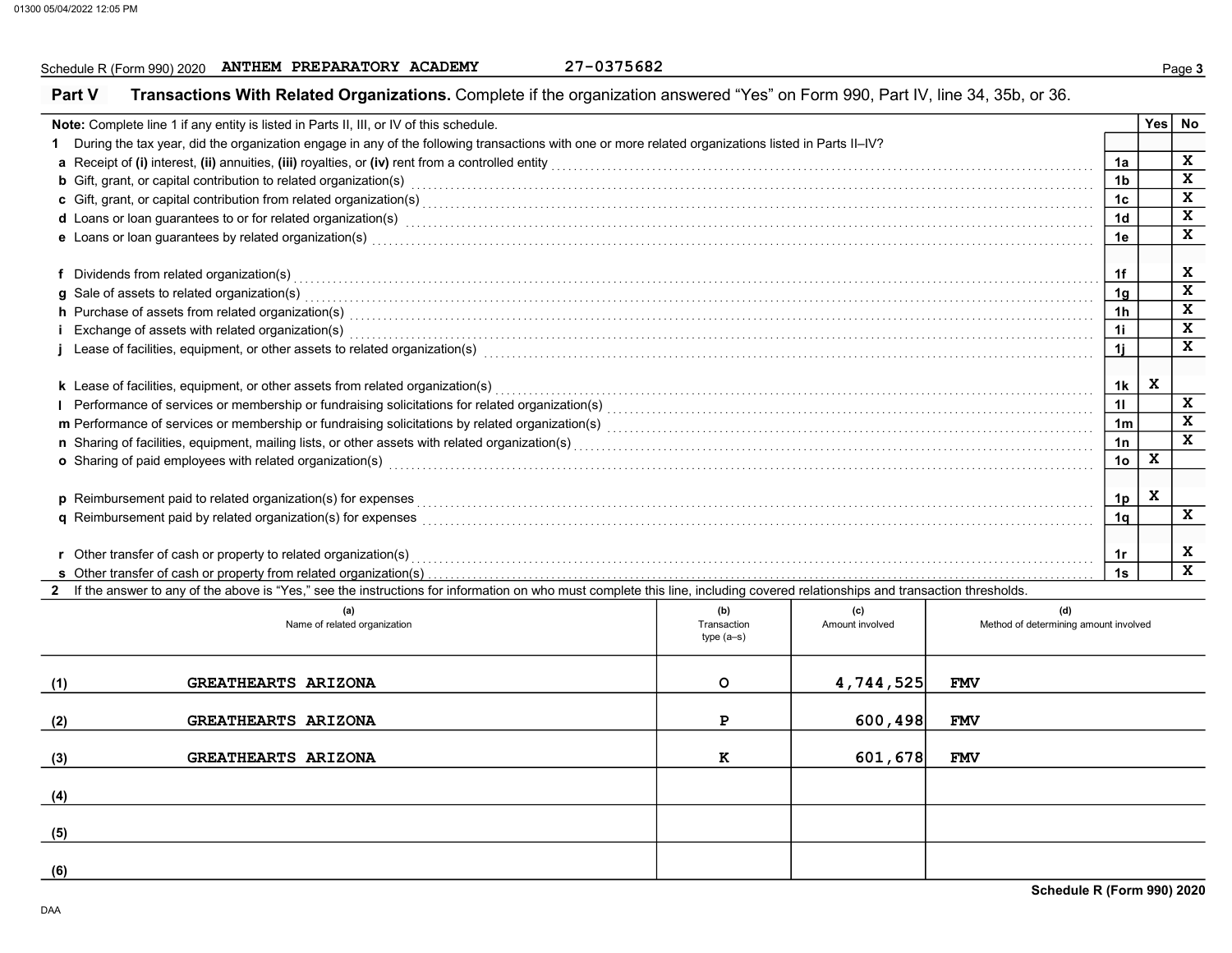Schedule R (Form 990) 2020 ANTHEM PREPARATORY ACADEMY 27-0375682

## Part V Transactions With Related Organizations.

Complete if the organization answered "Yes" on Form 990, Part IV, line 34, 35b, or 36.

**Note:** Complete line 1 if any entity is listed in Parts II, III, or IV of this schedule.

| | | | Yes | No |
|---|---|---|---|---|
| **1** | During the tax year, did the organization engage in any of the following transactions with one or more related organizations listed in Parts II–IV? | | | |
| **a** | Receipt of **(i)** interest, **(ii)** annuities, **(iii)** royalties, or **(iv)** rent from a controlled entity | 1a | | X |
| **b** | Gift, grant, or capital contribution to related organization(s) | 1b | | X |
| **c** | Gift, grant, or capital contribution from related organization(s) | 1c | | X |
| **d** | Loans or loan guarantees to or for related organization(s) | 1d | | X |
| **e** | Loans or loan guarantees by related organization(s) | 1e | | X |
| **f** | Dividends from related organization(s) | 1f | | X |
| **g** | Sale of assets to related organization(s) | 1g | | X |
| **h** | Purchase of assets from related organization(s) | 1h | | X |
| **i** | Exchange of assets with related organization(s) | 1i | | X |
| **j** | Lease of facilities, equipment, or other assets to related organization(s) | 1j | | X |
| **k** | Lease of facilities, equipment, or other assets from related organization(s) | 1k | X | |
| **l** | Performance of services or membership or fundraising solicitations for related organization(s) | 1l | | X |
| **m** | Performance of services or membership or fundraising solicitations by related organization(s) | 1m | | X |
| **n** | Sharing of facilities, equipment, mailing lists, or other assets with related organization(s) | 1n | | X |
| **o** | Sharing of paid employees with related organization(s) | 1o | X | |
| **p** | Reimbursement paid to related organization(s) for expenses | 1p | X | |
| **q** | Reimbursement paid by related organization(s) for expenses | 1q | | X |
| **r** | Other transfer of cash or property to related organization(s) | 1r | | X |
| **s** | Other transfer of cash or property from related organization(s) | 1s | | X |

**2** If the answer to any of the above is "Yes," see the instructions for information on who must complete this line, including covered relationships and transaction thresholds.

| | (a) Name of related organization | (b) Transaction type (a–s) | (c) Amount involved | (d) Method of determining amount involved |
|---|---|---|---|---|
| (1) | GREATHEARTS ARIZONA | O | 4,744,525 | FMV |
| (2) | GREATHEARTS ARIZONA | P | 600,498 | FMV |
| (3) | GREATHEARTS ARIZONA | K | 601,678 | FMV |
| (4) | | | | |
| (5) | | | | |
| (6) | | | | |

Schedule R (Form 990) 2020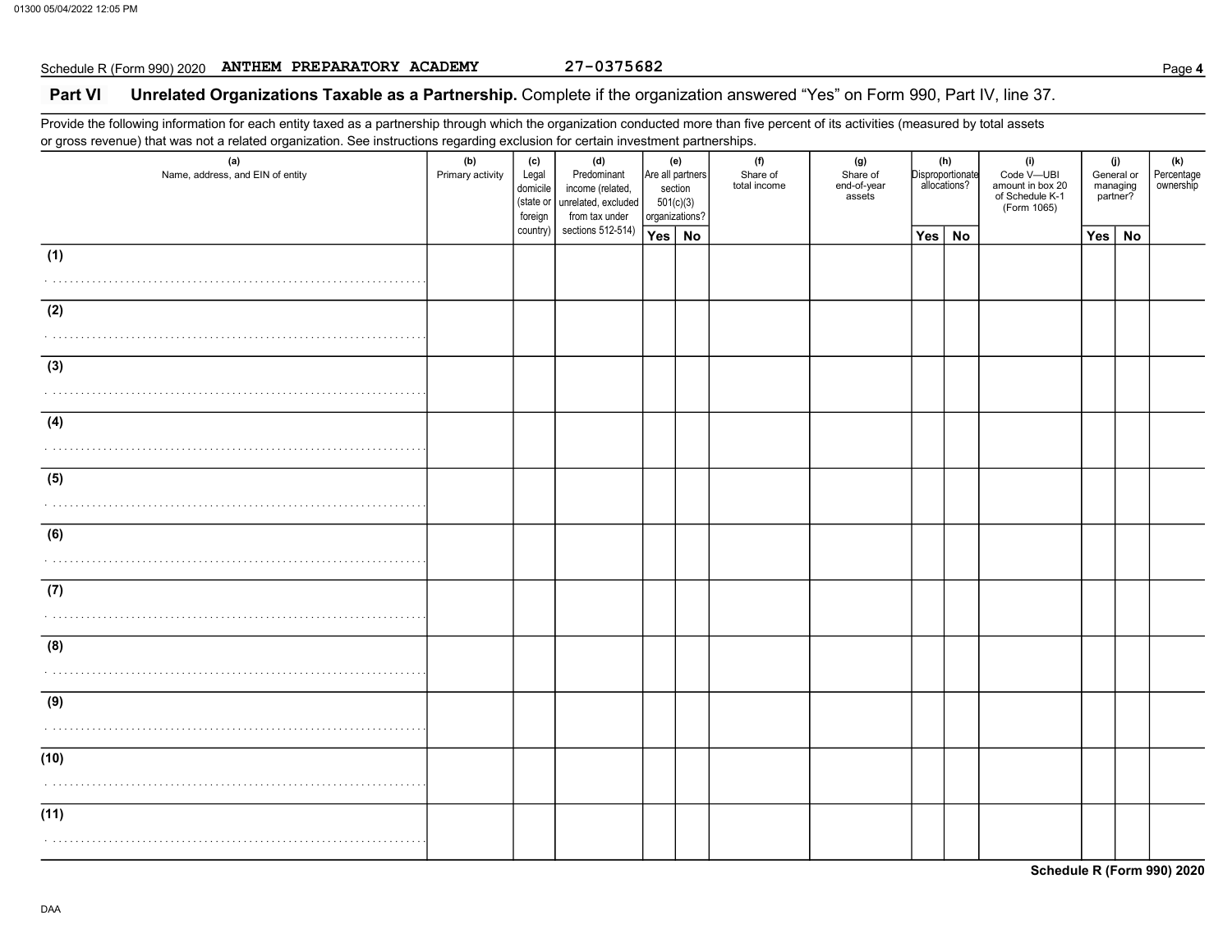Schedule R (Form 990) 2020 ANTHEM PREPARATORY ACADEMY 27-0375682 Page 4

## Part VI Unrelated Organizations Taxable as a Partnership. 

Complete if the organization answered "Yes" on Form 990, Part IV, line 37.

Provide the following information for each entity taxed as a partnership through which the organization conducted more than five percent of its activities (measured by total assets or gross revenue) that was not a related organization. See instructions regarding exclusion for certain investment partnerships.

| (a) Name, address, and EIN of entity | (b) Primary activity | (c) Legal domicile (state or foreign country) | (d) Predominant income (related, unrelated, excluded from tax under sections 512-514) | (e) Are all partners section 501(c)(3) organizations? | | (f) Share of total income | (g) Share of end-of-year assets | (h) Disproportionate allocations? | | (i) Code V—UBI amount in box 20 of Schedule K-1 (Form 1065) | (j) General or managing partner? | | (k) Percentage ownership |
|---|---|---|---|---|---|---|---|---|---|---|---|---|---|
| | | | | Yes | No | | | Yes | No | | Yes | No | |
| (1) | | | | | | | | | | | | | |
| (2) | | | | | | | | | | | | | |
| (3) | | | | | | | | | | | | | |
| (4) | | | | | | | | | | | | | |
| (5) | | | | | | | | | | | | | |
| (6) | | | | | | | | | | | | | |
| (7) | | | | | | | | | | | | | |
| (8) | | | | | | | | | | | | | |
| (9) | | | | | | | | | | | | | |
| (10) | | | | | | | | | | | | | |
| (11) | | | | | | | | | | | | | |

Schedule R (Form 990) 2020

DAA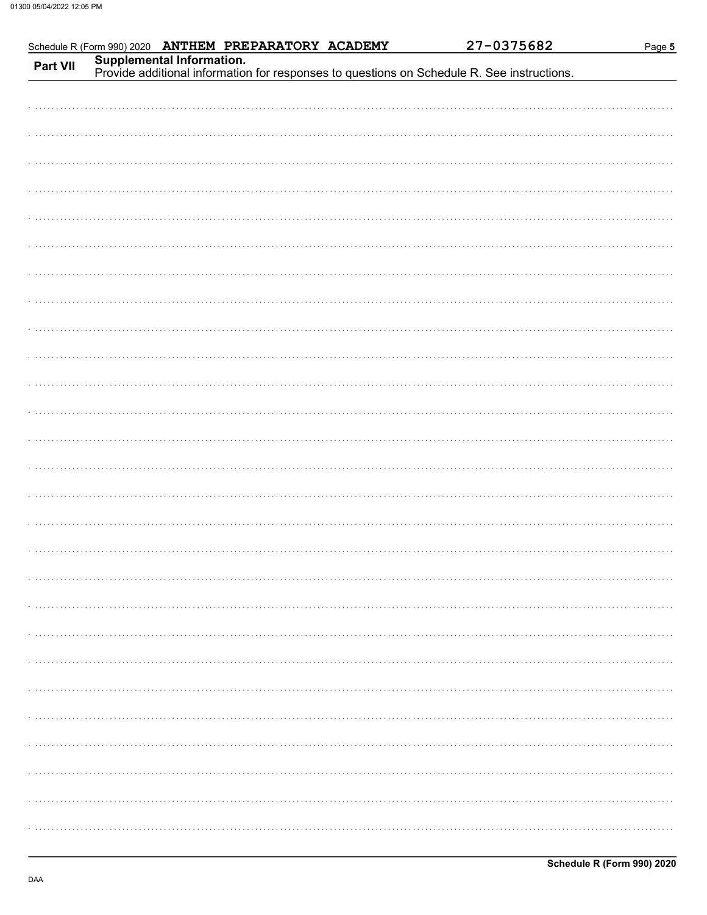Schedule R (Form 990) 2020 ANTHEM PREPARATORY ACADEMY 27-0375682

**Part VII** **Supplemental Information.**
Provide additional information for responses to questions on Schedule R. See instructions.

**Schedule R (Form 990) 2020**

DAA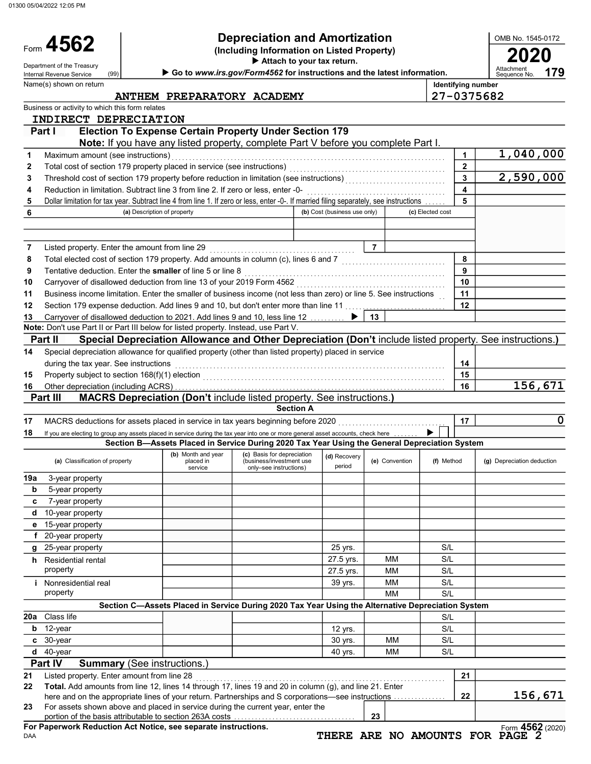01300 05/04/2022 12:05 PM

# Form 4562 — Depreciation and Amortization

**(Including Information on Listed Property)**

▶ Attach to your tax return.

▶ Go to *www.irs.gov/Form4562* for instructions and the latest information.

OMB No. 1545-0172

**2020**

Attachment Sequence No. **179**

Department of the Treasury Internal Revenue Service (99)

Name(s) shown on return: **ANTHEM PREPARATORY ACADEMY**

Identifying number: **27-0375682**

Business or activity to which this form relates: **INDIRECT DEPRECIATION**

## Part I — Election To Expense Certain Property Under Section 179

**Note:** If you have any listed property, complete Part V before you complete Part I.

| Line | Description | Box | Amount |
|---|---|---|---|
| 1 | Maximum amount (see instructions) | 1 | 1,040,000 |
| 2 | Total cost of section 179 property placed in service (see instructions) | 2 | |
| 3 | Threshold cost of section 179 property before reduction in limitation (see instructions) | 3 | 2,590,000 |
| 4 | Reduction in limitation. Subtract line 3 from line 2. If zero or less, enter -0- | 4 | |
| 5 | Dollar limitation for tax year. Subtract line 4 from line 1. If zero or less, enter -0-. If married filing separately, see instructions | 5 | |

| 6 | (a) Description of property | (b) Cost (business use only) | (c) Elected cost |
|---|---|---|---|
| | | | |
| | | | |

| Line | Description | Box | Amount |
|---|---|---|---|
| 7 | Listed property. Enter the amount from line 29 | 7 | |
| 8 | Total elected cost of section 179 property. Add amounts in column (c), lines 6 and 7 | 8 | |
| 9 | Tentative deduction. Enter the **smaller** of line 5 or line 8 | 9 | |
| 10 | Carryover of disallowed deduction from line 13 of your 2019 Form 4562 | 10 | |
| 11 | Business income limitation. Enter the smaller of business income (not less than zero) or line 5. See instructions | 11 | |
| 12 | Section 179 expense deduction. Add lines 9 and 10, but don't enter more than line 11 | 12 | |
| 13 | Carryover of disallowed deduction to 2021. Add lines 9 and 10, less line 12 ▶ | 13 | |

**Note:** Don't use Part II or Part III below for listed property. Instead, use Part V.

## Part II — Special Depreciation Allowance and Other Depreciation (Don't include listed property. See instructions.)

| Line | Description | Box | Amount |
|---|---|---|---|
| 14 | Special depreciation allowance for qualified property (other than listed property) placed in service during the tax year. See instructions | 14 | |
| 15 | Property subject to section 168(f)(1) election | 15 | |
| 16 | Other depreciation (including ACRS) | 16 | 156,671 |

## Part III — MACRS Depreciation (Don't include listed property. See instructions.)

### Section A

| Line | Description | Box | Amount |
|---|---|---|---|
| 17 | MACRS deductions for assets placed in service in tax years beginning before 2020 | 17 | 0 |
| 18 | If you are electing to group any assets placed in service during the tax year into one or more general asset accounts, check here ▶ ☐ | | |

### Section B—Assets Placed in Service During 2020 Tax Year Using the General Depreciation System

| (a) Classification of property | (b) Month and year placed in service | (c) Basis for depreciation (business/investment use only–see instructions) | (d) Recovery period | (e) Convention | (f) Method | (g) Depreciation deduction |
|---|---|---|---|---|---|---|
| 19a 3-year property | | | | | | |
| b 5-year property | | | | | | |
| c 7-year property | | | | | | |
| d 10-year property | | | | | | |
| e 15-year property | | | | | | |
| f 20-year property | | | | | | |
| g 25-year property | | | 25 yrs. | | S/L | |
| h Residential rental property | | | 27.5 yrs. | MM | S/L | |
| | | | 27.5 yrs. | MM | S/L | |
| i Nonresidential real property | | | 39 yrs. | MM | S/L | |
| | | | | MM | S/L | |

### Section C—Assets Placed in Service During 2020 Tax Year Using the Alternative Depreciation System

| (a) Classification of property | (b) Month and year placed in service | (c) Basis for depreciation | (d) Recovery period | (e) Convention | (f) Method | (g) Depreciation deduction |
|---|---|---|---|---|---|---|
| 20a Class life | | | | | S/L | |
| b 12-year | | | 12 yrs. | | S/L | |
| c 30-year | | | 30 yrs. | MM | S/L | |
| d 40-year | | | 40 yrs. | MM | S/L | |

## Part IV — Summary (See instructions.)

| Line | Description | Box | Amount |
|---|---|---|---|
| 21 | Listed property. Enter amount from line 28 | 21 | |
| 22 | **Total.** Add amounts from line 12, lines 14 through 17, lines 19 and 20 in column (g), and line 21. Enter here and on the appropriate lines of your return. Partnerships and S corporations—see instructions | 22 | 156,671 |
| 23 | For assets shown above and placed in service during the current year, enter the portion of the basis attributable to section 263A costs | 23 | |

**For Paperwork Reduction Act Notice, see separate instructions.**

DAA

Form **4562** (2020)

**THERE ARE NO AMOUNTS FOR PAGE 2**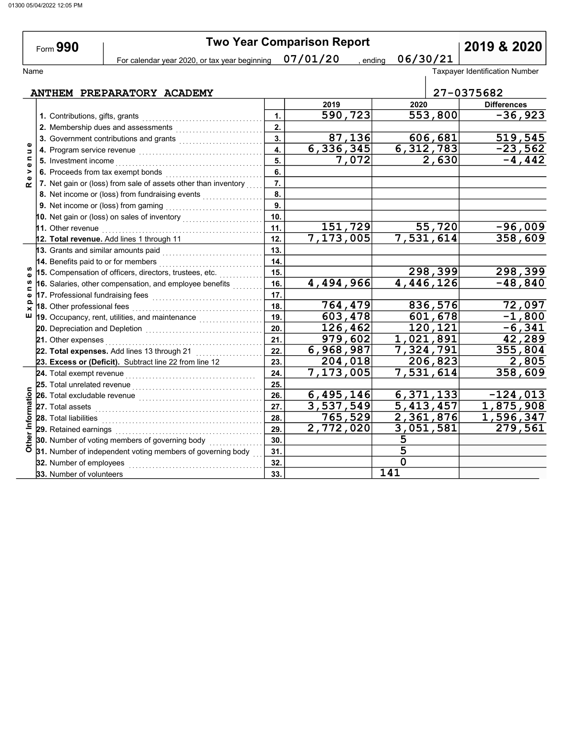# Form 990 — Two Year Comparison Report — 2019 & 2020

For calendar year 2020, or tax year beginning 07/01/20 , ending 06/30/21

Name: ANTHEM PREPARATORY ACADEMY

Taxpayer Identification Number: 27-0375682

| Section | Line | | 2019 | 2020 | Differences |
|---|---|---|---|---|---|
| Revenue | 1. Contributions, gifts, grants | 1. | 590,723 | 553,800 | -36,923 |
| | 2. Membership dues and assessments | 2. | | | |
| | 3. Government contributions and grants | 3. | 87,136 | 606,681 | 519,545 |
| | 4. Program service revenue | 4. | 6,336,345 | 6,312,783 | -23,562 |
| | 5. Investment income | 5. | 7,072 | 2,630 | -4,442 |
| | 6. Proceeds from tax exempt bonds | 6. | | | |
| | 7. Net gain or (loss) from sale of assets other than inventory | 7. | | | |
| | 8. Net income or (loss) from fundraising events | 8. | | | |
| | 9. Net income or (loss) from gaming | 9. | | | |
| | 10. Net gain or (loss) on sales of inventory | 10. | | | |
| | 11. Other revenue | 11. | 151,729 | 55,720 | -96,009 |
| | 12. **Total revenue.** Add lines 1 through 11 | 12. | 7,173,005 | 7,531,614 | 358,609 |
| Expenses | 13. Grants and similar amounts paid | 13. | | | |
| | 14. Benefits paid to or for members | 14. | | | |
| | 15. Compensation of officers, directors, trustees, etc. | 15. | | 298,399 | 298,399 |
| | 16. Salaries, other compensation, and employee benefits | 16. | 4,494,966 | 4,446,126 | -48,840 |
| | 17. Professional fundraising fees | 17. | | | |
| | 18. Other professional fees | 18. | 764,479 | 836,576 | 72,097 |
| | 19. Occupancy, rent, utilities, and maintenance | 19. | 603,478 | 601,678 | -1,800 |
| | 20. Depreciation and Depletion | 20. | 126,462 | 120,121 | -6,341 |
| | 21. Other expenses | 21. | 979,602 | 1,021,891 | 42,289 |
| | 22. **Total expenses.** Add lines 13 through 21 | 22. | 6,968,987 | 7,324,791 | 355,804 |
| | 23. **Excess or (Deficit).** Subtract line 22 from line 12 | 23. | 204,018 | 206,823 | 2,805 |
| Other Information | 24. Total exempt revenue | 24. | 7,173,005 | 7,531,614 | 358,609 |
| | 25. Total unrelated revenue | 25. | | | |
| | 26. Total excludable revenue | 26. | 6,495,146 | 6,371,133 | -124,013 |
| | 27. Total assets | 27. | 3,537,549 | 5,413,457 | 1,875,908 |
| | 28. Total liabilities | 28. | 765,529 | 2,361,876 | 1,596,347 |
| | 29. Retained earnings | 29. | 2,772,020 | 3,051,581 | 279,561 |
| | 30. Number of voting members of governing body | 30. | | 5 | |
| | 31. Number of independent voting members of governing body | 31. | | 5 | |
| | 32. Number of employees | 32. | | 0 | |
| | 33. Number of volunteers | 33. | | 141 | |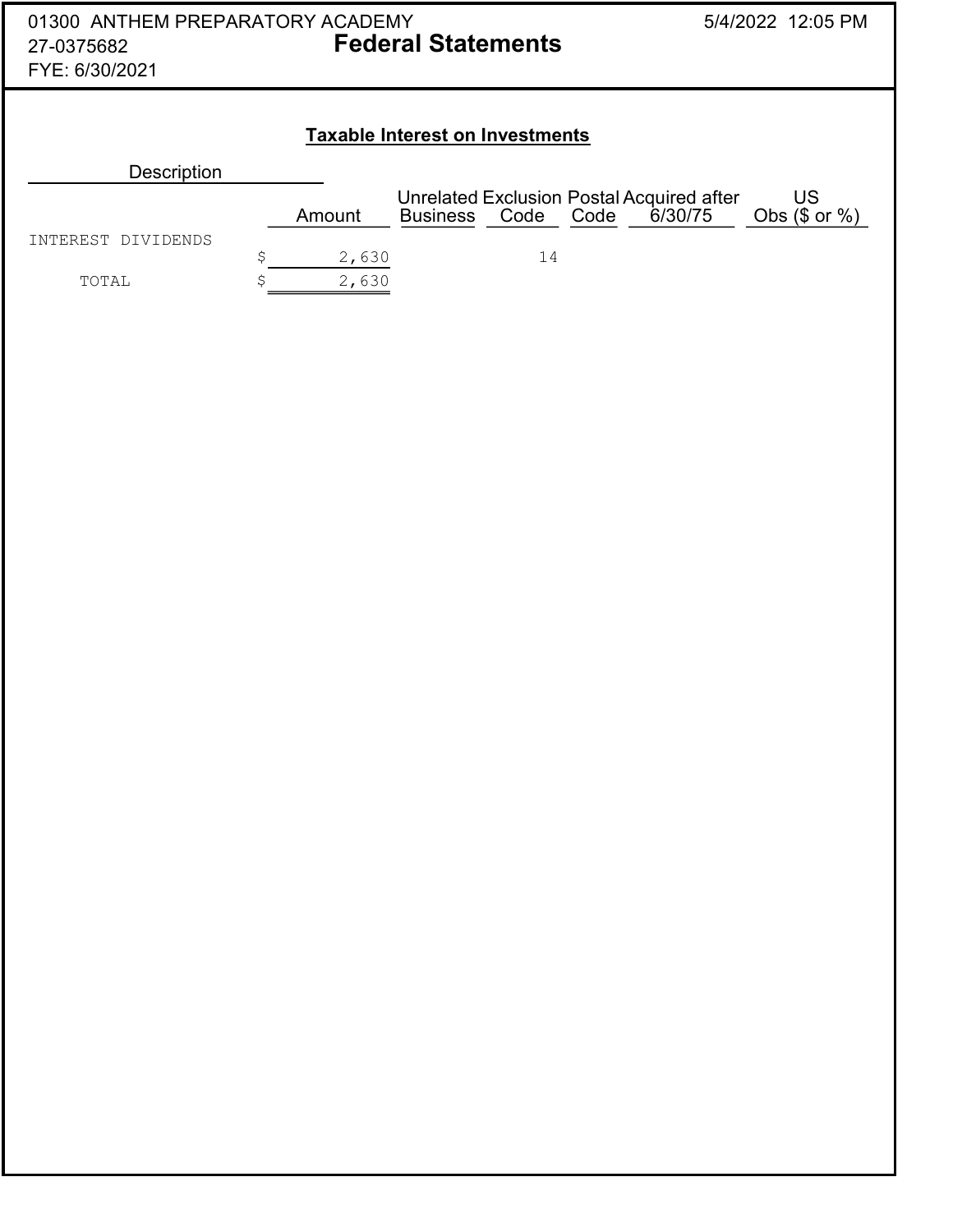01300 ANTHEM PREPARATORY ACADEMY
27-0375682
FYE: 6/30/2021

# Federal Statements

## Taxable Interest on Investments

| Description | Amount | Unrelated Business | Exclusion Code | Postal Code | Acquired after 6/30/75 | US Obs ($ or %) |
|---|---|---|---|---|---|---|
| INTEREST DIVIDENDS | $ 2,630 | | 14 | | | |
| TOTAL | $ 2,630 | | | | | |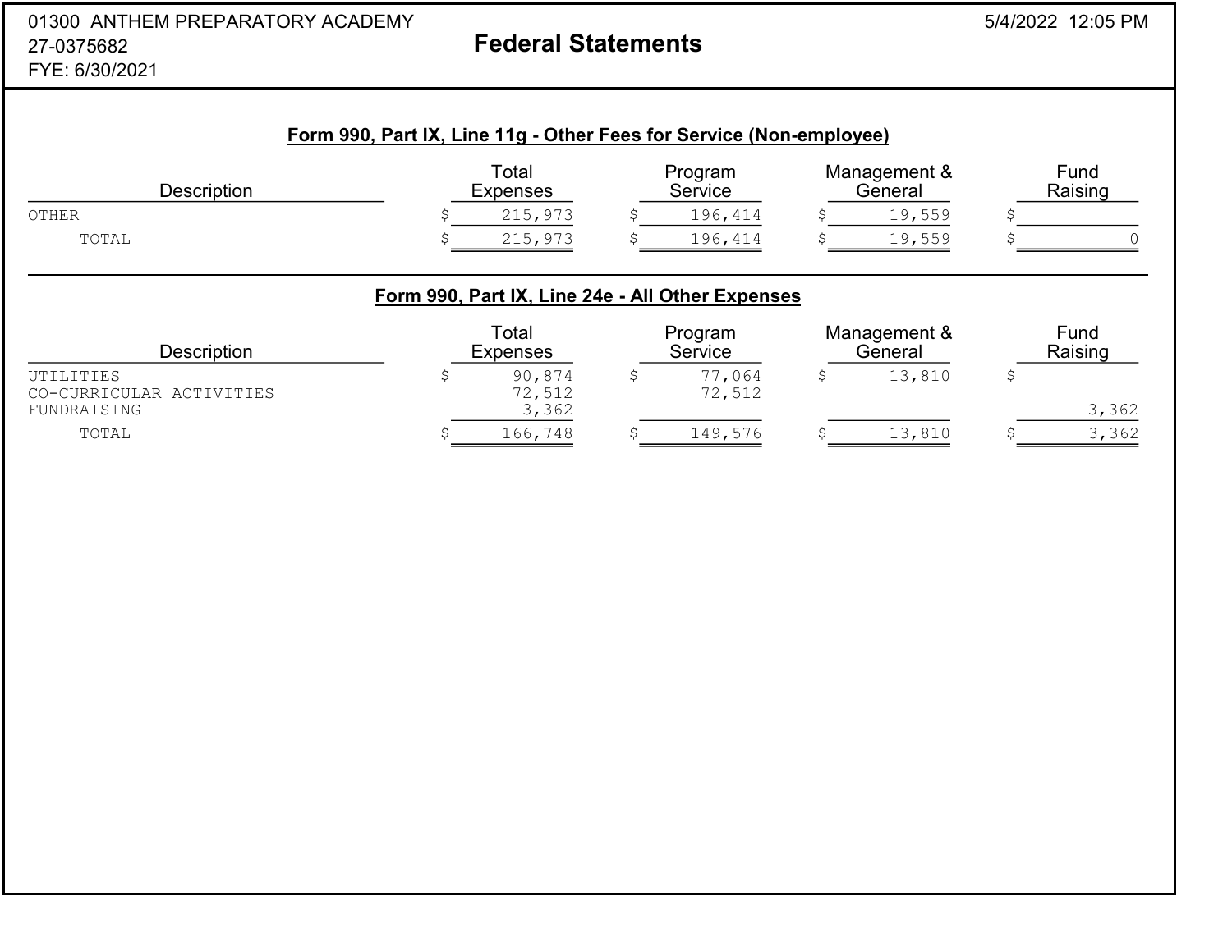01300 ANTHEM PREPARATORY ACADEMY
27-0375682
FYE: 6/30/2021

# Federal Statements

5/4/2022 12:05 PM

## Form 990, Part IX, Line 11g - Other Fees for Service (Non-employee)

| Description | Total Expenses | Program Service | Management & General | Fund Raising |
|---|---|---|---|---|
| OTHER | $ 215,973 | $ 196,414 | $ 19,559 | $ |
| TOTAL | $ 215,973 | $ 196,414 | $ 19,559 | $ 0 |

## Form 990, Part IX, Line 24e - All Other Expenses

| Description | Total Expenses | Program Service | Management & General | Fund Raising |
|---|---|---|---|---|
| UTILITIES | $ 90,874 | $ 77,064 | $ 13,810 | $ |
| CO-CURRICULAR ACTIVITIES | 72,512 | 72,512 | | |
| FUNDRAISING | 3,362 | | | 3,362 |
| TOTAL | $ 166,748 | $ 149,576 | $ 13,810 | $ 3,362 |